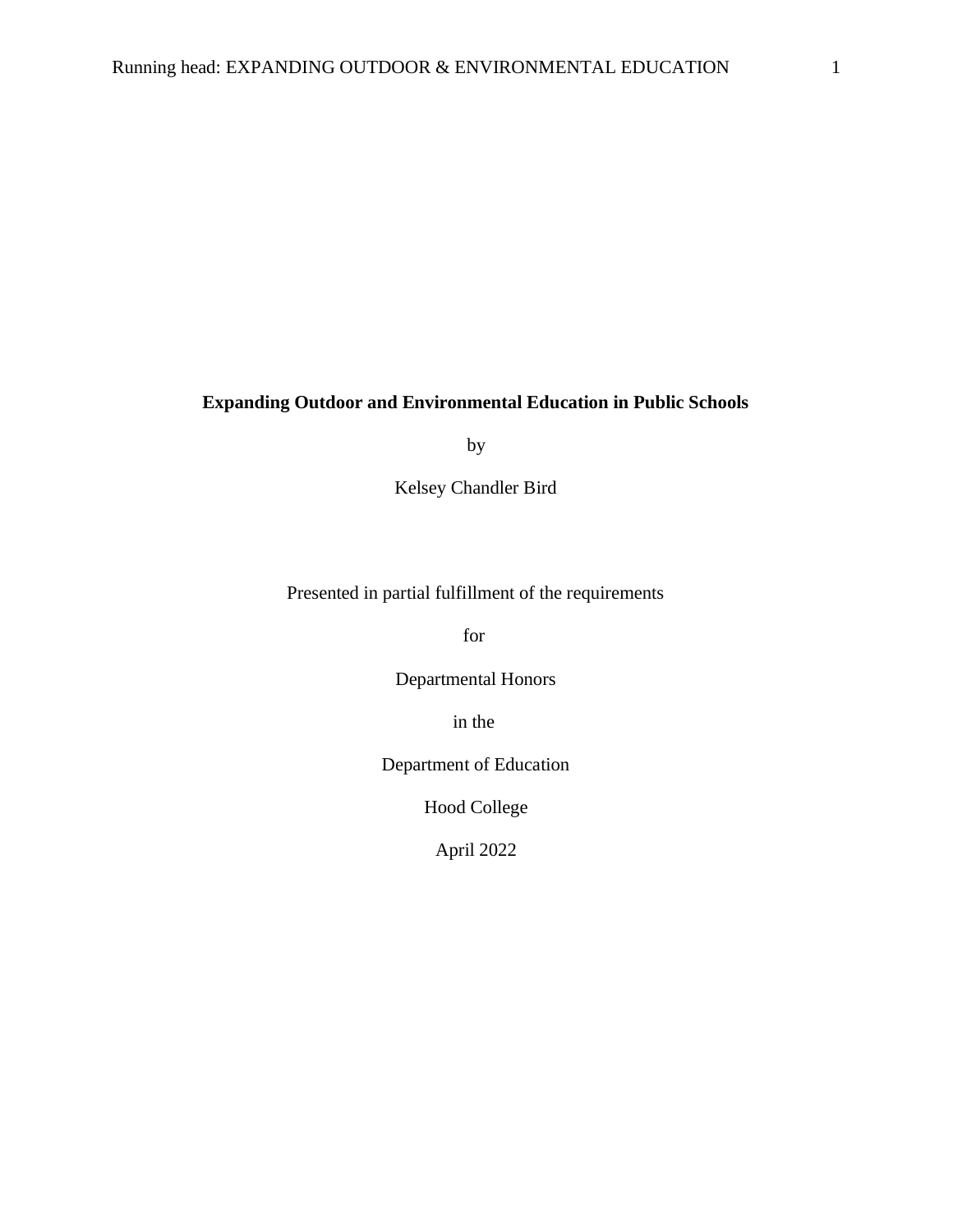**Expanding Outdoor and Environmental Education in Public Schools**

by

Kelsey Chandler Bird

Presented in partial fulfillment of the requirements

for

Departmental Honors

in the

Department of Education

Hood College

April 2022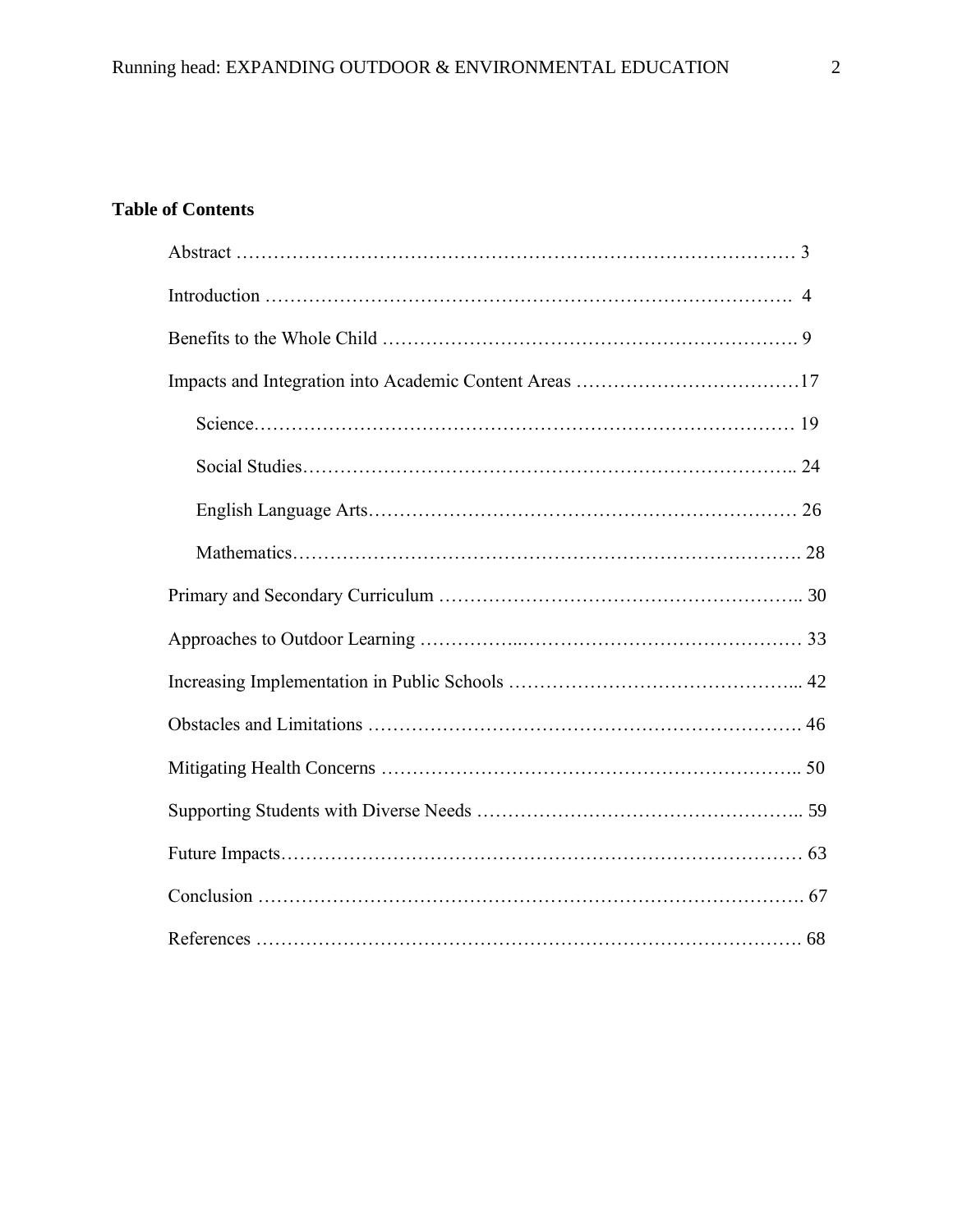**Table of Contents**

Abstract ……………………………………………………………………………… 3

Introduction …………………………………………………………………………. 4

Benefits to the Whole Child …………………………………………………………. 9

Impacts and Integration into Academic Content Areas ………………………………17

- Science………………………………………………………………………… 19
- Social Studies……………………………………………………………………. 24
- English Language Arts…………………………………………………………… 26
- Mathematics……………………………………………………………………. 28

Primary and Secondary Curriculum ………………………………………………….. 30

Approaches to Outdoor Learning ……………..……………………………………… 33

Increasing Implementation in Public Schools ………………………………………... 42

Obstacles and Limitations ……………………………………………………………. 46

Mitigating Health Concerns ………………………………………………………….. 50

Supporting Students with Diverse Needs …………………………………………….. 59

Future Impacts………………………………………………………………………… 63

Conclusion ……………………………………………………………………………. 67

References ……………………………………………………………………………. 68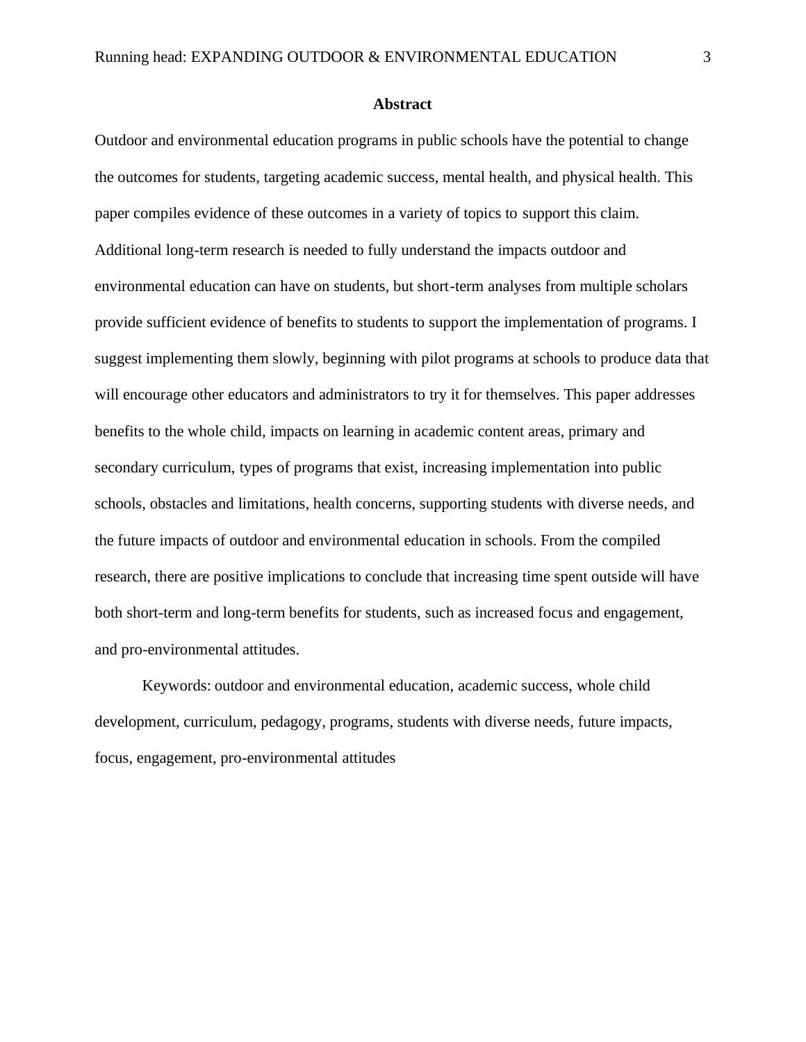## Abstract

Outdoor and environmental education programs in public schools have the potential to change the outcomes for students, targeting academic success, mental health, and physical health. This paper compiles evidence of these outcomes in a variety of topics to support this claim. Additional long-term research is needed to fully understand the impacts outdoor and environmental education can have on students, but short-term analyses from multiple scholars provide sufficient evidence of benefits to students to support the implementation of programs. I suggest implementing them slowly, beginning with pilot programs at schools to produce data that will encourage other educators and administrators to try it for themselves. This paper addresses benefits to the whole child, impacts on learning in academic content areas, primary and secondary curriculum, types of programs that exist, increasing implementation into public schools, obstacles and limitations, health concerns, supporting students with diverse needs, and the future impacts of outdoor and environmental education in schools. From the compiled research, there are positive implications to conclude that increasing time spent outside will have both short-term and long-term benefits for students, such as increased focus and engagement, and pro-environmental attitudes.

Keywords: outdoor and environmental education, academic success, whole child development, curriculum, pedagogy, programs, students with diverse needs, future impacts, focus, engagement, pro-environmental attitudes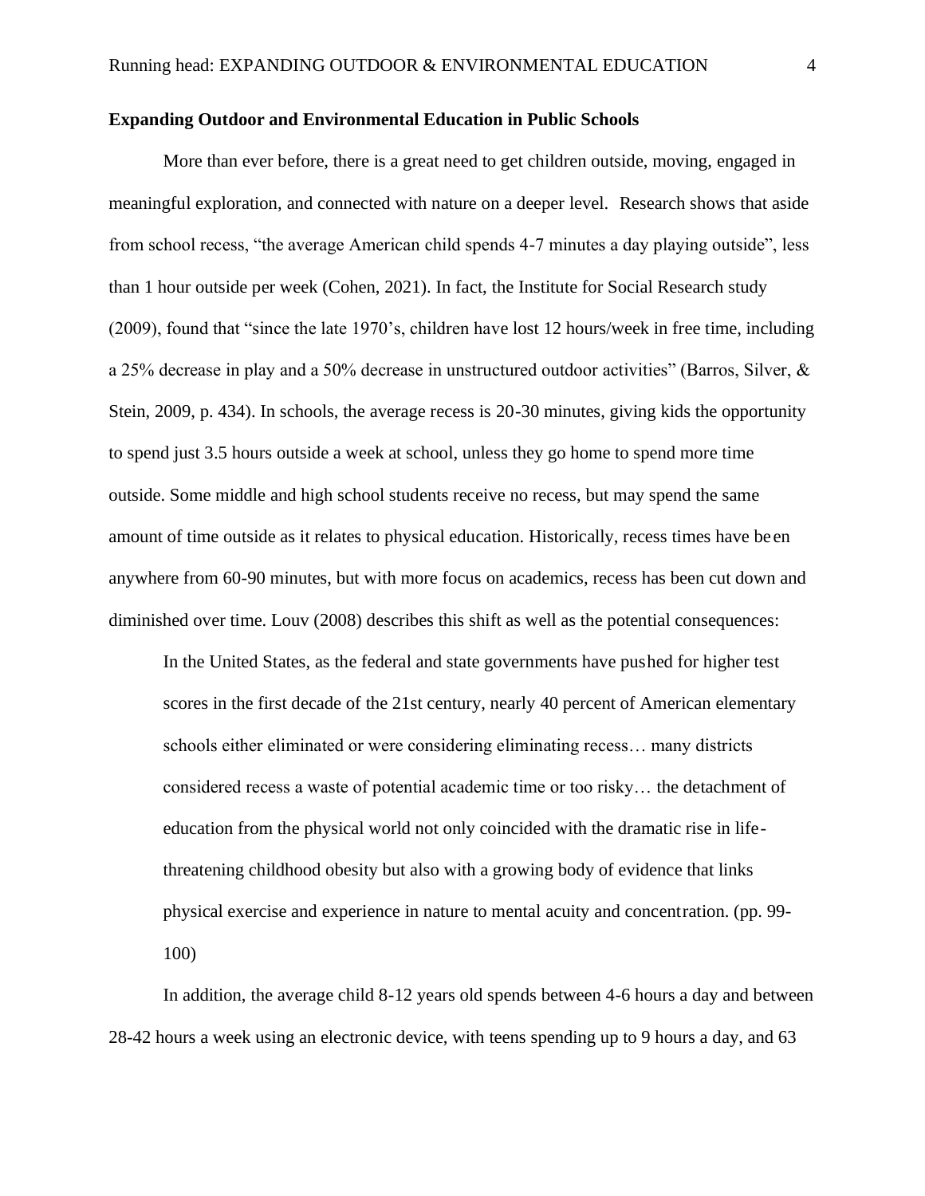**Expanding Outdoor and Environmental Education in Public Schools**

More than ever before, there is a great need to get children outside, moving, engaged in meaningful exploration, and connected with nature on a deeper level. Research shows that aside from school recess, "the average American child spends 4-7 minutes a day playing outside", less than 1 hour outside per week (Cohen, 2021). In fact, the Institute for Social Research study (2009), found that "since the late 1970's, children have lost 12 hours/week in free time, including a 25% decrease in play and a 50% decrease in unstructured outdoor activities" (Barros, Silver, & Stein, 2009, p. 434). In schools, the average recess is 20-30 minutes, giving kids the opportunity to spend just 3.5 hours outside a week at school, unless they go home to spend more time outside. Some middle and high school students receive no recess, but may spend the same amount of time outside as it relates to physical education. Historically, recess times have been anywhere from 60-90 minutes, but with more focus on academics, recess has been cut down and diminished over time. Louv (2008) describes this shift as well as the potential consequences:

> In the United States, as the federal and state governments have pushed for higher test scores in the first decade of the 21st century, nearly 40 percent of American elementary schools either eliminated or were considering eliminating recess… many districts considered recess a waste of potential academic time or too risky… the detachment of education from the physical world not only coincided with the dramatic rise in life-threatening childhood obesity but also with a growing body of evidence that links physical exercise and experience in nature to mental acuity and concentration. (pp. 99-100)

In addition, the average child 8-12 years old spends between 4-6 hours a day and between 28-42 hours a week using an electronic device, with teens spending up to 9 hours a day, and 63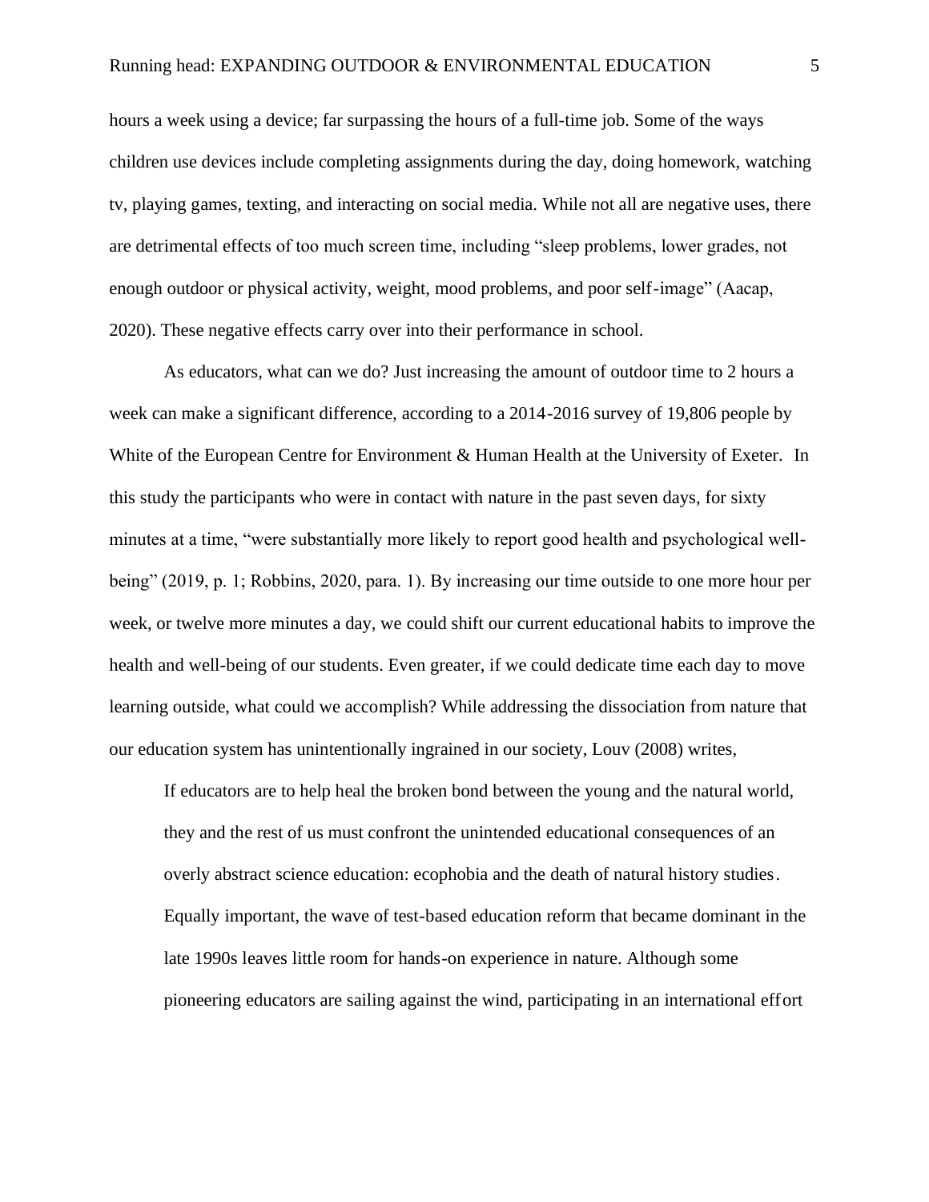hours a week using a device; far surpassing the hours of a full-time job. Some of the ways children use devices include completing assignments during the day, doing homework, watching tv, playing games, texting, and interacting on social media. While not all are negative uses, there are detrimental effects of too much screen time, including "sleep problems, lower grades, not enough outdoor or physical activity, weight, mood problems, and poor self-image" (Aacap, 2020). These negative effects carry over into their performance in school.

As educators, what can we do? Just increasing the amount of outdoor time to 2 hours a week can make a significant difference, according to a 2014-2016 survey of 19,806 people by White of the European Centre for Environment & Human Health at the University of Exeter. In this study the participants who were in contact with nature in the past seven days, for sixty minutes at a time, "were substantially more likely to report good health and psychological well-being" (2019, p. 1; Robbins, 2020, para. 1). By increasing our time outside to one more hour per week, or twelve more minutes a day, we could shift our current educational habits to improve the health and well-being of our students. Even greater, if we could dedicate time each day to move learning outside, what could we accomplish? While addressing the dissociation from nature that our education system has unintentionally ingrained in our society, Louv (2008) writes,

> If educators are to help heal the broken bond between the young and the natural world, they and the rest of us must confront the unintended educational consequences of an overly abstract science education: ecophobia and the death of natural history studies. Equally important, the wave of test-based education reform that became dominant in the late 1990s leaves little room for hands-on experience in nature. Although some pioneering educators are sailing against the wind, participating in an international effort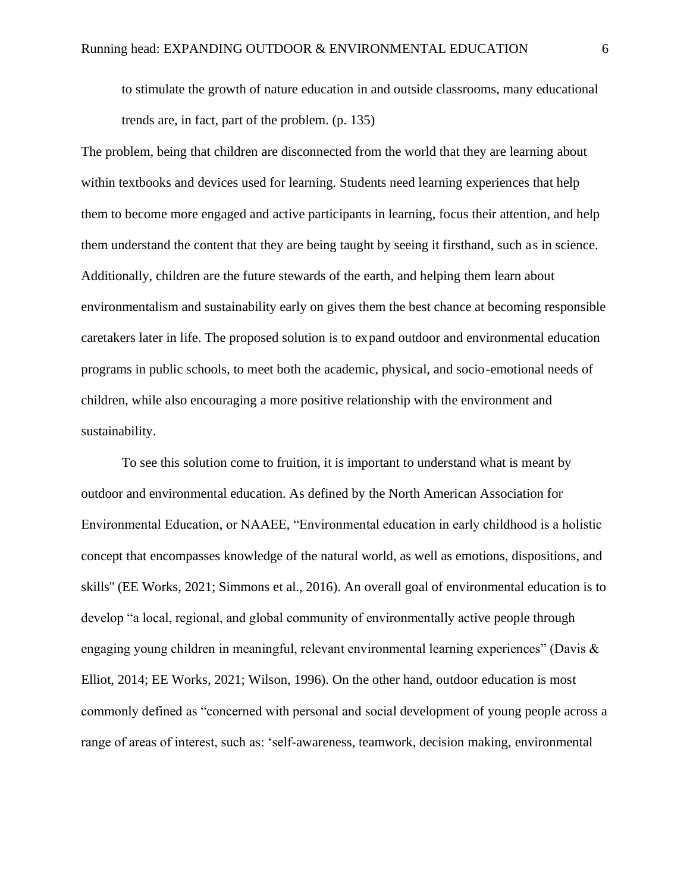> to stimulate the growth of nature education in and outside classrooms, many educational trends are, in fact, part of the problem. (p. 135)

The problem, being that children are disconnected from the world that they are learning about within textbooks and devices used for learning. Students need learning experiences that help them to become more engaged and active participants in learning, focus their attention, and help them understand the content that they are being taught by seeing it firsthand, such as in science. Additionally, children are the future stewards of the earth, and helping them learn about environmentalism and sustainability early on gives them the best chance at becoming responsible caretakers later in life. The proposed solution is to expand outdoor and environmental education programs in public schools, to meet both the academic, physical, and socio-emotional needs of children, while also encouraging a more positive relationship with the environment and sustainability.

To see this solution come to fruition, it is important to understand what is meant by outdoor and environmental education. As defined by the North American Association for Environmental Education, or NAAEE, "Environmental education in early childhood is a holistic concept that encompasses knowledge of the natural world, as well as emotions, dispositions, and skills" (EE Works, 2021; Simmons et al., 2016). An overall goal of environmental education is to develop "a local, regional, and global community of environmentally active people through engaging young children in meaningful, relevant environmental learning experiences" (Davis & Elliot, 2014; EE Works, 2021; Wilson, 1996). On the other hand, outdoor education is most commonly defined as "concerned with personal and social development of young people across a range of areas of interest, such as: 'self-awareness, teamwork, decision making, environmental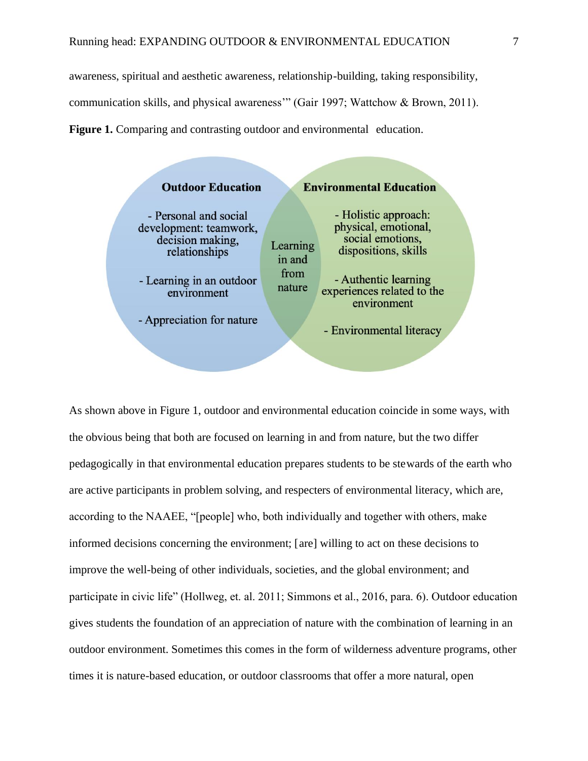awareness, spiritual and aesthetic awareness, relationship-building, taking responsibility, communication skills, and physical awareness'" (Gair 1997; Wattchow & Brown, 2011).

**Figure 1.** Comparing and contrasting outdoor and environmental education.

**Outdoor Education**

- Personal and social development: teamwork, decision making, relationships
- Learning in an outdoor environment
- Appreciation for nature

**Learning in and from nature**

**Environmental Education**

- Holistic approach: physical, emotional, social emotions, dispositions, skills
- Authentic learning experiences related to the environment
- Environmental literacy

As shown above in Figure 1, outdoor and environmental education coincide in some ways, with the obvious being that both are focused on learning in and from nature, but the two differ pedagogically in that environmental education prepares students to be stewards of the earth who are active participants in problem solving, and respecters of environmental literacy, which are, according to the NAAEE, "[people] who, both individually and together with others, make informed decisions concerning the environment; [are] willing to act on these decisions to improve the well-being of other individuals, societies, and the global environment; and participate in civic life" (Hollweg, et. al. 2011; Simmons et al., 2016, para. 6). Outdoor education gives students the foundation of an appreciation of nature with the combination of learning in an outdoor environment. Sometimes this comes in the form of wilderness adventure programs, other times it is nature-based education, or outdoor classrooms that offer a more natural, open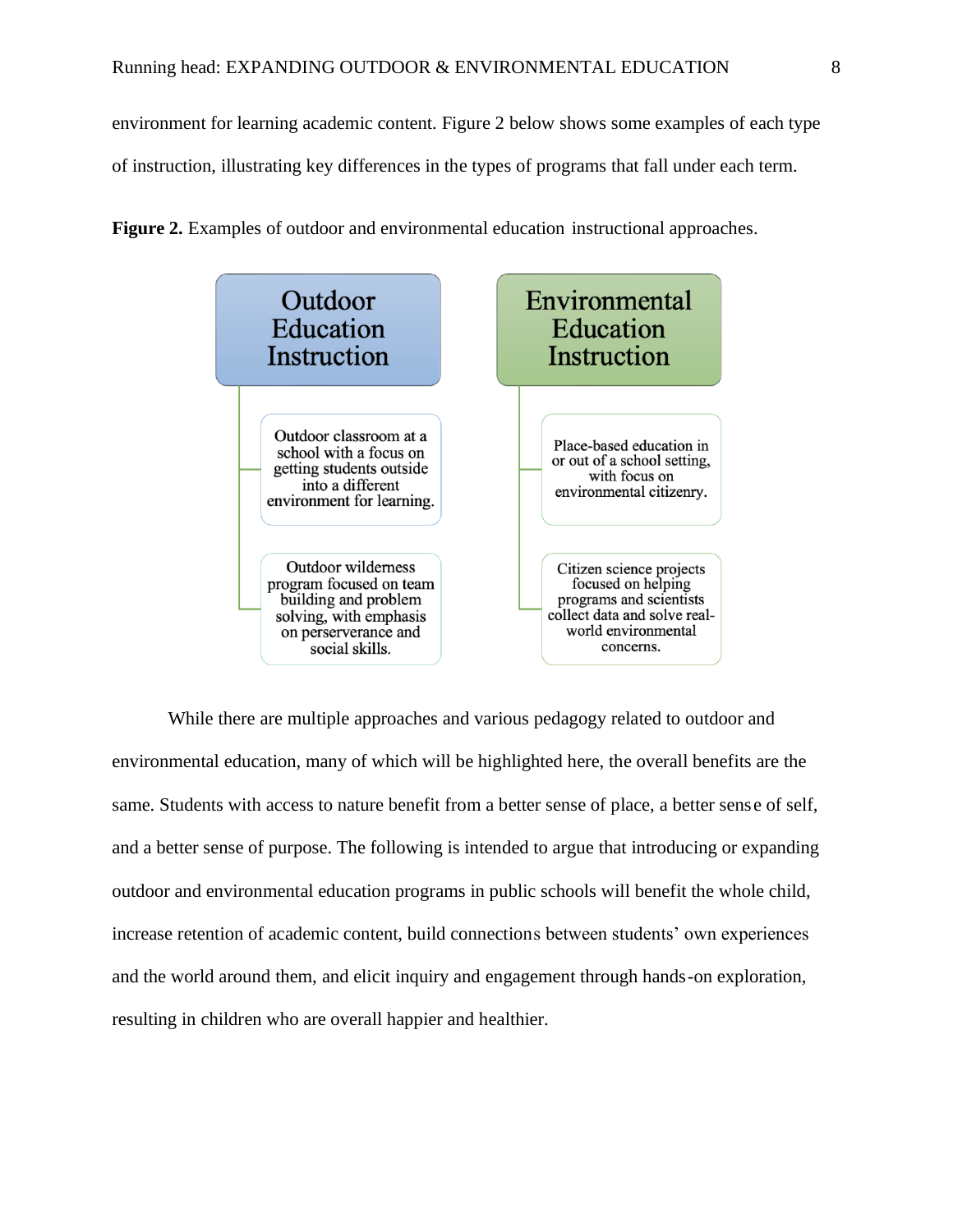environment for learning academic content. Figure 2 below shows some examples of each type of instruction, illustrating key differences in the types of programs that fall under each term.

**Figure 2.** Examples of outdoor and environmental education instructional approaches.

**Outdoor Education Instruction**

- Outdoor classroom at a school with a focus on getting students outside into a different environment for learning.
- Outdoor wilderness program focused on team building and problem solving, with emphasis on perserverance and social skills.

**Environmental Education Instruction**

- Place-based education in or out of a school setting, with focus on environmental citizenry.
- Citizen science projects focused on helping programs and scientists collect data and solve real-world environmental concerns.

While there are multiple approaches and various pedagogy related to outdoor and environmental education, many of which will be highlighted here, the overall benefits are the same. Students with access to nature benefit from a better sense of place, a better sense of self, and a better sense of purpose. The following is intended to argue that introducing or expanding outdoor and environmental education programs in public schools will benefit the whole child, increase retention of academic content, build connections between students' own experiences and the world around them, and elicit inquiry and engagement through hands-on exploration, resulting in children who are overall happier and healthier.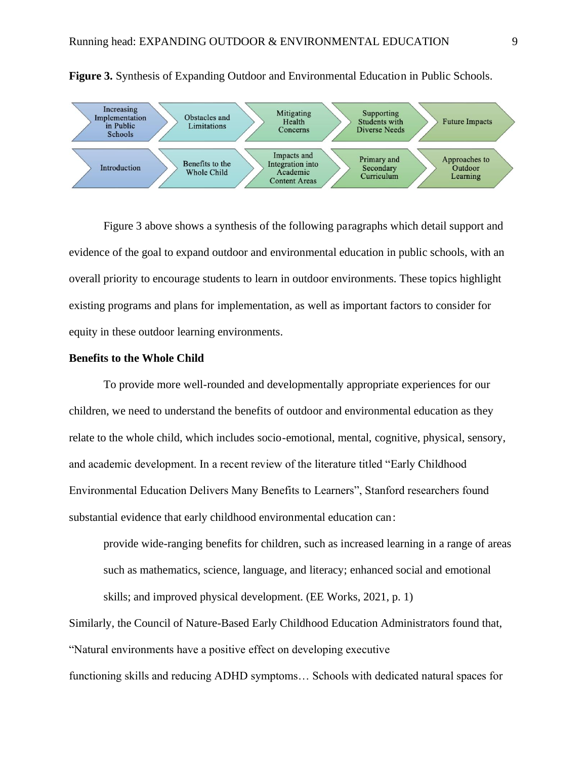**Figure 3.** Synthesis of Expanding Outdoor and Environmental Education in Public Schools.

| Increasing Implementation in Public Schools | Obstacles and Limitations | Mitigating Health Concerns | Supporting Students with Diverse Needs | Future Impacts |
|---|---|---|---|---|
| Introduction | Benefits to the Whole Child | Impacts and Integration into Academic Content Areas | Primary and Secondary Curriculum | Approaches to Outdoor Learning |

Figure 3 above shows a synthesis of the following paragraphs which detail support and evidence of the goal to expand outdoor and environmental education in public schools, with an overall priority to encourage students to learn in outdoor environments. These topics highlight existing programs and plans for implementation, as well as important factors to consider for equity in these outdoor learning environments.

**Benefits to the Whole Child**

To provide more well-rounded and developmentally appropriate experiences for our children, we need to understand the benefits of outdoor and environmental education as they relate to the whole child, which includes socio-emotional, mental, cognitive, physical, sensory, and academic development. In a recent review of the literature titled "Early Childhood Environmental Education Delivers Many Benefits to Learners", Stanford researchers found substantial evidence that early childhood environmental education can:

> provide wide-ranging benefits for children, such as increased learning in a range of areas such as mathematics, science, language, and literacy; enhanced social and emotional skills; and improved physical development. (EE Works, 2021, p. 1)

Similarly, the Council of Nature-Based Early Childhood Education Administrators found that, "Natural environments have a positive effect on developing executive functioning skills and reducing ADHD symptoms… Schools with dedicated natural spaces for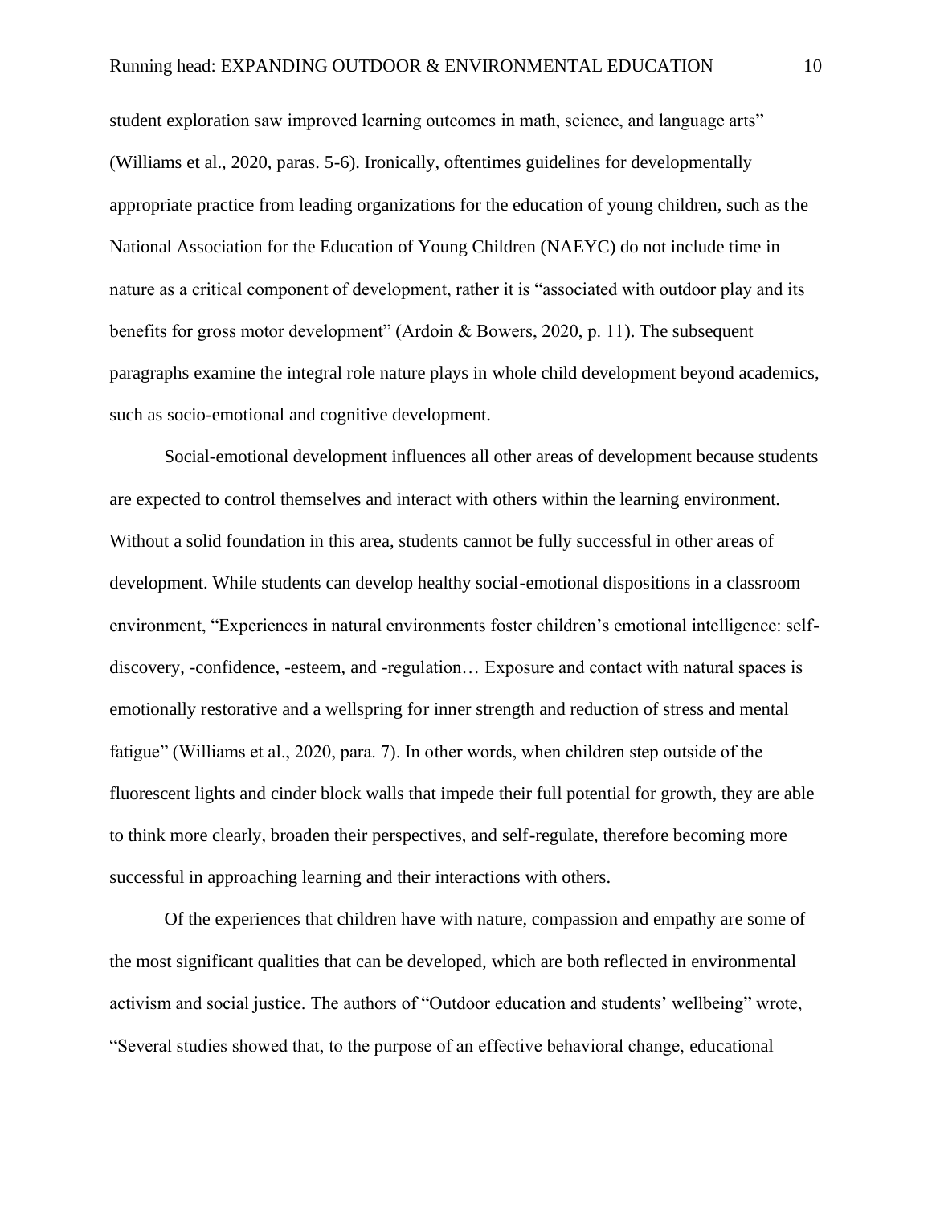student exploration saw improved learning outcomes in math, science, and language arts" (Williams et al., 2020, paras. 5-6). Ironically, oftentimes guidelines for developmentally appropriate practice from leading organizations for the education of young children, such as the National Association for the Education of Young Children (NAEYC) do not include time in nature as a critical component of development, rather it is "associated with outdoor play and its benefits for gross motor development" (Ardoin & Bowers, 2020, p. 11). The subsequent paragraphs examine the integral role nature plays in whole child development beyond academics, such as socio-emotional and cognitive development.

Social-emotional development influences all other areas of development because students are expected to control themselves and interact with others within the learning environment. Without a solid foundation in this area, students cannot be fully successful in other areas of development. While students can develop healthy social-emotional dispositions in a classroom environment, "Experiences in natural environments foster children's emotional intelligence: self-discovery, -confidence, -esteem, and -regulation… Exposure and contact with natural spaces is emotionally restorative and a wellspring for inner strength and reduction of stress and mental fatigue" (Williams et al., 2020, para. 7). In other words, when children step outside of the fluorescent lights and cinder block walls that impede their full potential for growth, they are able to think more clearly, broaden their perspectives, and self-regulate, therefore becoming more successful in approaching learning and their interactions with others.

Of the experiences that children have with nature, compassion and empathy are some of the most significant qualities that can be developed, which are both reflected in environmental activism and social justice. The authors of "Outdoor education and students' wellbeing" wrote, "Several studies showed that, to the purpose of an effective behavioral change, educational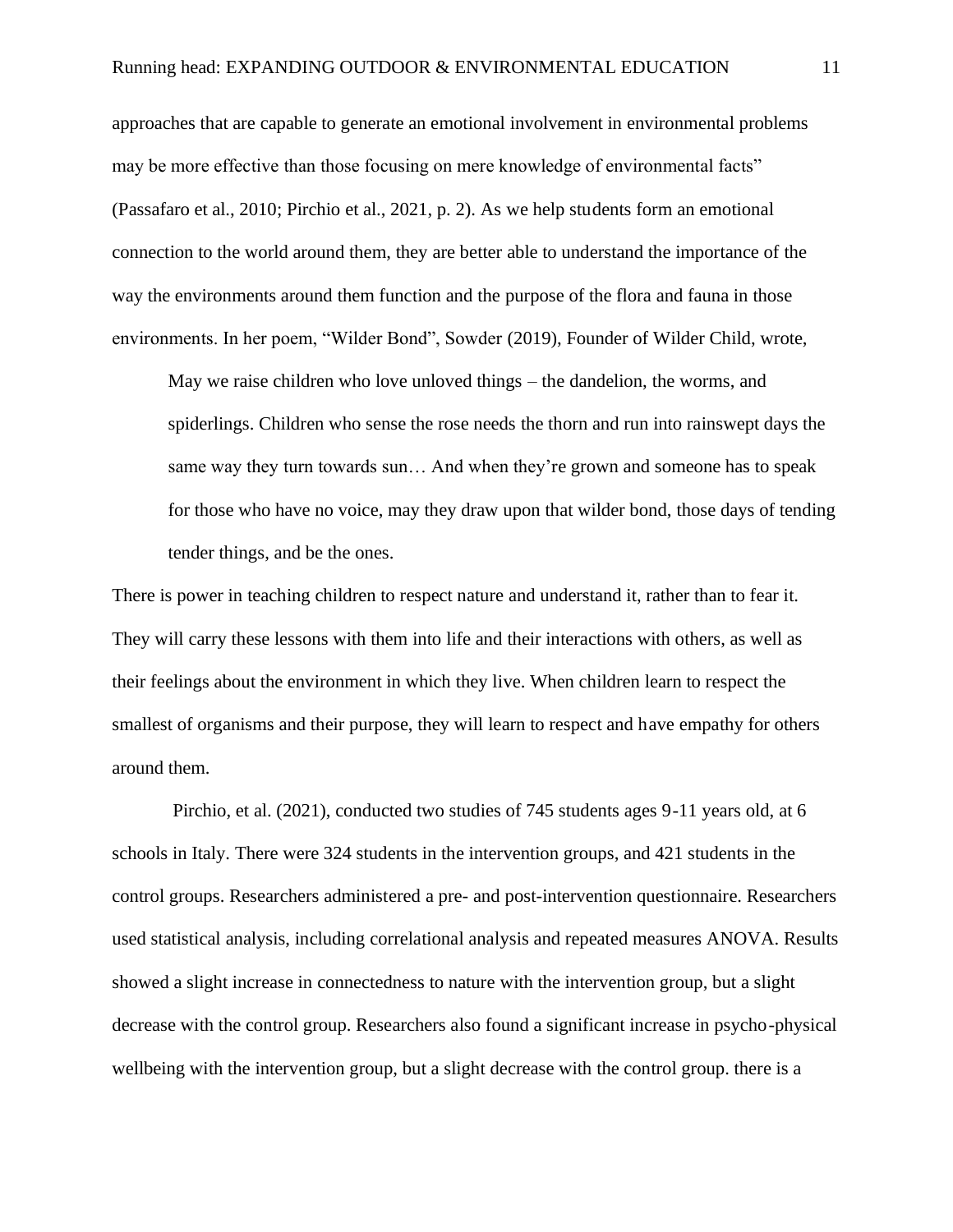approaches that are capable to generate an emotional involvement in environmental problems may be more effective than those focusing on mere knowledge of environmental facts" (Passafaro et al., 2010; Pirchio et al., 2021, p. 2). As we help students form an emotional connection to the world around them, they are better able to understand the importance of the way the environments around them function and the purpose of the flora and fauna in those environments. In her poem, "Wilder Bond", Sowder (2019), Founder of Wilder Child, wrote,

> May we raise children who love unloved things – the dandelion, the worms, and spiderlings. Children who sense the rose needs the thorn and run into rainswept days the same way they turn towards sun… And when they're grown and someone has to speak for those who have no voice, may they draw upon that wilder bond, those days of tending tender things, and be the ones.

There is power in teaching children to respect nature and understand it, rather than to fear it. They will carry these lessons with them into life and their interactions with others, as well as their feelings about the environment in which they live. When children learn to respect the smallest of organisms and their purpose, they will learn to respect and have empathy for others around them.

Pirchio, et al. (2021), conducted two studies of 745 students ages 9-11 years old, at 6 schools in Italy. There were 324 students in the intervention groups, and 421 students in the control groups. Researchers administered a pre- and post-intervention questionnaire. Researchers used statistical analysis, including correlational analysis and repeated measures ANOVA. Results showed a slight increase in connectedness to nature with the intervention group, but a slight decrease with the control group. Researchers also found a significant increase in psycho-physical wellbeing with the intervention group, but a slight decrease with the control group. there is a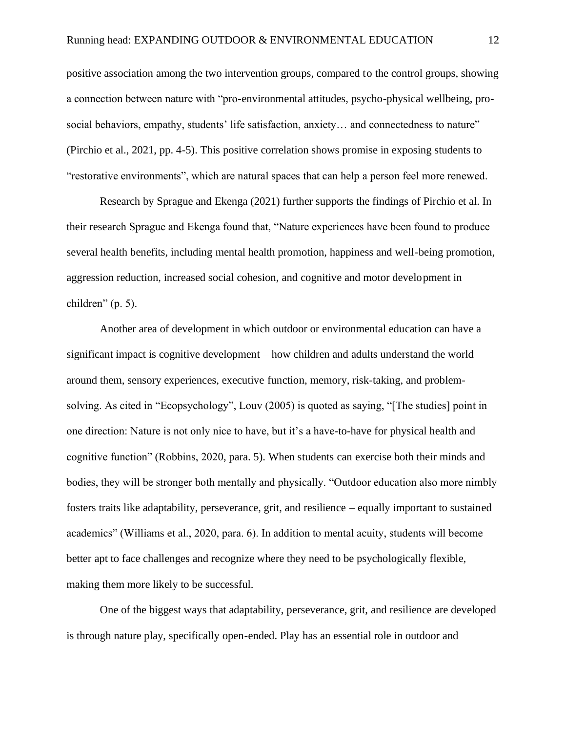positive association among the two intervention groups, compared to the control groups, showing a connection between nature with "pro-environmental attitudes, psycho-physical wellbeing, pro-social behaviors, empathy, students' life satisfaction, anxiety… and connectedness to nature" (Pirchio et al., 2021, pp. 4-5). This positive correlation shows promise in exposing students to "restorative environments", which are natural spaces that can help a person feel more renewed.

Research by Sprague and Ekenga (2021) further supports the findings of Pirchio et al. In their research Sprague and Ekenga found that, "Nature experiences have been found to produce several health benefits, including mental health promotion, happiness and well-being promotion, aggression reduction, increased social cohesion, and cognitive and motor development in children" (p. 5).

Another area of development in which outdoor or environmental education can have a significant impact is cognitive development – how children and adults understand the world around them, sensory experiences, executive function, memory, risk-taking, and problem-solving. As cited in "Ecopsychology", Louv (2005) is quoted as saying, "[The studies] point in one direction: Nature is not only nice to have, but it's a have-to-have for physical health and cognitive function" (Robbins, 2020, para. 5). When students can exercise both their minds and bodies, they will be stronger both mentally and physically. "Outdoor education also more nimbly fosters traits like adaptability, perseverance, grit, and resilience – equally important to sustained academics" (Williams et al., 2020, para. 6). In addition to mental acuity, students will become better apt to face challenges and recognize where they need to be psychologically flexible, making them more likely to be successful.

One of the biggest ways that adaptability, perseverance, grit, and resilience are developed is through nature play, specifically open-ended. Play has an essential role in outdoor and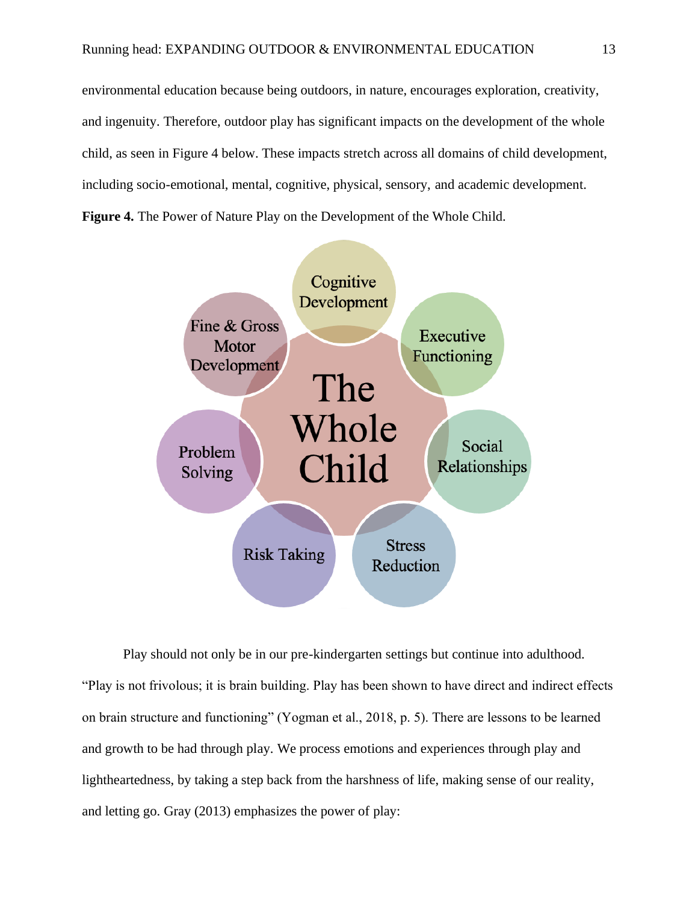environmental education because being outdoors, in nature, encourages exploration, creativity, and ingenuity. Therefore, outdoor play has significant impacts on the development of the whole child, as seen in Figure 4 below. These impacts stretch across all domains of child development, including socio-emotional, mental, cognitive, physical, sensory, and academic development.

**Figure 4.** The Power of Nature Play on the Development of the Whole Child.

The Whole Child

Cognitive Development

Executive Functioning

Social Relationships

Stress Reduction

Risk Taking

Problem Solving

Fine & Gross Motor Development

Play should not only be in our pre-kindergarten settings but continue into adulthood. "Play is not frivolous; it is brain building. Play has been shown to have direct and indirect effects on brain structure and functioning" (Yogman et al., 2018, p. 5). There are lessons to be learned and growth to be had through play. We process emotions and experiences through play and lightheartedness, by taking a step back from the harshness of life, making sense of our reality, and letting go. Gray (2013) emphasizes the power of play: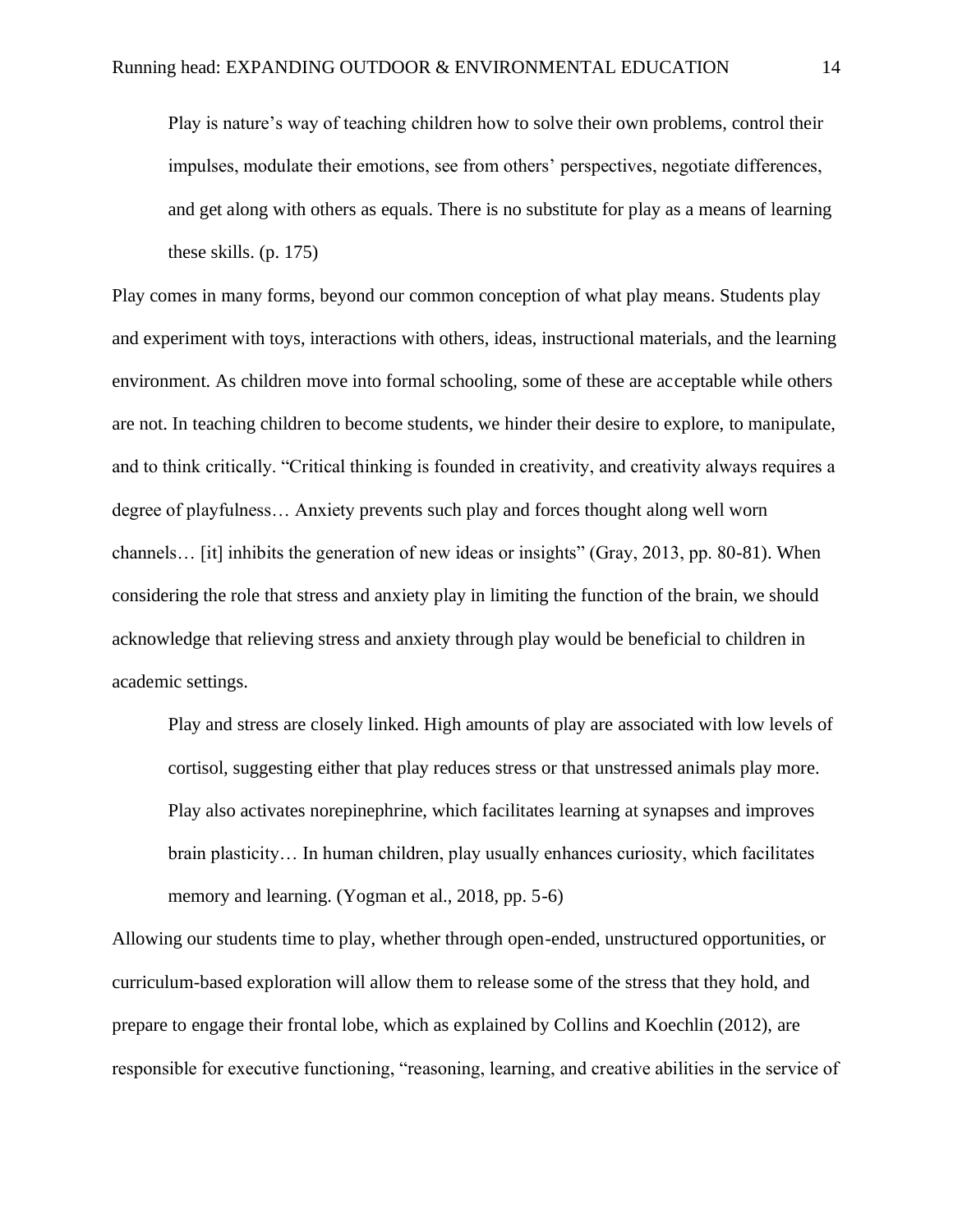> Play is nature's way of teaching children how to solve their own problems, control their impulses, modulate their emotions, see from others' perspectives, negotiate differences, and get along with others as equals. There is no substitute for play as a means of learning these skills. (p. 175)

Play comes in many forms, beyond our common conception of what play means. Students play and experiment with toys, interactions with others, ideas, instructional materials, and the learning environment. As children move into formal schooling, some of these are acceptable while others are not. In teaching children to become students, we hinder their desire to explore, to manipulate, and to think critically. "Critical thinking is founded in creativity, and creativity always requires a degree of playfulness… Anxiety prevents such play and forces thought along well worn channels… [it] inhibits the generation of new ideas or insights" (Gray, 2013, pp. 80-81). When considering the role that stress and anxiety play in limiting the function of the brain, we should acknowledge that relieving stress and anxiety through play would be beneficial to children in academic settings.

> Play and stress are closely linked. High amounts of play are associated with low levels of cortisol, suggesting either that play reduces stress or that unstressed animals play more. Play also activates norepinephrine, which facilitates learning at synapses and improves brain plasticity… In human children, play usually enhances curiosity, which facilitates memory and learning. (Yogman et al., 2018, pp. 5-6)

Allowing our students time to play, whether through open-ended, unstructured opportunities, or curriculum-based exploration will allow them to release some of the stress that they hold, and prepare to engage their frontal lobe, which as explained by Collins and Koechlin (2012), are responsible for executive functioning, "reasoning, learning, and creative abilities in the service of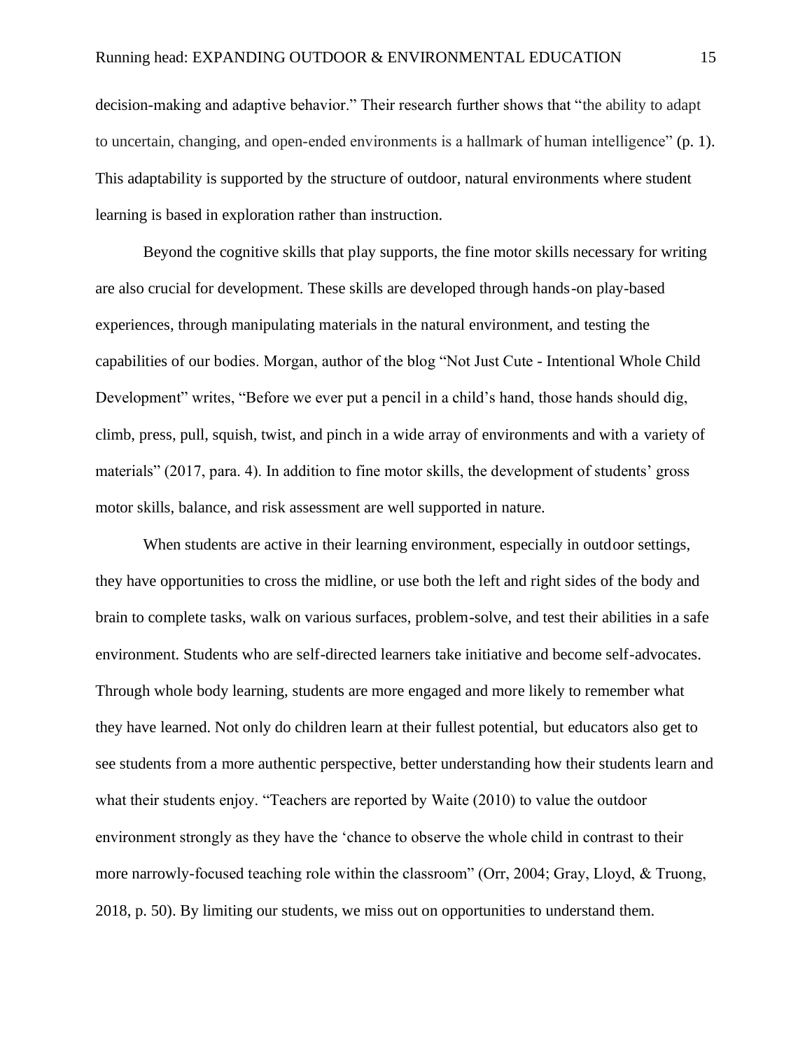decision-making and adaptive behavior." Their research further shows that "the ability to adapt to uncertain, changing, and open-ended environments is a hallmark of human intelligence" (p. 1). This adaptability is supported by the structure of outdoor, natural environments where student learning is based in exploration rather than instruction.

Beyond the cognitive skills that play supports, the fine motor skills necessary for writing are also crucial for development. These skills are developed through hands-on play-based experiences, through manipulating materials in the natural environment, and testing the capabilities of our bodies. Morgan, author of the blog "Not Just Cute - Intentional Whole Child Development" writes, "Before we ever put a pencil in a child's hand, those hands should dig, climb, press, pull, squish, twist, and pinch in a wide array of environments and with a variety of materials" (2017, para. 4). In addition to fine motor skills, the development of students' gross motor skills, balance, and risk assessment are well supported in nature.

When students are active in their learning environment, especially in outdoor settings, they have opportunities to cross the midline, or use both the left and right sides of the body and brain to complete tasks, walk on various surfaces, problem-solve, and test their abilities in a safe environment. Students who are self-directed learners take initiative and become self-advocates. Through whole body learning, students are more engaged and more likely to remember what they have learned. Not only do children learn at their fullest potential, but educators also get to see students from a more authentic perspective, better understanding how their students learn and what their students enjoy. "Teachers are reported by Waite (2010) to value the outdoor environment strongly as they have the 'chance to observe the whole child in contrast to their more narrowly-focused teaching role within the classroom" (Orr, 2004; Gray, Lloyd, & Truong, 2018, p. 50). By limiting our students, we miss out on opportunities to understand them.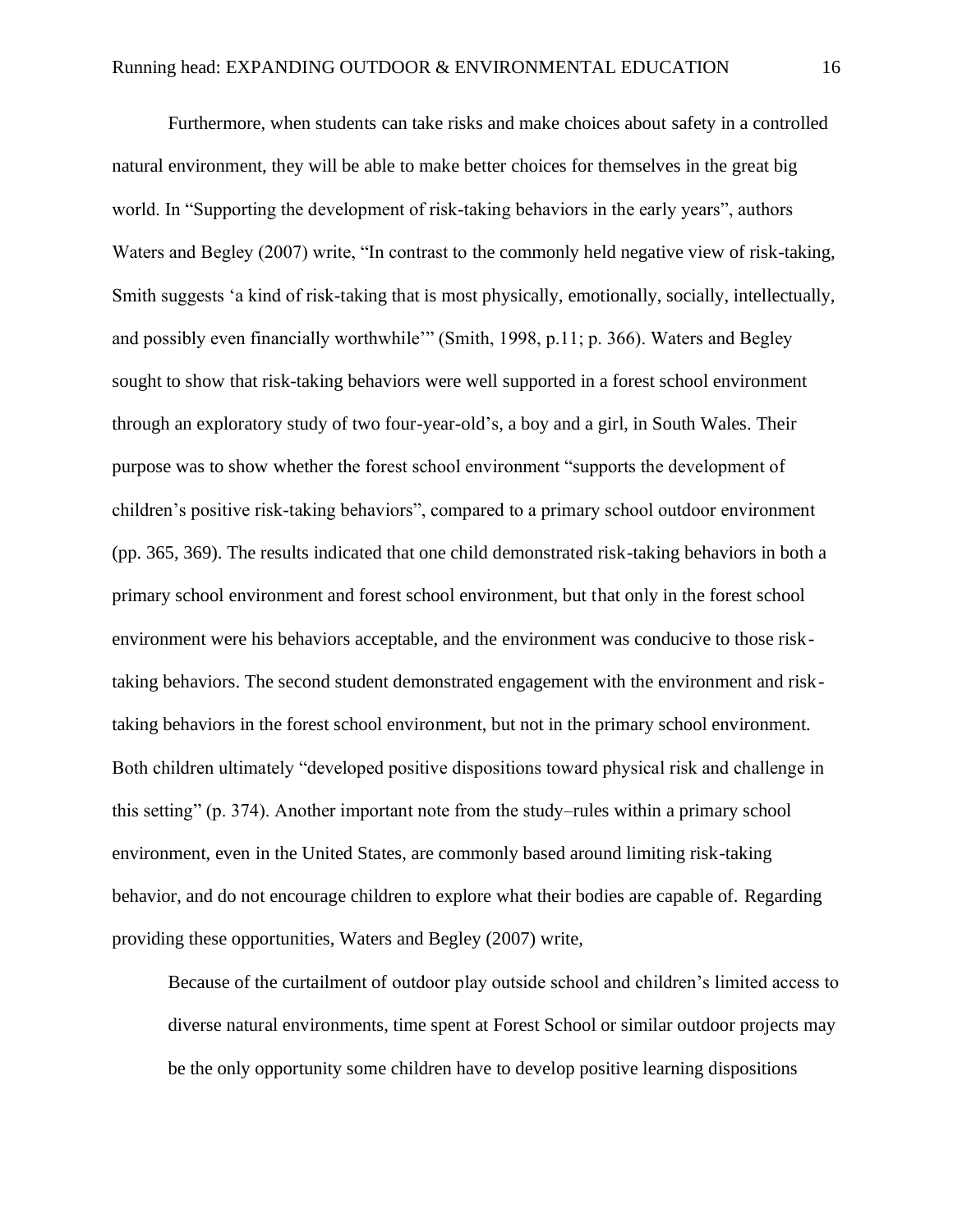Furthermore, when students can take risks and make choices about safety in a controlled natural environment, they will be able to make better choices for themselves in the great big world. In “Supporting the development of risk-taking behaviors in the early years”, authors Waters and Begley (2007) write, “In contrast to the commonly held negative view of risk-taking, Smith suggests ‘a kind of risk-taking that is most physically, emotionally, socially, intellectually, and possibly even financially worthwhile’” (Smith, 1998, p.11; p. 366). Waters and Begley sought to show that risk-taking behaviors were well supported in a forest school environment through an exploratory study of two four-year-old’s, a boy and a girl, in South Wales. Their purpose was to show whether the forest school environment “supports the development of children’s positive risk-taking behaviors”, compared to a primary school outdoor environment (pp. 365, 369). The results indicated that one child demonstrated risk-taking behaviors in both a primary school environment and forest school environment, but that only in the forest school environment were his behaviors acceptable, and the environment was conducive to those risk-taking behaviors. The second student demonstrated engagement with the environment and risk-taking behaviors in the forest school environment, but not in the primary school environment. Both children ultimately “developed positive dispositions toward physical risk and challenge in this setting” (p. 374). Another important note from the study–rules within a primary school environment, even in the United States, are commonly based around limiting risk-taking behavior, and do not encourage children to explore what their bodies are capable of. Regarding providing these opportunities, Waters and Begley (2007) write,

> Because of the curtailment of outdoor play outside school and children’s limited access to diverse natural environments, time spent at Forest School or similar outdoor projects may be the only opportunity some children have to develop positive learning dispositions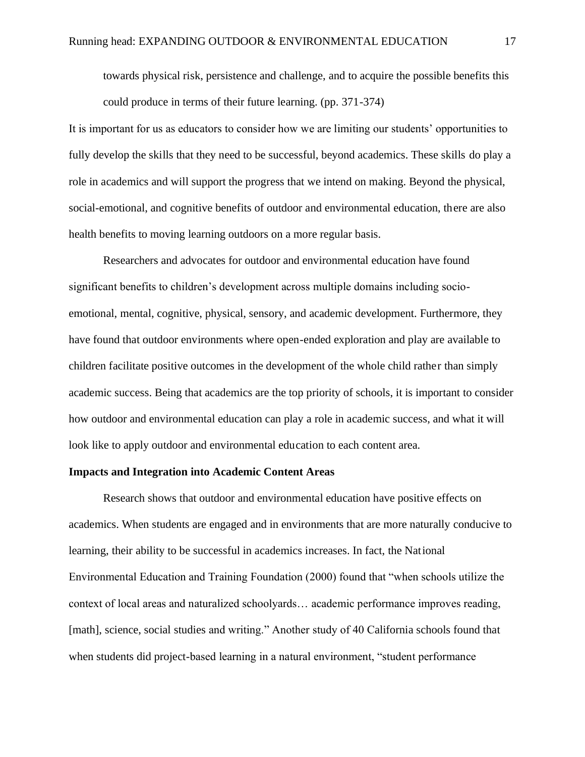> towards physical risk, persistence and challenge, and to acquire the possible benefits this could produce in terms of their future learning. (pp. 371-374)

It is important for us as educators to consider how we are limiting our students' opportunities to fully develop the skills that they need to be successful, beyond academics. These skills do play a role in academics and will support the progress that we intend on making. Beyond the physical, social-emotional, and cognitive benefits of outdoor and environmental education, there are also health benefits to moving learning outdoors on a more regular basis.

Researchers and advocates for outdoor and environmental education have found significant benefits to children's development across multiple domains including socio-emotional, mental, cognitive, physical, sensory, and academic development. Furthermore, they have found that outdoor environments where open-ended exploration and play are available to children facilitate positive outcomes in the development of the whole child rather than simply academic success. Being that academics are the top priority of schools, it is important to consider how outdoor and environmental education can play a role in academic success, and what it will look like to apply outdoor and environmental education to each content area.

**Impacts and Integration into Academic Content Areas**

Research shows that outdoor and environmental education have positive effects on academics. When students are engaged and in environments that are more naturally conducive to learning, their ability to be successful in academics increases. In fact, the National Environmental Education and Training Foundation (2000) found that "when schools utilize the context of local areas and naturalized schoolyards… academic performance improves reading, [math], science, social studies and writing." Another study of 40 California schools found that when students did project-based learning in a natural environment, "student performance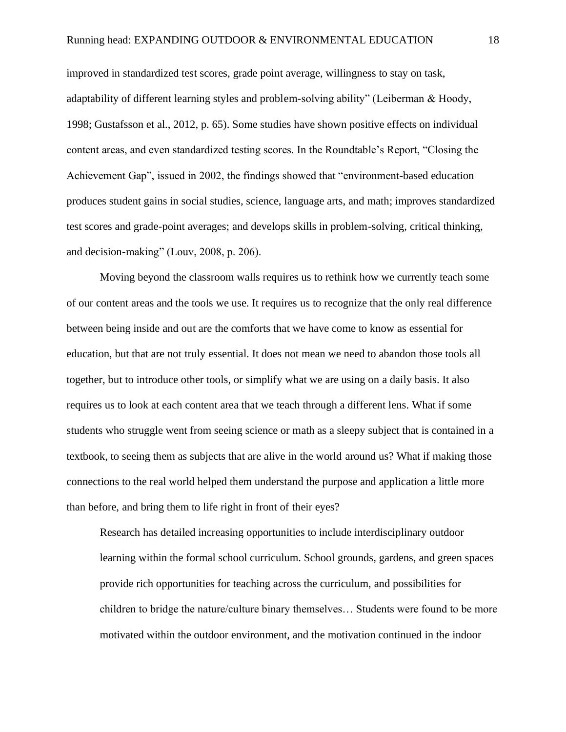improved in standardized test scores, grade point average, willingness to stay on task, adaptability of different learning styles and problem-solving ability" (Leiberman & Hoody, 1998; Gustafsson et al., 2012, p. 65). Some studies have shown positive effects on individual content areas, and even standardized testing scores. In the Roundtable's Report, "Closing the Achievement Gap", issued in 2002, the findings showed that "environment-based education produces student gains in social studies, science, language arts, and math; improves standardized test scores and grade-point averages; and develops skills in problem-solving, critical thinking, and decision-making" (Louv, 2008, p. 206).

Moving beyond the classroom walls requires us to rethink how we currently teach some of our content areas and the tools we use. It requires us to recognize that the only real difference between being inside and out are the comforts that we have come to know as essential for education, but that are not truly essential. It does not mean we need to abandon those tools all together, but to introduce other tools, or simplify what we are using on a daily basis. It also requires us to look at each content area that we teach through a different lens. What if some students who struggle went from seeing science or math as a sleepy subject that is contained in a textbook, to seeing them as subjects that are alive in the world around us? What if making those connections to the real world helped them understand the purpose and application a little more than before, and bring them to life right in front of their eyes?

> Research has detailed increasing opportunities to include interdisciplinary outdoor learning within the formal school curriculum. School grounds, gardens, and green spaces provide rich opportunities for teaching across the curriculum, and possibilities for children to bridge the nature/culture binary themselves… Students were found to be more motivated within the outdoor environment, and the motivation continued in the indoor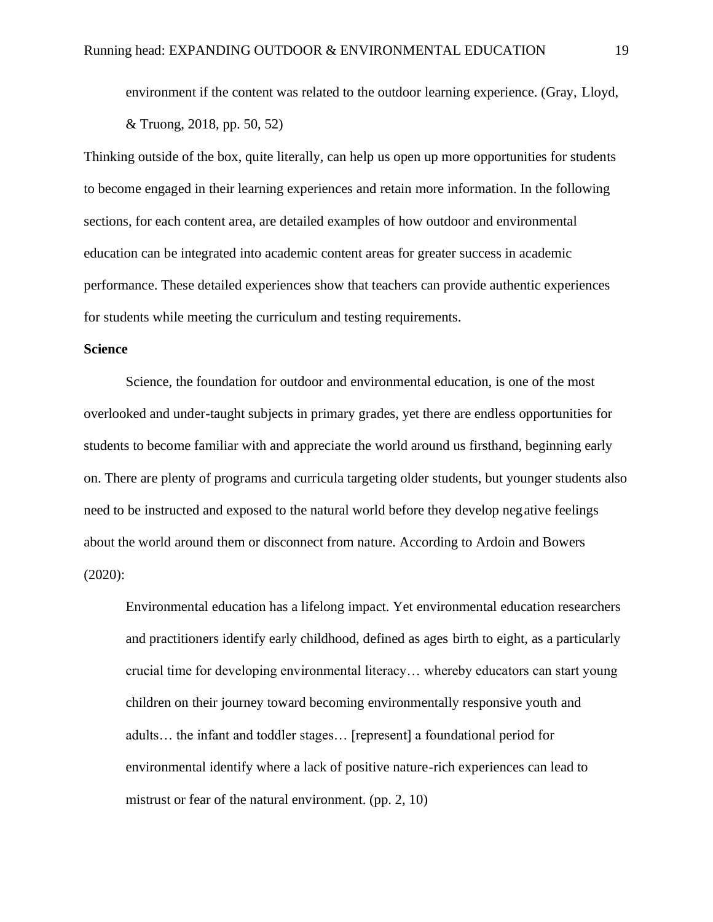> environment if the content was related to the outdoor learning experience. (Gray, Lloyd, & Truong, 2018, pp. 50, 52)

Thinking outside of the box, quite literally, can help us open up more opportunities for students to become engaged in their learning experiences and retain more information. In the following sections, for each content area, are detailed examples of how outdoor and environmental education can be integrated into academic content areas for greater success in academic performance. These detailed experiences show that teachers can provide authentic experiences for students while meeting the curriculum and testing requirements.

**Science**

Science, the foundation for outdoor and environmental education, is one of the most overlooked and under-taught subjects in primary grades, yet there are endless opportunities for students to become familiar with and appreciate the world around us firsthand, beginning early on. There are plenty of programs and curricula targeting older students, but younger students also need to be instructed and exposed to the natural world before they develop negative feelings about the world around them or disconnect from nature. According to Ardoin and Bowers (2020):

> Environmental education has a lifelong impact. Yet environmental education researchers and practitioners identify early childhood, defined as ages birth to eight, as a particularly crucial time for developing environmental literacy… whereby educators can start young children on their journey toward becoming environmentally responsive youth and adults… the infant and toddler stages… [represent] a foundational period for environmental identify where a lack of positive nature-rich experiences can lead to mistrust or fear of the natural environment. (pp. 2, 10)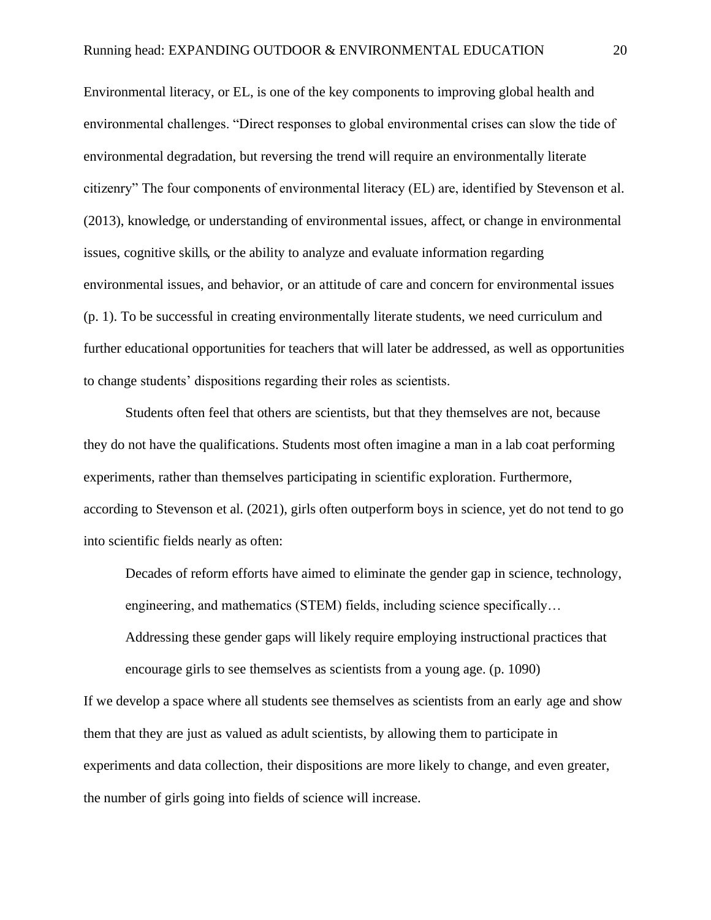Environmental literacy, or EL, is one of the key components to improving global health and environmental challenges. "Direct responses to global environmental crises can slow the tide of environmental degradation, but reversing the trend will require an environmentally literate citizenry" The four components of environmental literacy (EL) are, identified by Stevenson et al. (2013), knowledge, or understanding of environmental issues, affect, or change in environmental issues, cognitive skills, or the ability to analyze and evaluate information regarding environmental issues, and behavior, or an attitude of care and concern for environmental issues (p. 1). To be successful in creating environmentally literate students, we need curriculum and further educational opportunities for teachers that will later be addressed, as well as opportunities to change students' dispositions regarding their roles as scientists.

Students often feel that others are scientists, but that they themselves are not, because they do not have the qualifications. Students most often imagine a man in a lab coat performing experiments, rather than themselves participating in scientific exploration. Furthermore, according to Stevenson et al. (2021), girls often outperform boys in science, yet do not tend to go into scientific fields nearly as often:

> Decades of reform efforts have aimed to eliminate the gender gap in science, technology, engineering, and mathematics (STEM) fields, including science specifically… Addressing these gender gaps will likely require employing instructional practices that encourage girls to see themselves as scientists from a young age. (p. 1090)

If we develop a space where all students see themselves as scientists from an early age and show them that they are just as valued as adult scientists, by allowing them to participate in experiments and data collection, their dispositions are more likely to change, and even greater, the number of girls going into fields of science will increase.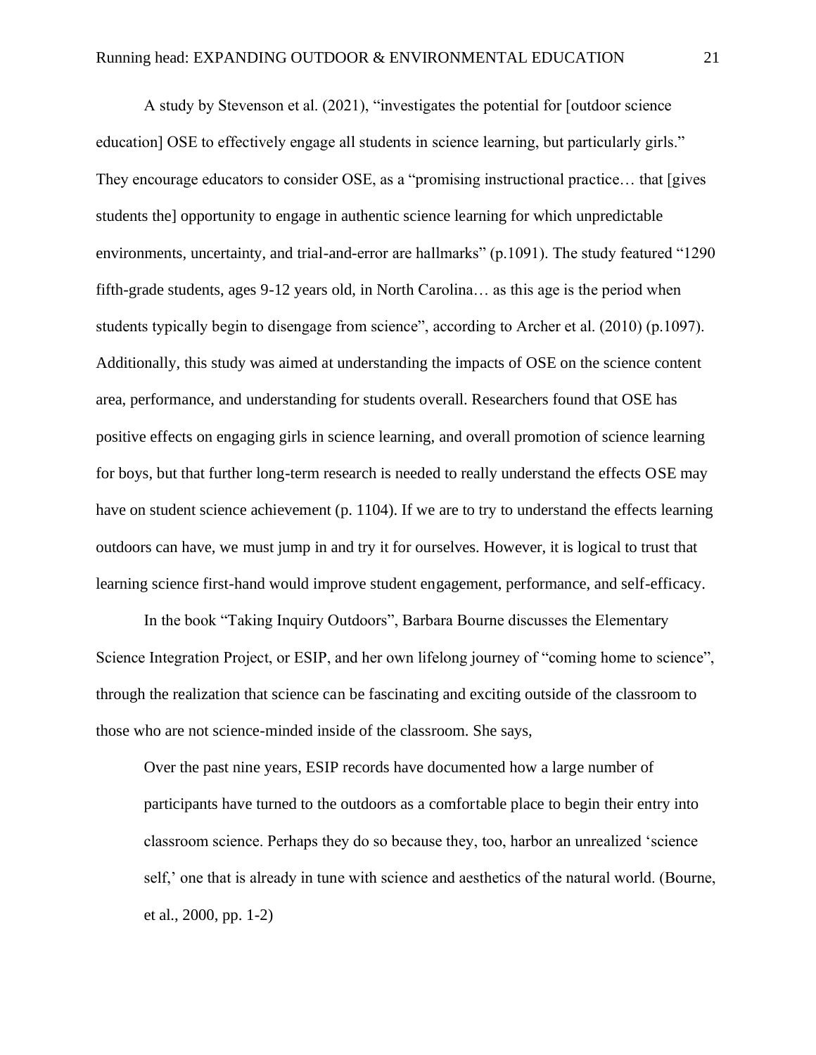A study by Stevenson et al. (2021), "investigates the potential for [outdoor science education] OSE to effectively engage all students in science learning, but particularly girls." They encourage educators to consider OSE, as a "promising instructional practice… that [gives students the] opportunity to engage in authentic science learning for which unpredictable environments, uncertainty, and trial-and-error are hallmarks" (p.1091). The study featured "1290 fifth-grade students, ages 9-12 years old, in North Carolina… as this age is the period when students typically begin to disengage from science", according to Archer et al. (2010) (p.1097). Additionally, this study was aimed at understanding the impacts of OSE on the science content area, performance, and understanding for students overall. Researchers found that OSE has positive effects on engaging girls in science learning, and overall promotion of science learning for boys, but that further long-term research is needed to really understand the effects OSE may have on student science achievement (p. 1104). If we are to try to understand the effects learning outdoors can have, we must jump in and try it for ourselves. However, it is logical to trust that learning science first-hand would improve student engagement, performance, and self-efficacy.

In the book "Taking Inquiry Outdoors", Barbara Bourne discusses the Elementary Science Integration Project, or ESIP, and her own lifelong journey of "coming home to science", through the realization that science can be fascinating and exciting outside of the classroom to those who are not science-minded inside of the classroom. She says,

> Over the past nine years, ESIP records have documented how a large number of participants have turned to the outdoors as a comfortable place to begin their entry into classroom science. Perhaps they do so because they, too, harbor an unrealized 'science self,' one that is already in tune with science and aesthetics of the natural world. (Bourne, et al., 2000, pp. 1-2)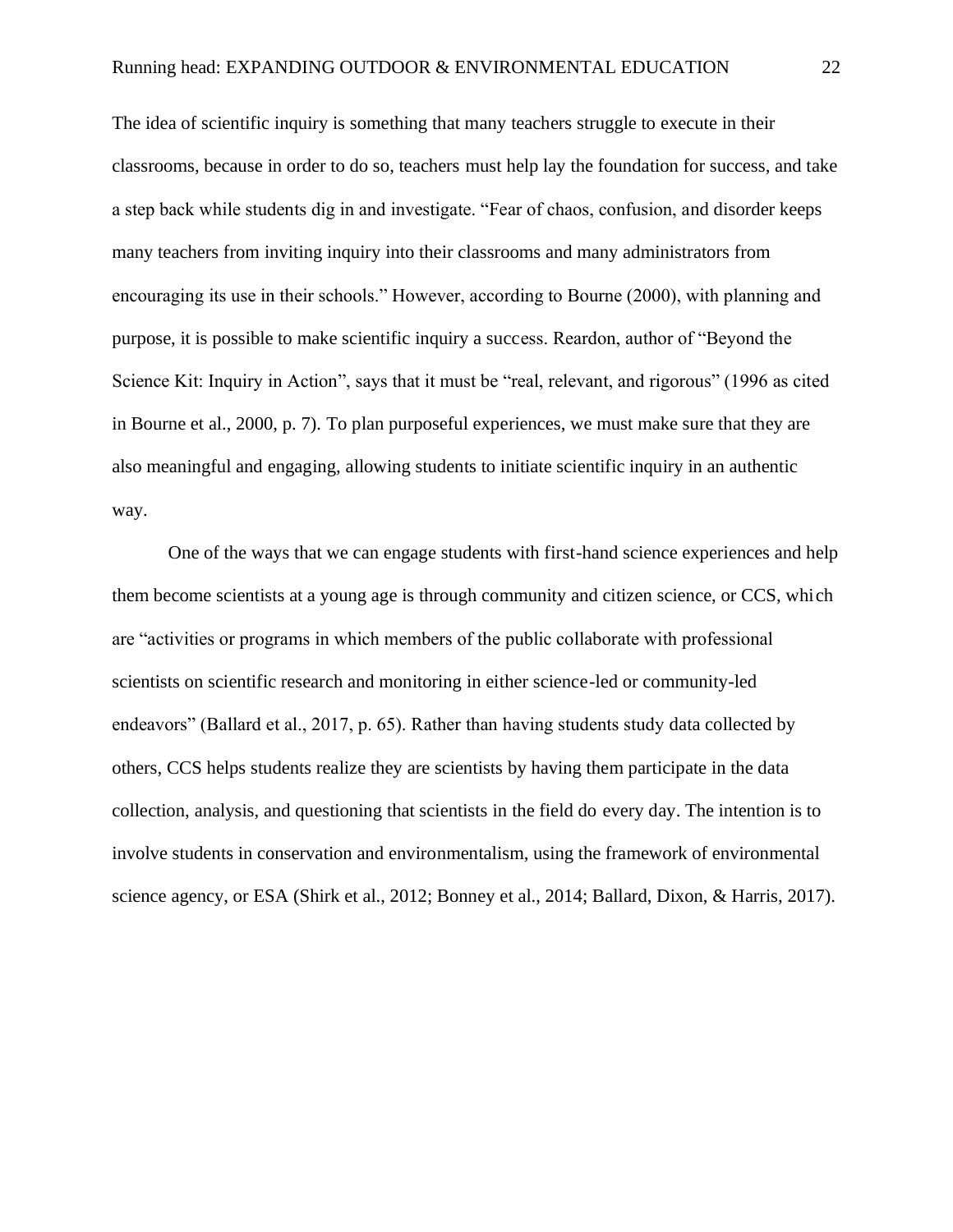The idea of scientific inquiry is something that many teachers struggle to execute in their classrooms, because in order to do so, teachers must help lay the foundation for success, and take a step back while students dig in and investigate. "Fear of chaos, confusion, and disorder keeps many teachers from inviting inquiry into their classrooms and many administrators from encouraging its use in their schools." However, according to Bourne (2000), with planning and purpose, it is possible to make scientific inquiry a success. Reardon, author of "Beyond the Science Kit: Inquiry in Action", says that it must be "real, relevant, and rigorous" (1996 as cited in Bourne et al., 2000, p. 7). To plan purposeful experiences, we must make sure that they are also meaningful and engaging, allowing students to initiate scientific inquiry in an authentic way.

One of the ways that we can engage students with first-hand science experiences and help them become scientists at a young age is through community and citizen science, or CCS, which are "activities or programs in which members of the public collaborate with professional scientists on scientific research and monitoring in either science-led or community-led endeavors" (Ballard et al., 2017, p. 65). Rather than having students study data collected by others, CCS helps students realize they are scientists by having them participate in the data collection, analysis, and questioning that scientists in the field do every day. The intention is to involve students in conservation and environmentalism, using the framework of environmental science agency, or ESA (Shirk et al., 2012; Bonney et al., 2014; Ballard, Dixon, & Harris, 2017).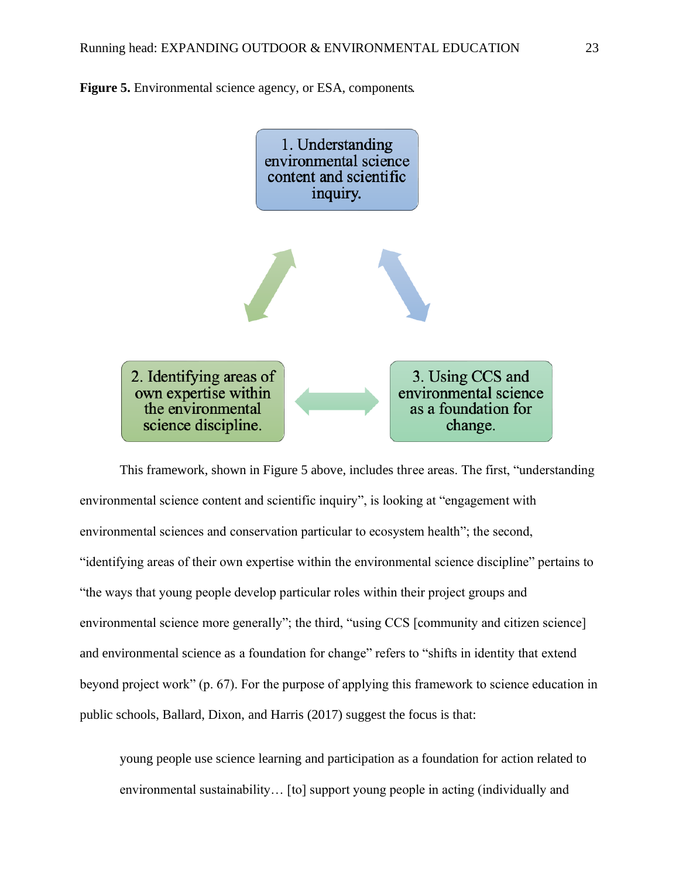**Figure 5.** Environmental science agency, or ESA, components.

1. Understanding environmental science content and scientific inquiry.

2. Identifying areas of own expertise within the environmental science discipline.

3. Using CCS and environmental science as a foundation for change.

This framework, shown in Figure 5 above, includes three areas. The first, "understanding environmental science content and scientific inquiry", is looking at "engagement with environmental sciences and conservation particular to ecosystem health"; the second, "identifying areas of their own expertise within the environmental science discipline" pertains to "the ways that young people develop particular roles within their project groups and environmental science more generally"; the third, "using CCS [community and citizen science] and environmental science as a foundation for change" refers to "shifts in identity that extend beyond project work" (p. 67). For the purpose of applying this framework to science education in public schools, Ballard, Dixon, and Harris (2017) suggest the focus is that:

> young people use science learning and participation as a foundation for action related to environmental sustainability… [to] support young people in acting (individually and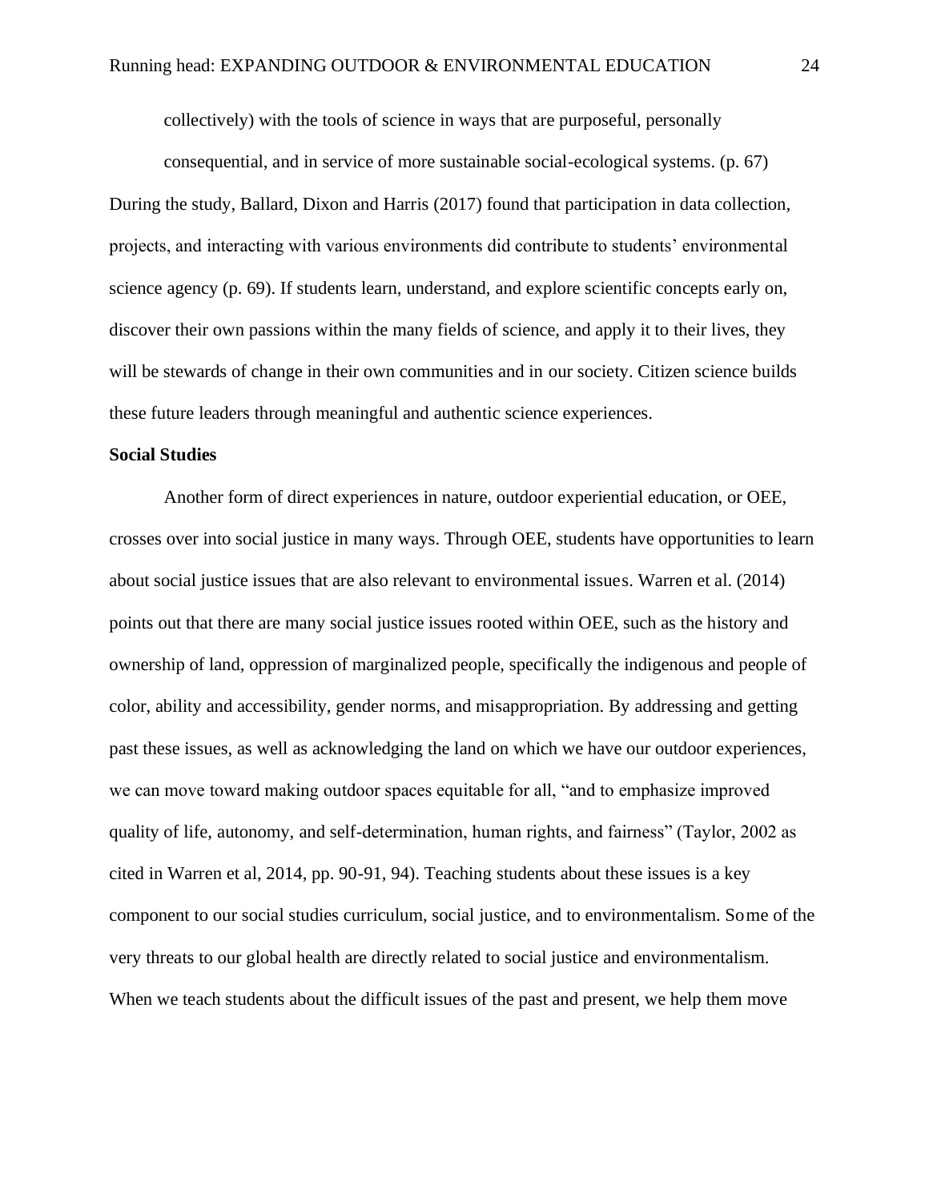> collectively) with the tools of science in ways that are purposeful, personally consequential, and in service of more sustainable social-ecological systems. (p. 67)

During the study, Ballard, Dixon and Harris (2017) found that participation in data collection, projects, and interacting with various environments did contribute to students' environmental science agency (p. 69). If students learn, understand, and explore scientific concepts early on, discover their own passions within the many fields of science, and apply it to their lives, they will be stewards of change in their own communities and in our society. Citizen science builds these future leaders through meaningful and authentic science experiences.

**Social Studies**

Another form of direct experiences in nature, outdoor experiential education, or OEE, crosses over into social justice in many ways. Through OEE, students have opportunities to learn about social justice issues that are also relevant to environmental issues. Warren et al. (2014) points out that there are many social justice issues rooted within OEE, such as the history and ownership of land, oppression of marginalized people, specifically the indigenous and people of color, ability and accessibility, gender norms, and misappropriation. By addressing and getting past these issues, as well as acknowledging the land on which we have our outdoor experiences, we can move toward making outdoor spaces equitable for all, "and to emphasize improved quality of life, autonomy, and self-determination, human rights, and fairness" (Taylor, 2002 as cited in Warren et al, 2014, pp. 90-91, 94). Teaching students about these issues is a key component to our social studies curriculum, social justice, and to environmentalism. Some of the very threats to our global health are directly related to social justice and environmentalism. When we teach students about the difficult issues of the past and present, we help them move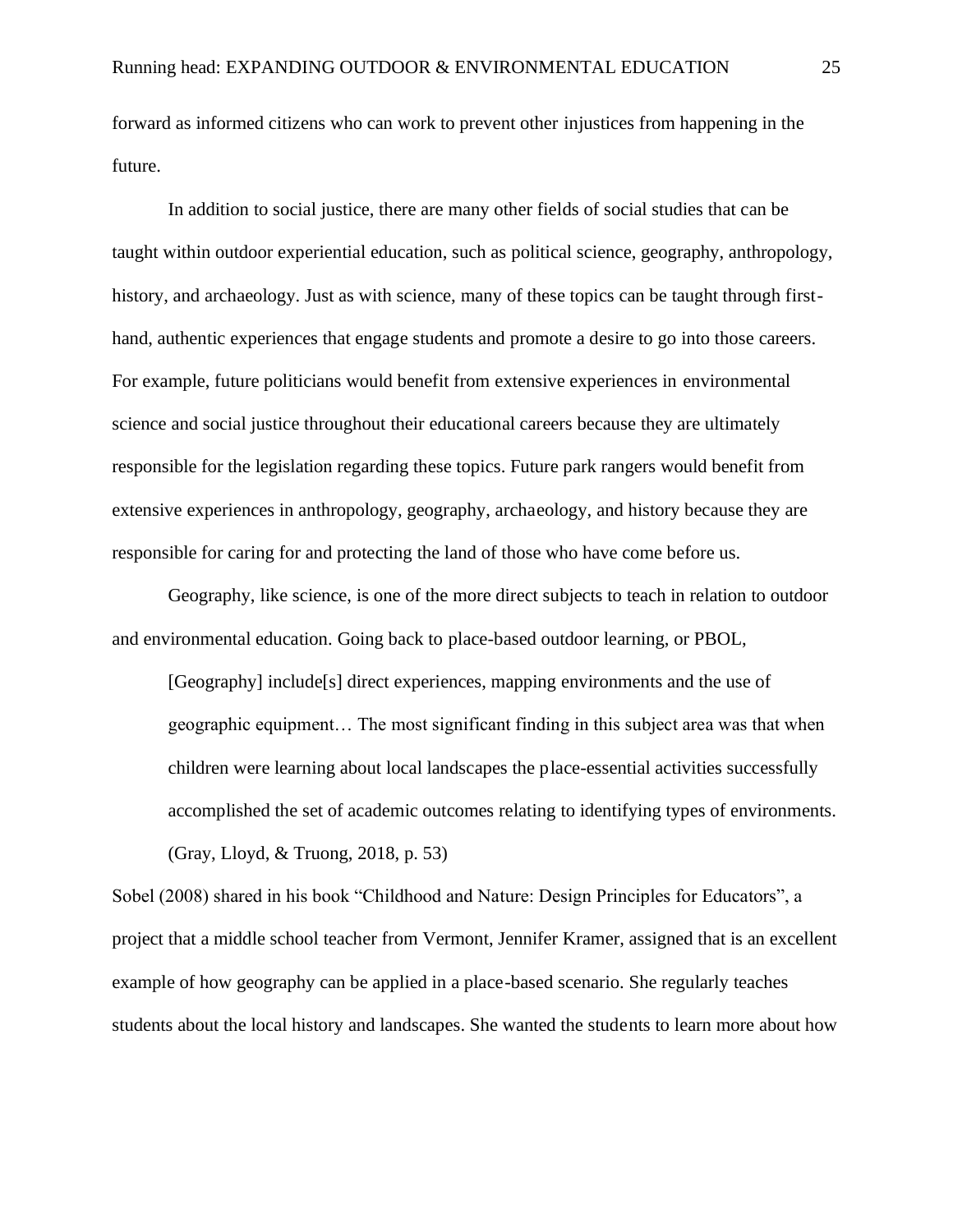forward as informed citizens who can work to prevent other injustices from happening in the future.

In addition to social justice, there are many other fields of social studies that can be taught within outdoor experiential education, such as political science, geography, anthropology, history, and archaeology. Just as with science, many of these topics can be taught through first-hand, authentic experiences that engage students and promote a desire to go into those careers. For example, future politicians would benefit from extensive experiences in environmental science and social justice throughout their educational careers because they are ultimately responsible for the legislation regarding these topics. Future park rangers would benefit from extensive experiences in anthropology, geography, archaeology, and history because they are responsible for caring for and protecting the land of those who have come before us.

Geography, like science, is one of the more direct subjects to teach in relation to outdoor and environmental education. Going back to place-based outdoor learning, or PBOL,

> [Geography] include[s] direct experiences, mapping environments and the use of geographic equipment… The most significant finding in this subject area was that when children were learning about local landscapes the place-essential activities successfully accomplished the set of academic outcomes relating to identifying types of environments. (Gray, Lloyd, & Truong, 2018, p. 53)

Sobel (2008) shared in his book "Childhood and Nature: Design Principles for Educators", a project that a middle school teacher from Vermont, Jennifer Kramer, assigned that is an excellent example of how geography can be applied in a place-based scenario. She regularly teaches students about the local history and landscapes. She wanted the students to learn more about how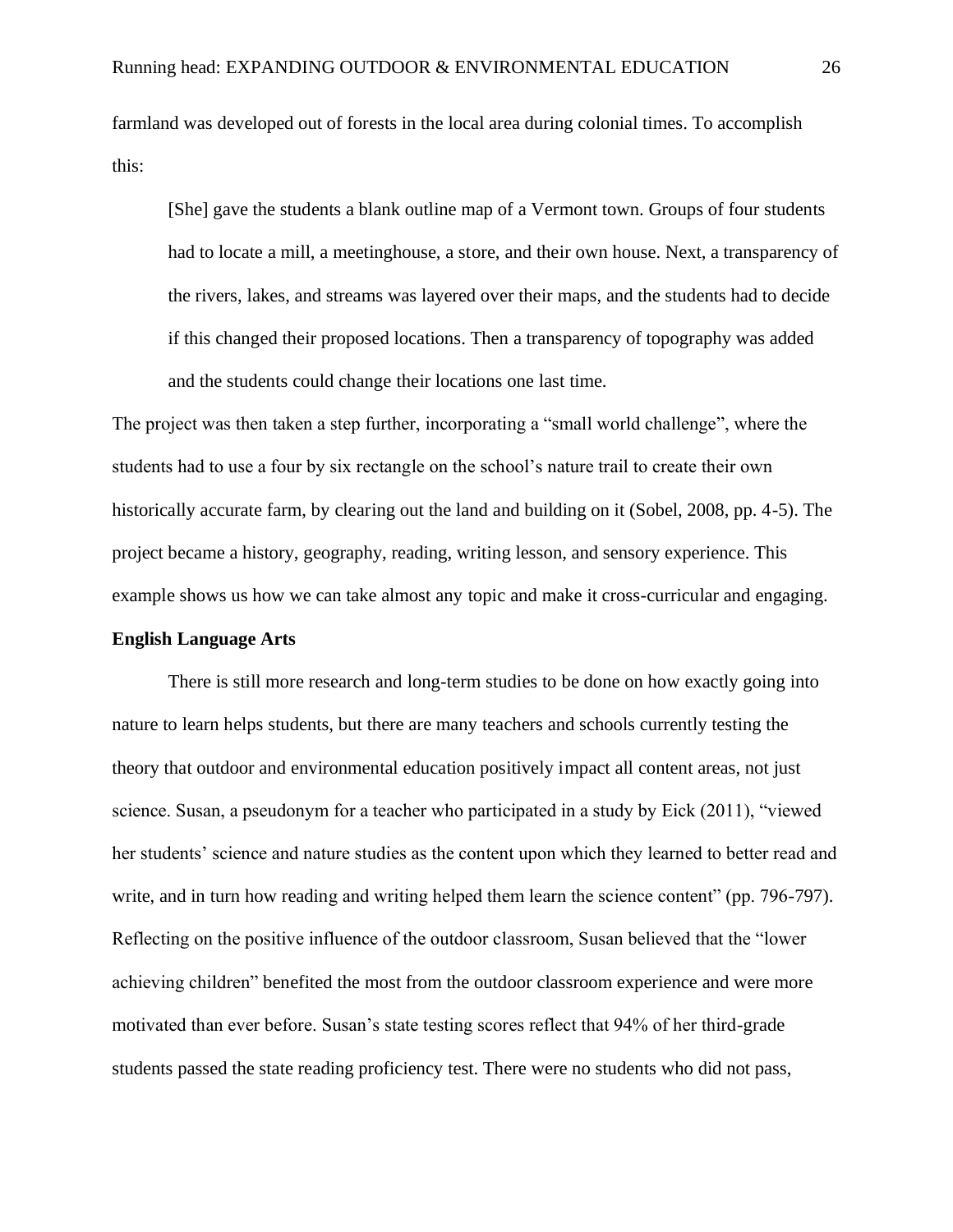farmland was developed out of forests in the local area during colonial times. To accomplish this:

> [She] gave the students a blank outline map of a Vermont town. Groups of four students had to locate a mill, a meetinghouse, a store, and their own house. Next, a transparency of the rivers, lakes, and streams was layered over their maps, and the students had to decide if this changed their proposed locations. Then a transparency of topography was added and the students could change their locations one last time.

The project was then taken a step further, incorporating a "small world challenge", where the students had to use a four by six rectangle on the school's nature trail to create their own historically accurate farm, by clearing out the land and building on it (Sobel, 2008, pp. 4-5). The project became a history, geography, reading, writing lesson, and sensory experience. This example shows us how we can take almost any topic and make it cross-curricular and engaging.

**English Language Arts**

There is still more research and long-term studies to be done on how exactly going into nature to learn helps students, but there are many teachers and schools currently testing the theory that outdoor and environmental education positively impact all content areas, not just science. Susan, a pseudonym for a teacher who participated in a study by Eick (2011), "viewed her students' science and nature studies as the content upon which they learned to better read and write, and in turn how reading and writing helped them learn the science content" (pp. 796-797). Reflecting on the positive influence of the outdoor classroom, Susan believed that the "lower achieving children" benefited the most from the outdoor classroom experience and were more motivated than ever before. Susan's state testing scores reflect that 94% of her third-grade students passed the state reading proficiency test. There were no students who did not pass,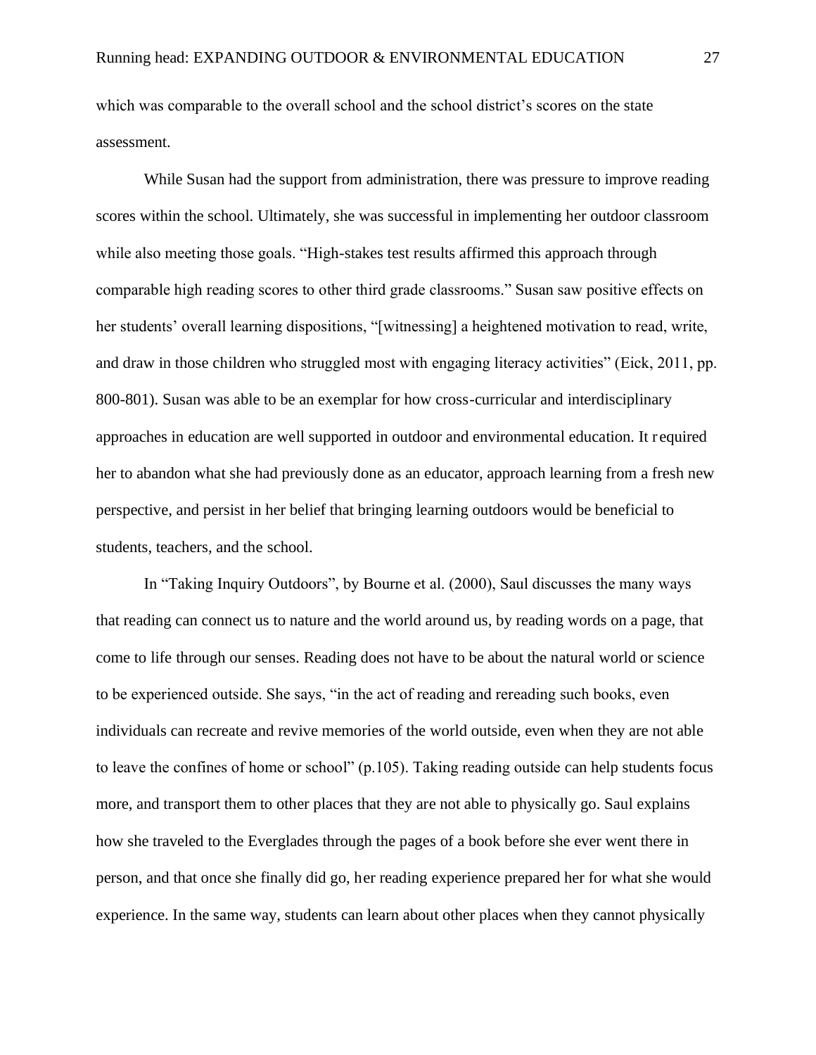which was comparable to the overall school and the school district's scores on the state assessment.

While Susan had the support from administration, there was pressure to improve reading scores within the school. Ultimately, she was successful in implementing her outdoor classroom while also meeting those goals. "High-stakes test results affirmed this approach through comparable high reading scores to other third grade classrooms." Susan saw positive effects on her students' overall learning dispositions, "[witnessing] a heightened motivation to read, write, and draw in those children who struggled most with engaging literacy activities" (Eick, 2011, pp. 800-801). Susan was able to be an exemplar for how cross-curricular and interdisciplinary approaches in education are well supported in outdoor and environmental education. It required her to abandon what she had previously done as an educator, approach learning from a fresh new perspective, and persist in her belief that bringing learning outdoors would be beneficial to students, teachers, and the school.

In "Taking Inquiry Outdoors", by Bourne et al. (2000), Saul discusses the many ways that reading can connect us to nature and the world around us, by reading words on a page, that come to life through our senses. Reading does not have to be about the natural world or science to be experienced outside. She says, "in the act of reading and rereading such books, even individuals can recreate and revive memories of the world outside, even when they are not able to leave the confines of home or school" (p.105). Taking reading outside can help students focus more, and transport them to other places that they are not able to physically go. Saul explains how she traveled to the Everglades through the pages of a book before she ever went there in person, and that once she finally did go, her reading experience prepared her for what she would experience. In the same way, students can learn about other places when they cannot physically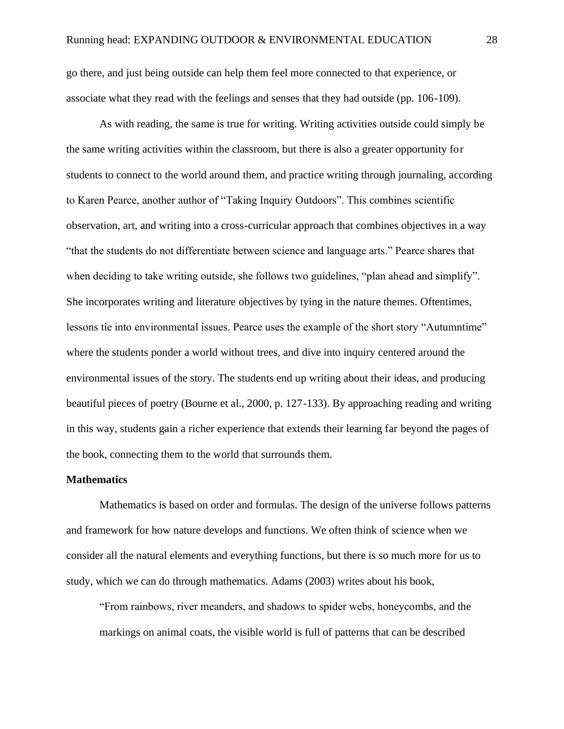go there, and just being outside can help them feel more connected to that experience, or associate what they read with the feelings and senses that they had outside (pp. 106-109).

As with reading, the same is true for writing. Writing activities outside could simply be the same writing activities within the classroom, but there is also a greater opportunity for students to connect to the world around them, and practice writing through journaling, according to Karen Pearce, another author of "Taking Inquiry Outdoors". This combines scientific observation, art, and writing into a cross-curricular approach that combines objectives in a way "that the students do not differentiate between science and language arts." Pearce shares that when deciding to take writing outside, she follows two guidelines, "plan ahead and simplify". She incorporates writing and literature objectives by tying in the nature themes. Oftentimes, lessons tie into environmental issues. Pearce uses the example of the short story "Autumntime" where the students ponder a world without trees, and dive into inquiry centered around the environmental issues of the story. The students end up writing about their ideas, and producing beautiful pieces of poetry (Bourne et al., 2000, p. 127-133). By approaching reading and writing in this way, students gain a richer experience that extends their learning far beyond the pages of the book, connecting them to the world that surrounds them.

**Mathematics**

Mathematics is based on order and formulas. The design of the universe follows patterns and framework for how nature develops and functions. We often think of science when we consider all the natural elements and everything functions, but there is so much more for us to study, which we can do through mathematics. Adams (2003) writes about his book,

> "From rainbows, river meanders, and shadows to spider webs, honeycombs, and the markings on animal coats, the visible world is full of patterns that can be described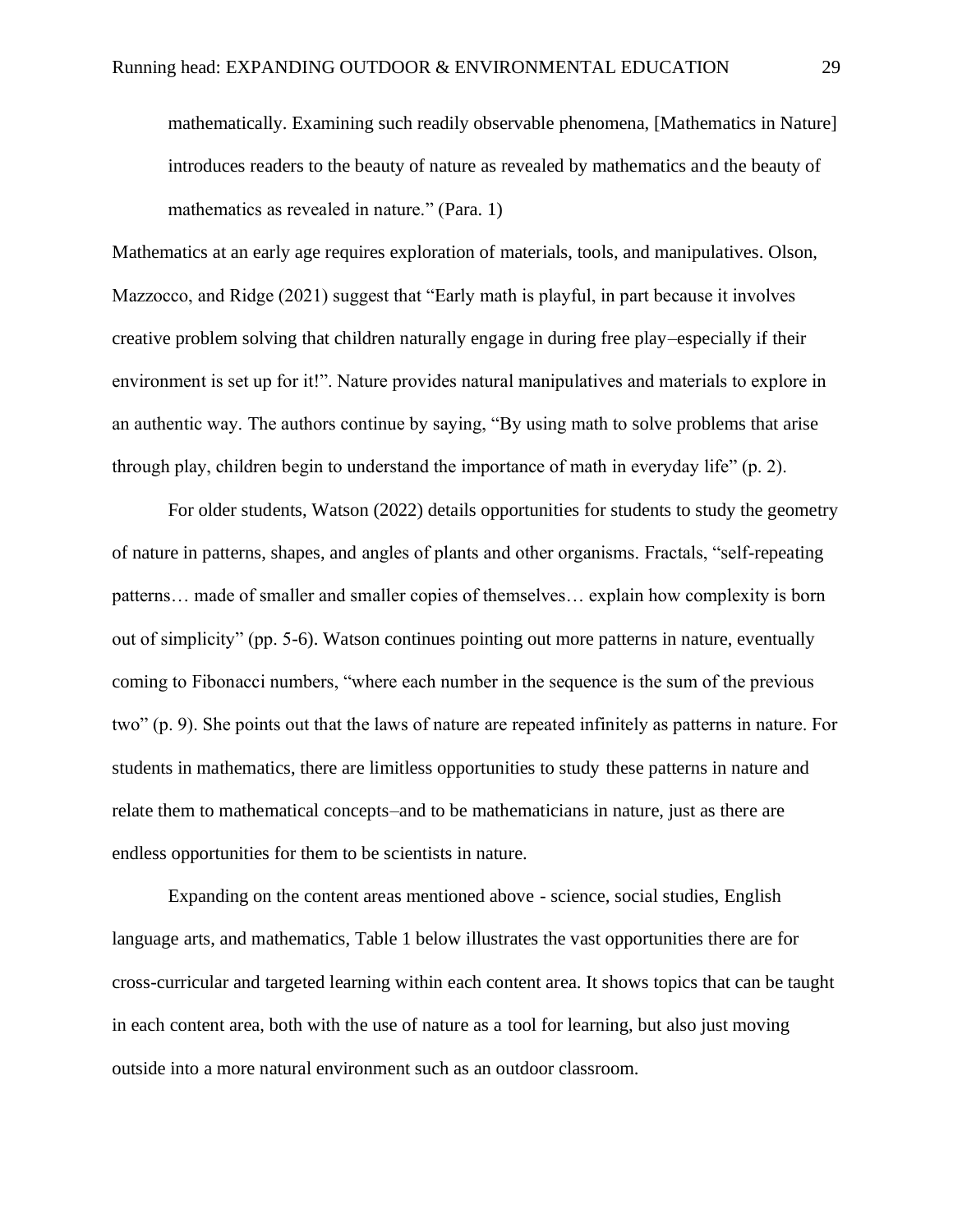> mathematically. Examining such readily observable phenomena, [Mathematics in Nature] introduces readers to the beauty of nature as revealed by mathematics and the beauty of mathematics as revealed in nature." (Para. 1)

Mathematics at an early age requires exploration of materials, tools, and manipulatives. Olson, Mazzocco, and Ridge (2021) suggest that "Early math is playful, in part because it involves creative problem solving that children naturally engage in during free play–especially if their environment is set up for it!". Nature provides natural manipulatives and materials to explore in an authentic way. The authors continue by saying, "By using math to solve problems that arise through play, children begin to understand the importance of math in everyday life" (p. 2).

For older students, Watson (2022) details opportunities for students to study the geometry of nature in patterns, shapes, and angles of plants and other organisms. Fractals, "self-repeating patterns… made of smaller and smaller copies of themselves… explain how complexity is born out of simplicity" (pp. 5-6). Watson continues pointing out more patterns in nature, eventually coming to Fibonacci numbers, "where each number in the sequence is the sum of the previous two" (p. 9). She points out that the laws of nature are repeated infinitely as patterns in nature. For students in mathematics, there are limitless opportunities to study these patterns in nature and relate them to mathematical concepts–and to be mathematicians in nature, just as there are endless opportunities for them to be scientists in nature.

Expanding on the content areas mentioned above - science, social studies, English language arts, and mathematics, Table 1 below illustrates the vast opportunities there are for cross-curricular and targeted learning within each content area. It shows topics that can be taught in each content area, both with the use of nature as a tool for learning, but also just moving outside into a more natural environment such as an outdoor classroom.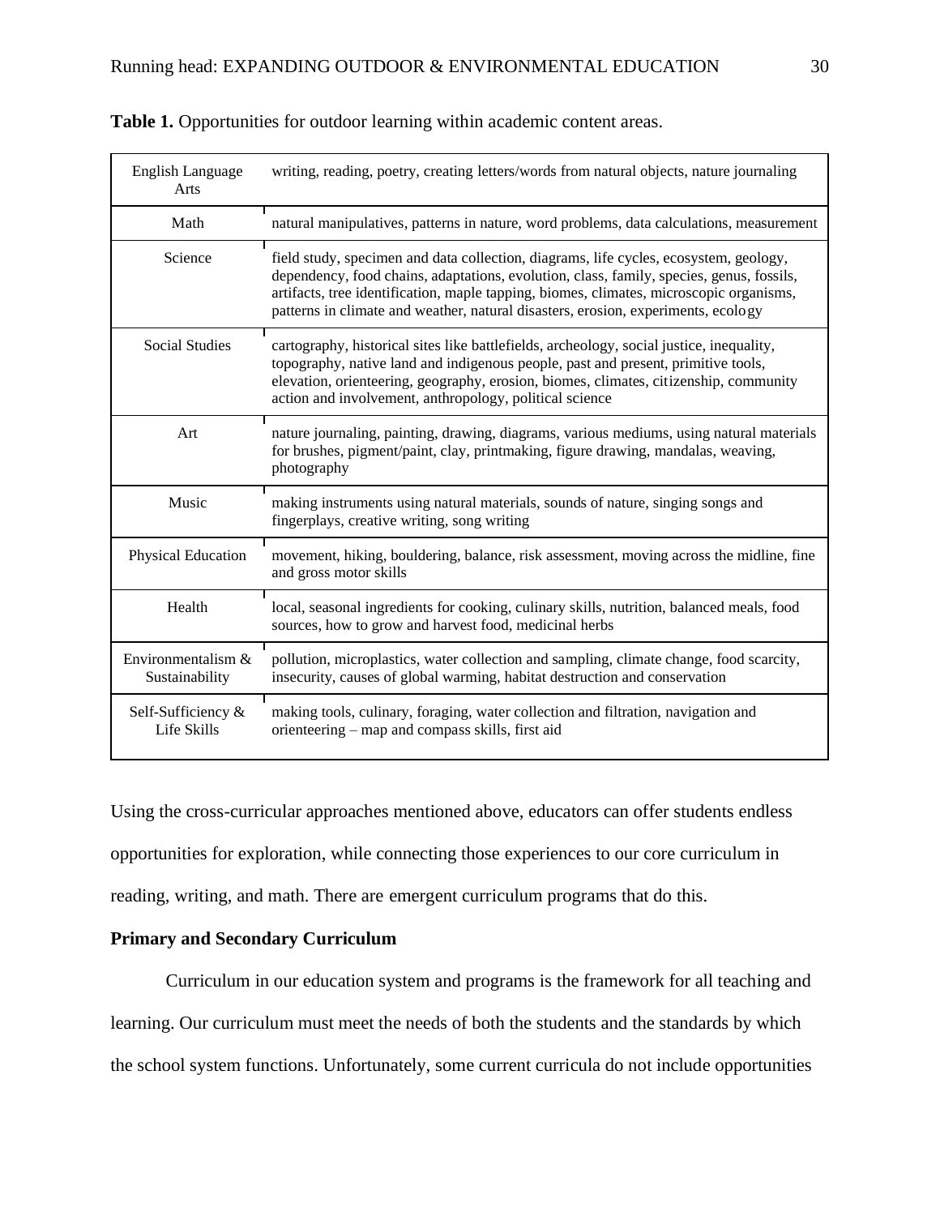**Table 1.** Opportunities for outdoor learning within academic content areas.

| | |
|---|---|
| English Language Arts | writing, reading, poetry, creating letters/words from natural objects, nature journaling |
| Math | natural manipulatives, patterns in nature, word problems, data calculations, measurement |
| Science | field study, specimen and data collection, diagrams, life cycles, ecosystem, geology, dependency, food chains, adaptations, evolution, class, family, species, genus, fossils, artifacts, tree identification, maple tapping, biomes, climates, microscopic organisms, patterns in climate and weather, natural disasters, erosion, experiments, ecology |
| Social Studies | cartography, historical sites like battlefields, archeology, social justice, inequality, topography, native land and indigenous people, past and present, primitive tools, elevation, orienteering, geography, erosion, biomes, climates, citizenship, community action and involvement, anthropology, political science |
| Art | nature journaling, painting, drawing, diagrams, various mediums, using natural materials for brushes, pigment/paint, clay, printmaking, figure drawing, mandalas, weaving, photography |
| Music | making instruments using natural materials, sounds of nature, singing songs and fingerplays, creative writing, song writing |
| Physical Education | movement, hiking, bouldering, balance, risk assessment, moving across the midline, fine and gross motor skills |
| Health | local, seasonal ingredients for cooking, culinary skills, nutrition, balanced meals, food sources, how to grow and harvest food, medicinal herbs |
| Environmentalism & Sustainability | pollution, microplastics, water collection and sampling, climate change, food scarcity, insecurity, causes of global warming, habitat destruction and conservation |
| Self-Sufficiency & Life Skills | making tools, culinary, foraging, water collection and filtration, navigation and orienteering – map and compass skills, first aid |

Using the cross-curricular approaches mentioned above, educators can offer students endless opportunities for exploration, while connecting those experiences to our core curriculum in reading, writing, and math. There are emergent curriculum programs that do this.

**Primary and Secondary Curriculum**

Curriculum in our education system and programs is the framework for all teaching and learning. Our curriculum must meet the needs of both the students and the standards by which the school system functions. Unfortunately, some current curricula do not include opportunities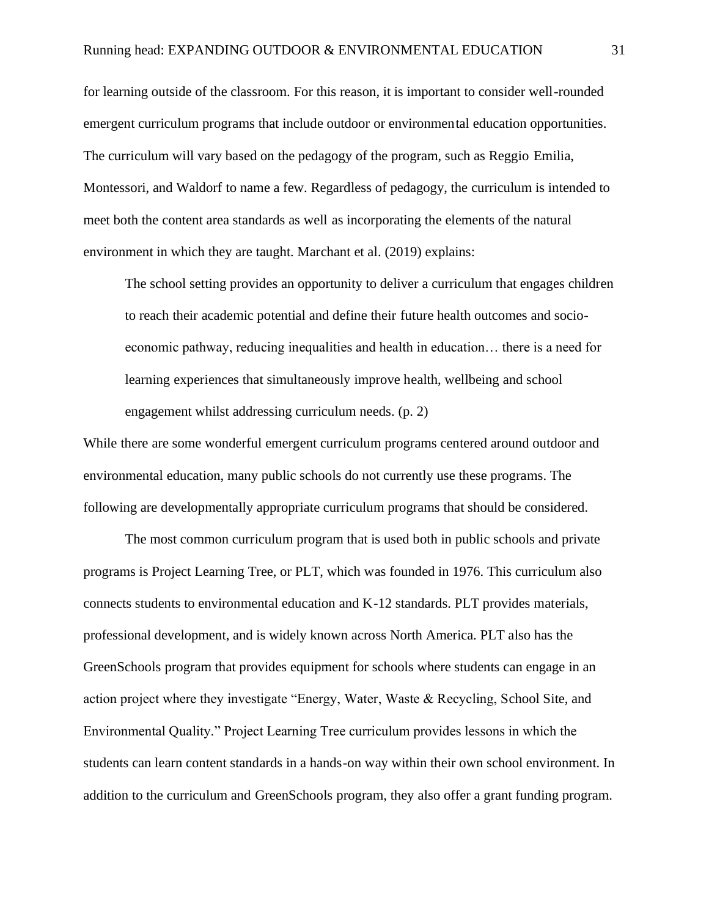for learning outside of the classroom. For this reason, it is important to consider well-rounded emergent curriculum programs that include outdoor or environmental education opportunities. The curriculum will vary based on the pedagogy of the program, such as Reggio Emilia, Montessori, and Waldorf to name a few. Regardless of pedagogy, the curriculum is intended to meet both the content area standards as well as incorporating the elements of the natural environment in which they are taught. Marchant et al. (2019) explains:

> The school setting provides an opportunity to deliver a curriculum that engages children to reach their academic potential and define their future health outcomes and socio-economic pathway, reducing inequalities and health in education… there is a need for learning experiences that simultaneously improve health, wellbeing and school engagement whilst addressing curriculum needs. (p. 2)

While there are some wonderful emergent curriculum programs centered around outdoor and environmental education, many public schools do not currently use these programs. The following are developmentally appropriate curriculum programs that should be considered.

The most common curriculum program that is used both in public schools and private programs is Project Learning Tree, or PLT, which was founded in 1976. This curriculum also connects students to environmental education and K-12 standards. PLT provides materials, professional development, and is widely known across North America. PLT also has the GreenSchools program that provides equipment for schools where students can engage in an action project where they investigate "Energy, Water, Waste & Recycling, School Site, and Environmental Quality." Project Learning Tree curriculum provides lessons in which the students can learn content standards in a hands-on way within their own school environment. In addition to the curriculum and GreenSchools program, they also offer a grant funding program.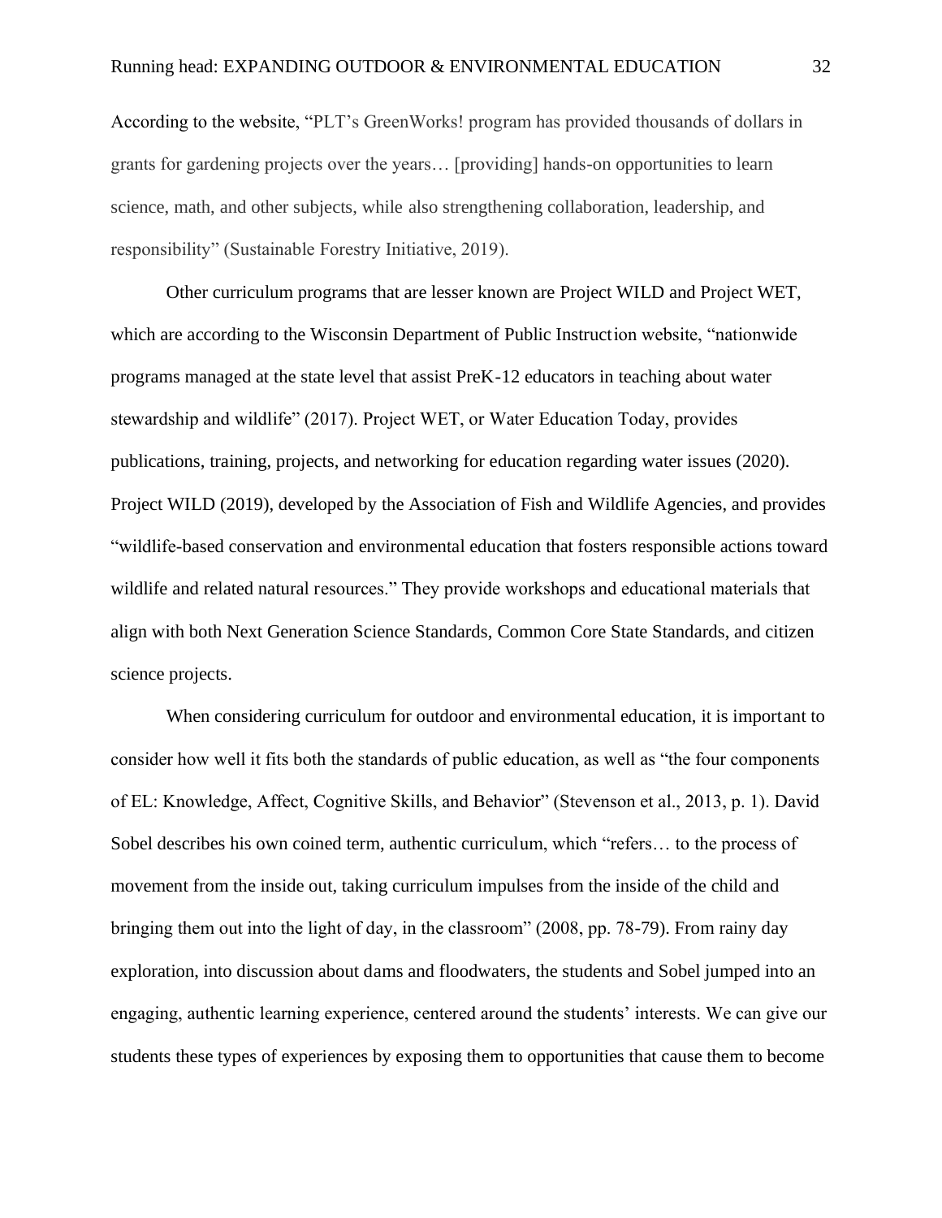According to the website, "PLT's GreenWorks! program has provided thousands of dollars in grants for gardening projects over the years… [providing] hands-on opportunities to learn science, math, and other subjects, while also strengthening collaboration, leadership, and responsibility" (Sustainable Forestry Initiative, 2019).

Other curriculum programs that are lesser known are Project WILD and Project WET, which are according to the Wisconsin Department of Public Instruction website, "nationwide programs managed at the state level that assist PreK-12 educators in teaching about water stewardship and wildlife" (2017). Project WET, or Water Education Today, provides publications, training, projects, and networking for education regarding water issues (2020). Project WILD (2019), developed by the Association of Fish and Wildlife Agencies, and provides "wildlife-based conservation and environmental education that fosters responsible actions toward wildlife and related natural resources." They provide workshops and educational materials that align with both Next Generation Science Standards, Common Core State Standards, and citizen science projects.

When considering curriculum for outdoor and environmental education, it is important to consider how well it fits both the standards of public education, as well as "the four components of EL: Knowledge, Affect, Cognitive Skills, and Behavior" (Stevenson et al., 2013, p. 1). David Sobel describes his own coined term, authentic curriculum, which "refers… to the process of movement from the inside out, taking curriculum impulses from the inside of the child and bringing them out into the light of day, in the classroom" (2008, pp. 78-79). From rainy day exploration, into discussion about dams and floodwaters, the students and Sobel jumped into an engaging, authentic learning experience, centered around the students' interests. We can give our students these types of experiences by exposing them to opportunities that cause them to become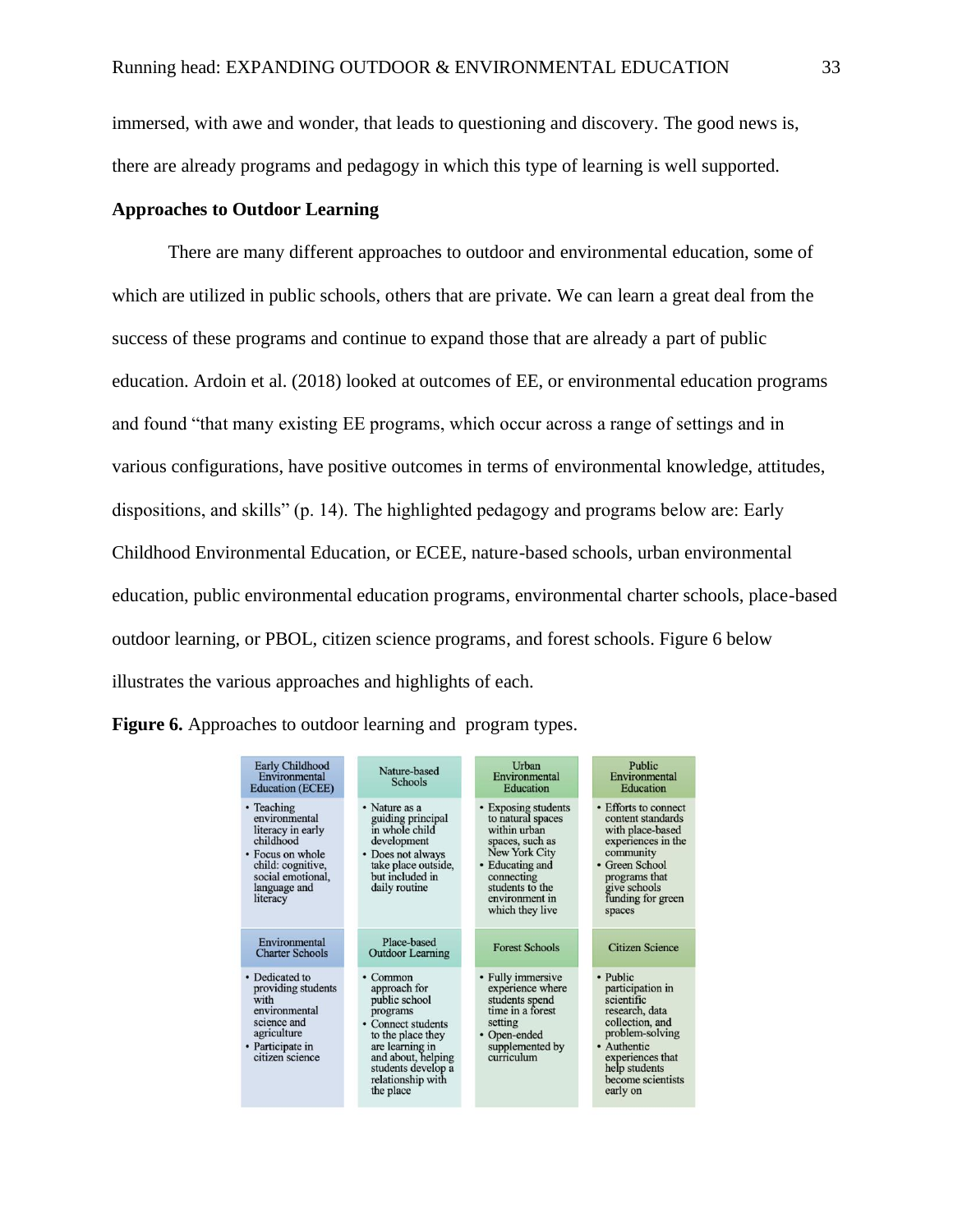immersed, with awe and wonder, that leads to questioning and discovery. The good news is, there are already programs and pedagogy in which this type of learning is well supported.

**Approaches to Outdoor Learning**

There are many different approaches to outdoor and environmental education, some of which are utilized in public schools, others that are private. We can learn a great deal from the success of these programs and continue to expand those that are already a part of public education. Ardoin et al. (2018) looked at outcomes of EE, or environmental education programs and found "that many existing EE programs, which occur across a range of settings and in various configurations, have positive outcomes in terms of environmental knowledge, attitudes, dispositions, and skills" (p. 14). The highlighted pedagogy and programs below are: Early Childhood Environmental Education, or ECEE, nature-based schools, urban environmental education, public environmental education programs, environmental charter schools, place-based outdoor learning, or PBOL, citizen science programs, and forest schools. Figure 6 below illustrates the various approaches and highlights of each.

**Figure 6.** Approaches to outdoor learning and program types.

| Early Childhood Environmental Education (ECEE) | Nature-based Schools | Urban Environmental Education | Public Environmental Education |
|---|---|---|---|
| • Teaching environmental literacy in early childhood<br>• Focus on whole child: cognitive, social emotional, language and literacy | • Nature as a guiding principal in whole child development<br>• Does not always take place outside, but included in daily routine | • Exposing students to natural spaces within urban spaces, such as New York City<br>• Educating and connecting students to the environment in which they live | • Efforts to connect content standards with place-based experiences in the community<br>• Green School programs that give schools funding for green spaces |
| **Environmental Charter Schools** | **Place-based Outdoor Learning** | **Forest Schools** | **Citizen Science** |
| • Dedicated to providing students with environmental science and agriculture<br>• Participate in citizen science | • Common approach for public school programs<br>• Connect students to the place they are learning in and about, helping students develop a relationship with the place | • Fully immersive experience where students spend time in a forest setting<br>• Open-ended supplemented by curriculum | • Public participation in scientific research, data collection, and problem-solving<br>• Authentic experiences that help students become scientists early on |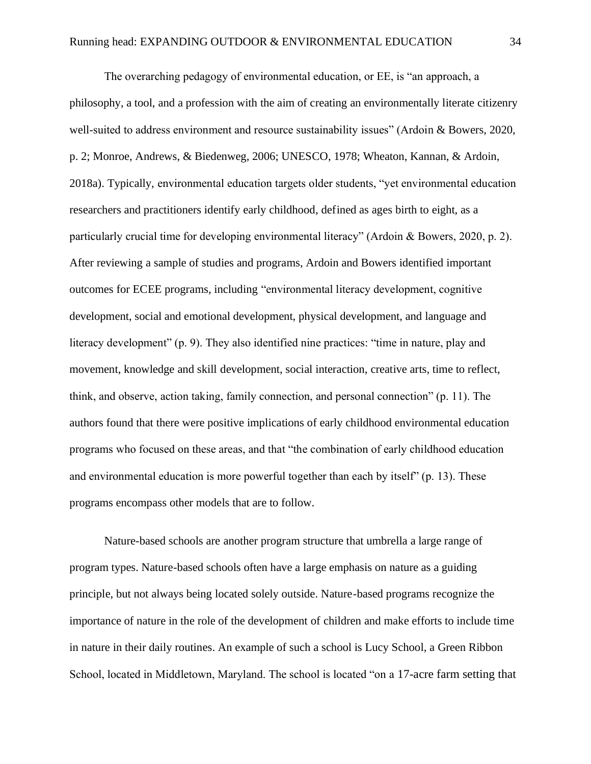The overarching pedagogy of environmental education, or EE, is "an approach, a philosophy, a tool, and a profession with the aim of creating an environmentally literate citizenry well-suited to address environment and resource sustainability issues" (Ardoin & Bowers, 2020, p. 2; Monroe, Andrews, & Biedenweg, 2006; UNESCO, 1978; Wheaton, Kannan, & Ardoin, 2018a). Typically, environmental education targets older students, "yet environmental education researchers and practitioners identify early childhood, defined as ages birth to eight, as a particularly crucial time for developing environmental literacy" (Ardoin & Bowers, 2020, p. 2). After reviewing a sample of studies and programs, Ardoin and Bowers identified important outcomes for ECEE programs, including "environmental literacy development, cognitive development, social and emotional development, physical development, and language and literacy development" (p. 9). They also identified nine practices: "time in nature, play and movement, knowledge and skill development, social interaction, creative arts, time to reflect, think, and observe, action taking, family connection, and personal connection" (p. 11). The authors found that there were positive implications of early childhood environmental education programs who focused on these areas, and that "the combination of early childhood education and environmental education is more powerful together than each by itself" (p. 13). These programs encompass other models that are to follow.

Nature-based schools are another program structure that umbrella a large range of program types. Nature-based schools often have a large emphasis on nature as a guiding principle, but not always being located solely outside. Nature-based programs recognize the importance of nature in the role of the development of children and make efforts to include time in nature in their daily routines. An example of such a school is Lucy School, a Green Ribbon School, located in Middletown, Maryland. The school is located "on a 17-acre farm setting that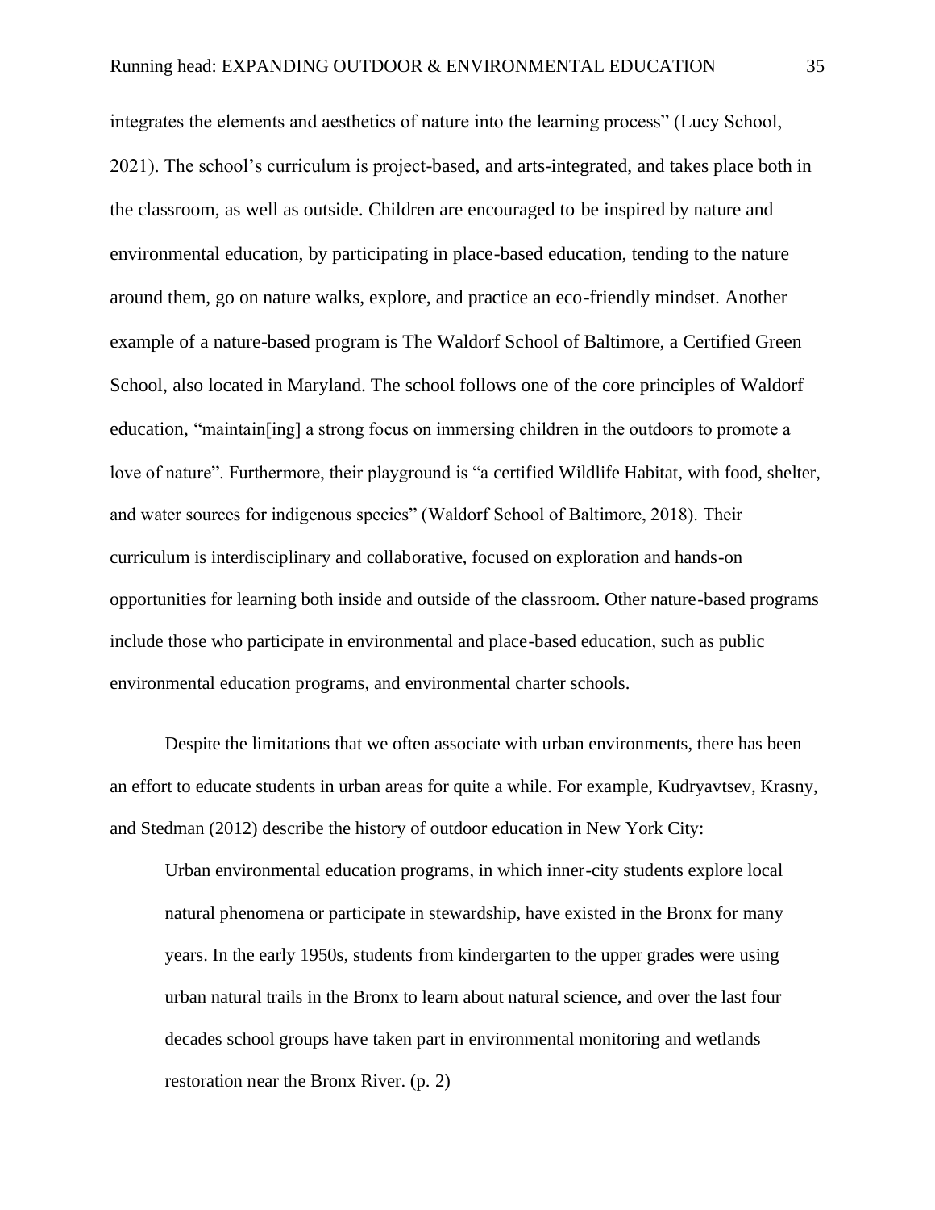integrates the elements and aesthetics of nature into the learning process" (Lucy School, 2021). The school's curriculum is project-based, and arts-integrated, and takes place both in the classroom, as well as outside. Children are encouraged to be inspired by nature and environmental education, by participating in place-based education, tending to the nature around them, go on nature walks, explore, and practice an eco-friendly mindset. Another example of a nature-based program is The Waldorf School of Baltimore, a Certified Green School, also located in Maryland. The school follows one of the core principles of Waldorf education, "maintain[ing] a strong focus on immersing children in the outdoors to promote a love of nature". Furthermore, their playground is "a certified Wildlife Habitat, with food, shelter, and water sources for indigenous species" (Waldorf School of Baltimore, 2018). Their curriculum is interdisciplinary and collaborative, focused on exploration and hands-on opportunities for learning both inside and outside of the classroom. Other nature-based programs include those who participate in environmental and place-based education, such as public environmental education programs, and environmental charter schools.

Despite the limitations that we often associate with urban environments, there has been an effort to educate students in urban areas for quite a while. For example, Kudryavtsev, Krasny, and Stedman (2012) describe the history of outdoor education in New York City:

> Urban environmental education programs, in which inner-city students explore local natural phenomena or participate in stewardship, have existed in the Bronx for many years. In the early 1950s, students from kindergarten to the upper grades were using urban natural trails in the Bronx to learn about natural science, and over the last four decades school groups have taken part in environmental monitoring and wetlands restoration near the Bronx River. (p. 2)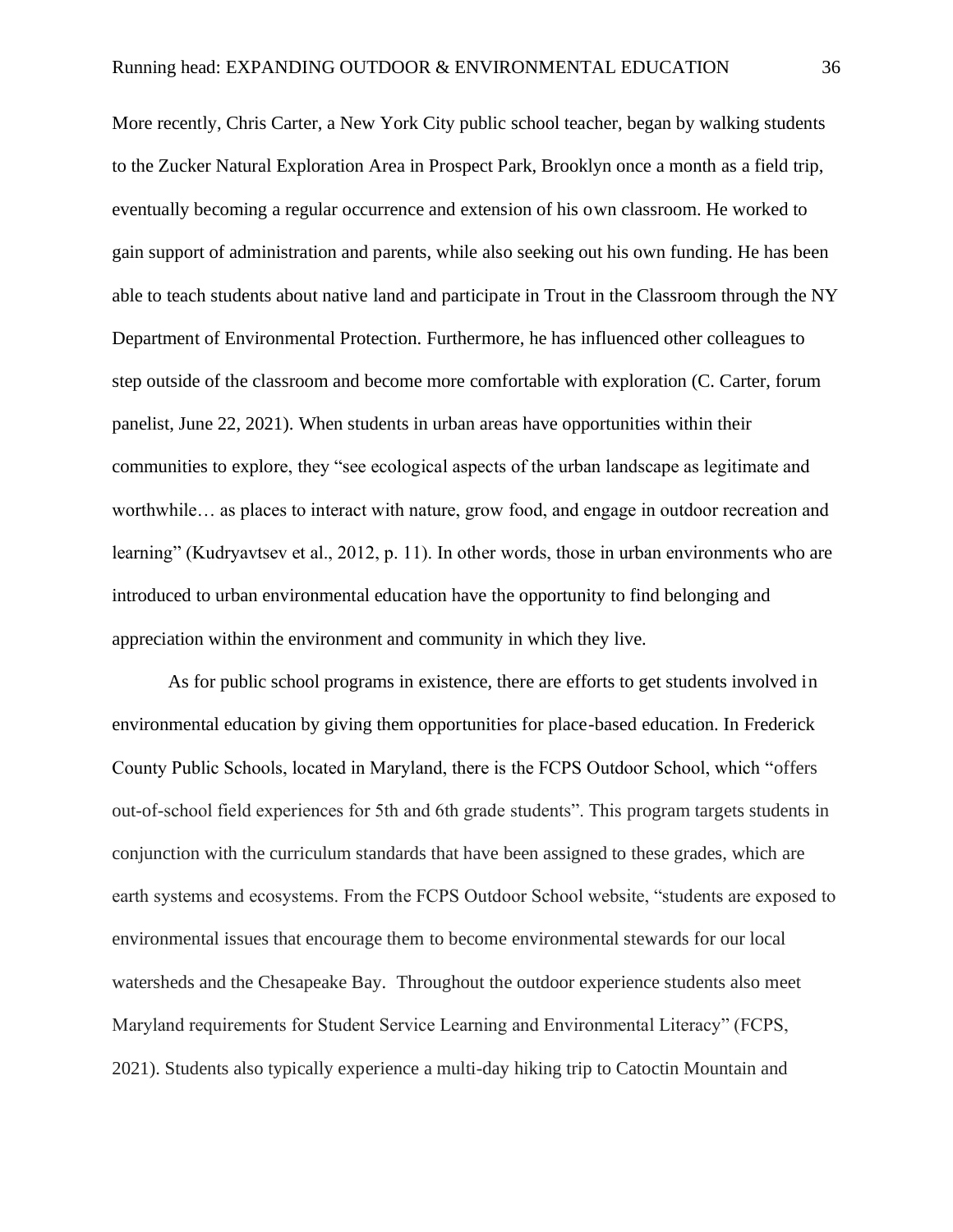More recently, Chris Carter, a New York City public school teacher, began by walking students to the Zucker Natural Exploration Area in Prospect Park, Brooklyn once a month as a field trip, eventually becoming a regular occurrence and extension of his own classroom. He worked to gain support of administration and parents, while also seeking out his own funding. He has been able to teach students about native land and participate in Trout in the Classroom through the NY Department of Environmental Protection. Furthermore, he has influenced other colleagues to step outside of the classroom and become more comfortable with exploration (C. Carter, forum panelist, June 22, 2021). When students in urban areas have opportunities within their communities to explore, they "see ecological aspects of the urban landscape as legitimate and worthwhile… as places to interact with nature, grow food, and engage in outdoor recreation and learning" (Kudryavtsev et al., 2012, p. 11). In other words, those in urban environments who are introduced to urban environmental education have the opportunity to find belonging and appreciation within the environment and community in which they live.

As for public school programs in existence, there are efforts to get students involved in environmental education by giving them opportunities for place-based education. In Frederick County Public Schools, located in Maryland, there is the FCPS Outdoor School, which "offers out-of-school field experiences for 5th and 6th grade students". This program targets students in conjunction with the curriculum standards that have been assigned to these grades, which are earth systems and ecosystems. From the FCPS Outdoor School website, "students are exposed to environmental issues that encourage them to become environmental stewards for our local watersheds and the Chesapeake Bay. Throughout the outdoor experience students also meet Maryland requirements for Student Service Learning and Environmental Literacy" (FCPS, 2021). Students also typically experience a multi-day hiking trip to Catoctin Mountain and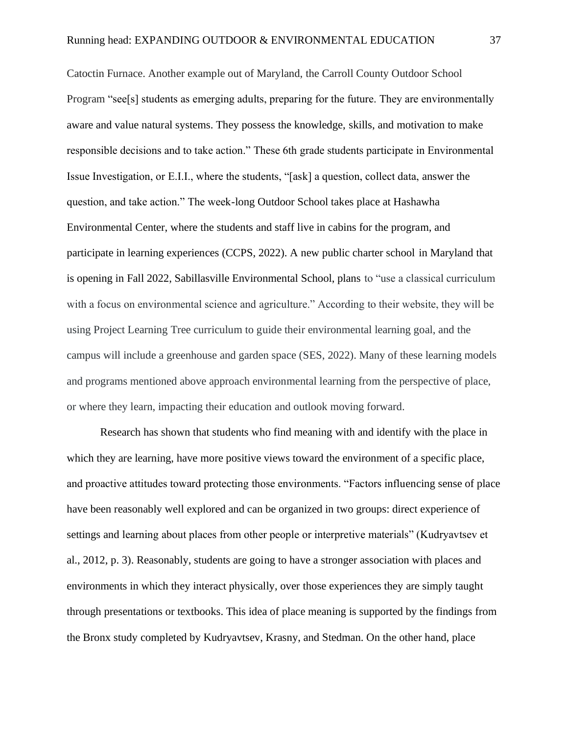Catoctin Furnace. Another example out of Maryland, the Carroll County Outdoor School Program "see[s] students as emerging adults, preparing for the future. They are environmentally aware and value natural systems. They possess the knowledge, skills, and motivation to make responsible decisions and to take action." These 6th grade students participate in Environmental Issue Investigation, or E.I.I., where the students, "[ask] a question, collect data, answer the question, and take action." The week-long Outdoor School takes place at Hashawha Environmental Center, where the students and staff live in cabins for the program, and participate in learning experiences (CCPS, 2022). A new public charter school in Maryland that is opening in Fall 2022, Sabillasville Environmental School, plans to "use a classical curriculum with a focus on environmental science and agriculture." According to their website, they will be using Project Learning Tree curriculum to guide their environmental learning goal, and the campus will include a greenhouse and garden space (SES, 2022). Many of these learning models and programs mentioned above approach environmental learning from the perspective of place, or where they learn, impacting their education and outlook moving forward.

Research has shown that students who find meaning with and identify with the place in which they are learning, have more positive views toward the environment of a specific place, and proactive attitudes toward protecting those environments. "Factors influencing sense of place have been reasonably well explored and can be organized in two groups: direct experience of settings and learning about places from other people or interpretive materials" (Kudryavtsev et al., 2012, p. 3). Reasonably, students are going to have a stronger association with places and environments in which they interact physically, over those experiences they are simply taught through presentations or textbooks. This idea of place meaning is supported by the findings from the Bronx study completed by Kudryavtsev, Krasny, and Stedman. On the other hand, place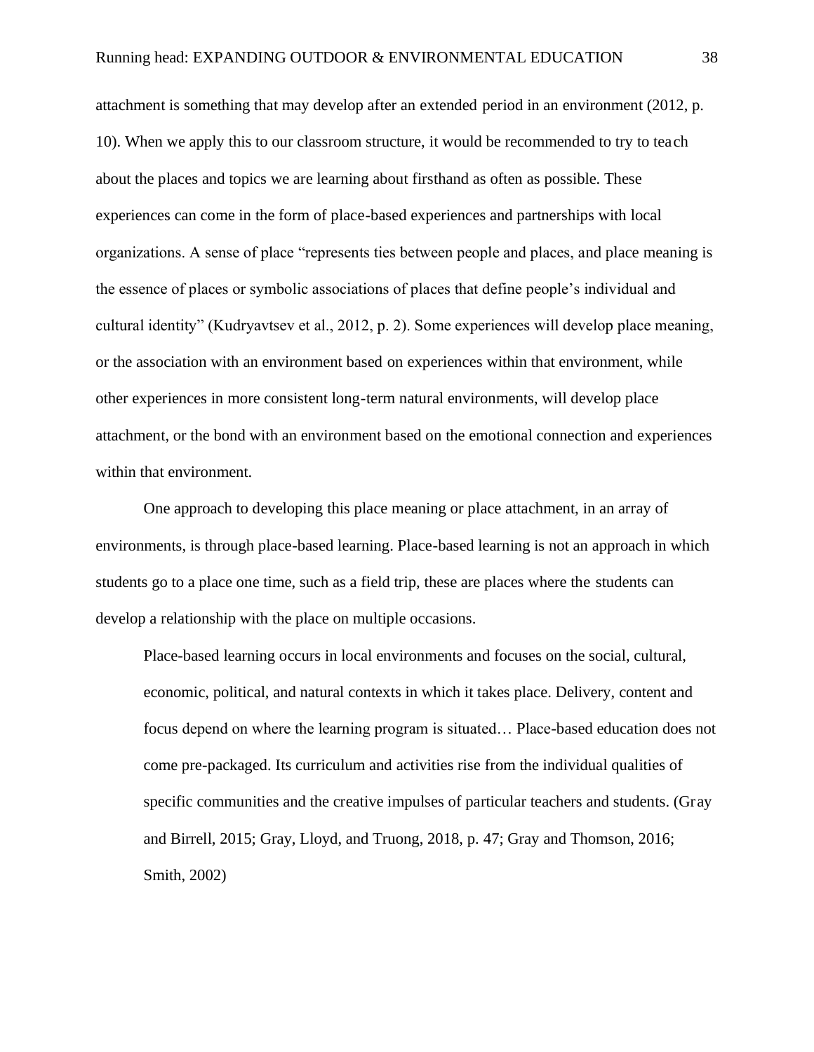attachment is something that may develop after an extended period in an environment (2012, p. 10). When we apply this to our classroom structure, it would be recommended to try to teach about the places and topics we are learning about firsthand as often as possible. These experiences can come in the form of place-based experiences and partnerships with local organizations. A sense of place "represents ties between people and places, and place meaning is the essence of places or symbolic associations of places that define people's individual and cultural identity" (Kudryavtsev et al., 2012, p. 2). Some experiences will develop place meaning, or the association with an environment based on experiences within that environment, while other experiences in more consistent long-term natural environments, will develop place attachment, or the bond with an environment based on the emotional connection and experiences within that environment.

One approach to developing this place meaning or place attachment, in an array of environments, is through place-based learning. Place-based learning is not an approach in which students go to a place one time, such as a field trip, these are places where the students can develop a relationship with the place on multiple occasions.

> Place-based learning occurs in local environments and focuses on the social, cultural, economic, political, and natural contexts in which it takes place. Delivery, content and focus depend on where the learning program is situated… Place-based education does not come pre-packaged. Its curriculum and activities rise from the individual qualities of specific communities and the creative impulses of particular teachers and students. (Gray and Birrell, 2015; Gray, Lloyd, and Truong, 2018, p. 47; Gray and Thomson, 2016; Smith, 2002)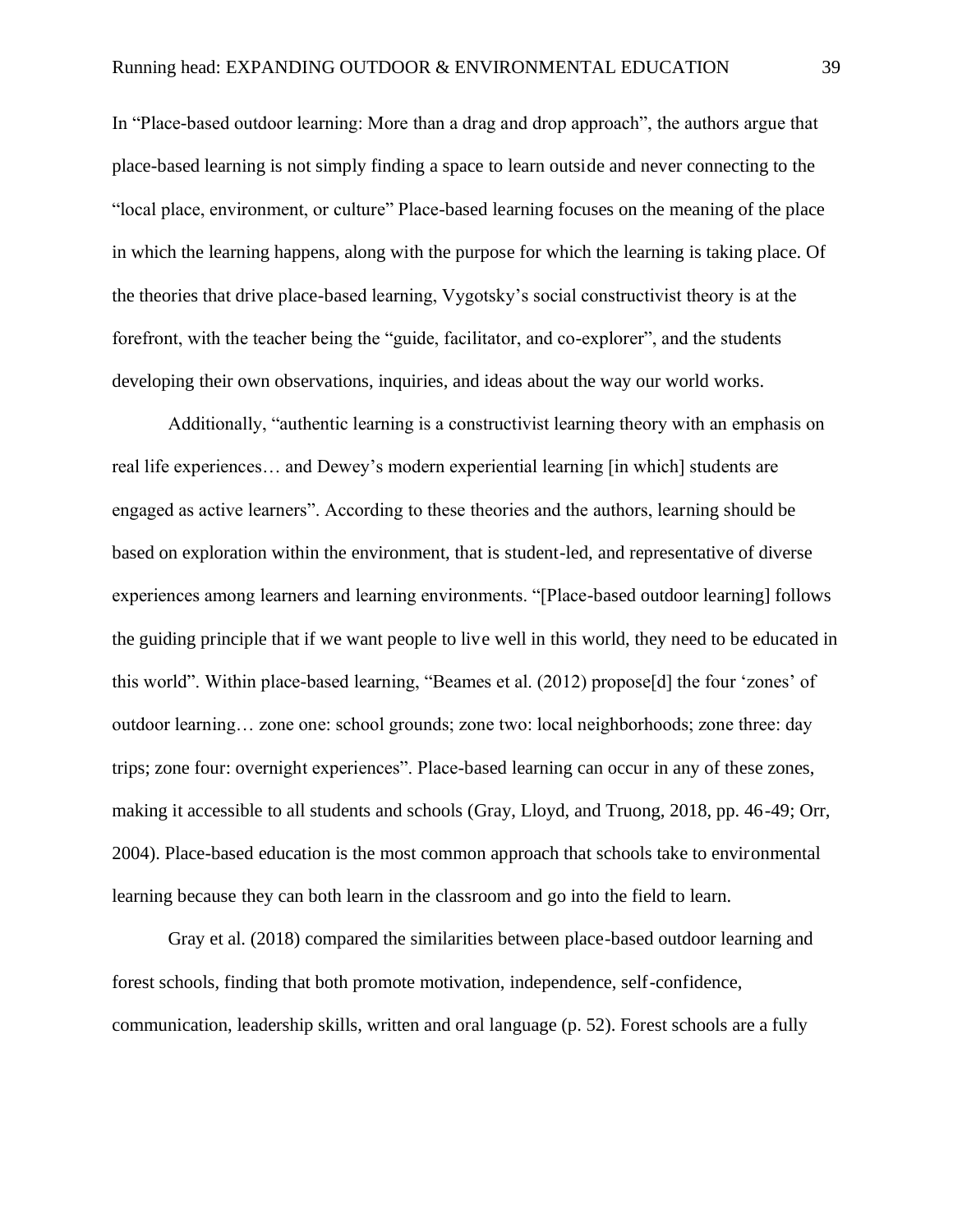In "Place-based outdoor learning: More than a drag and drop approach", the authors argue that place-based learning is not simply finding a space to learn outside and never connecting to the "local place, environment, or culture" Place-based learning focuses on the meaning of the place in which the learning happens, along with the purpose for which the learning is taking place. Of the theories that drive place-based learning, Vygotsky's social constructivist theory is at the forefront, with the teacher being the "guide, facilitator, and co-explorer", and the students developing their own observations, inquiries, and ideas about the way our world works.

Additionally, "authentic learning is a constructivist learning theory with an emphasis on real life experiences… and Dewey's modern experiential learning [in which] students are engaged as active learners". According to these theories and the authors, learning should be based on exploration within the environment, that is student-led, and representative of diverse experiences among learners and learning environments. "[Place-based outdoor learning] follows the guiding principle that if we want people to live well in this world, they need to be educated in this world". Within place-based learning, "Beames et al. (2012) propose[d] the four 'zones' of outdoor learning… zone one: school grounds; zone two: local neighborhoods; zone three: day trips; zone four: overnight experiences". Place-based learning can occur in any of these zones, making it accessible to all students and schools (Gray, Lloyd, and Truong, 2018, pp. 46-49; Orr, 2004). Place-based education is the most common approach that schools take to environmental learning because they can both learn in the classroom and go into the field to learn.

Gray et al. (2018) compared the similarities between place-based outdoor learning and forest schools, finding that both promote motivation, independence, self-confidence, communication, leadership skills, written and oral language (p. 52). Forest schools are a fully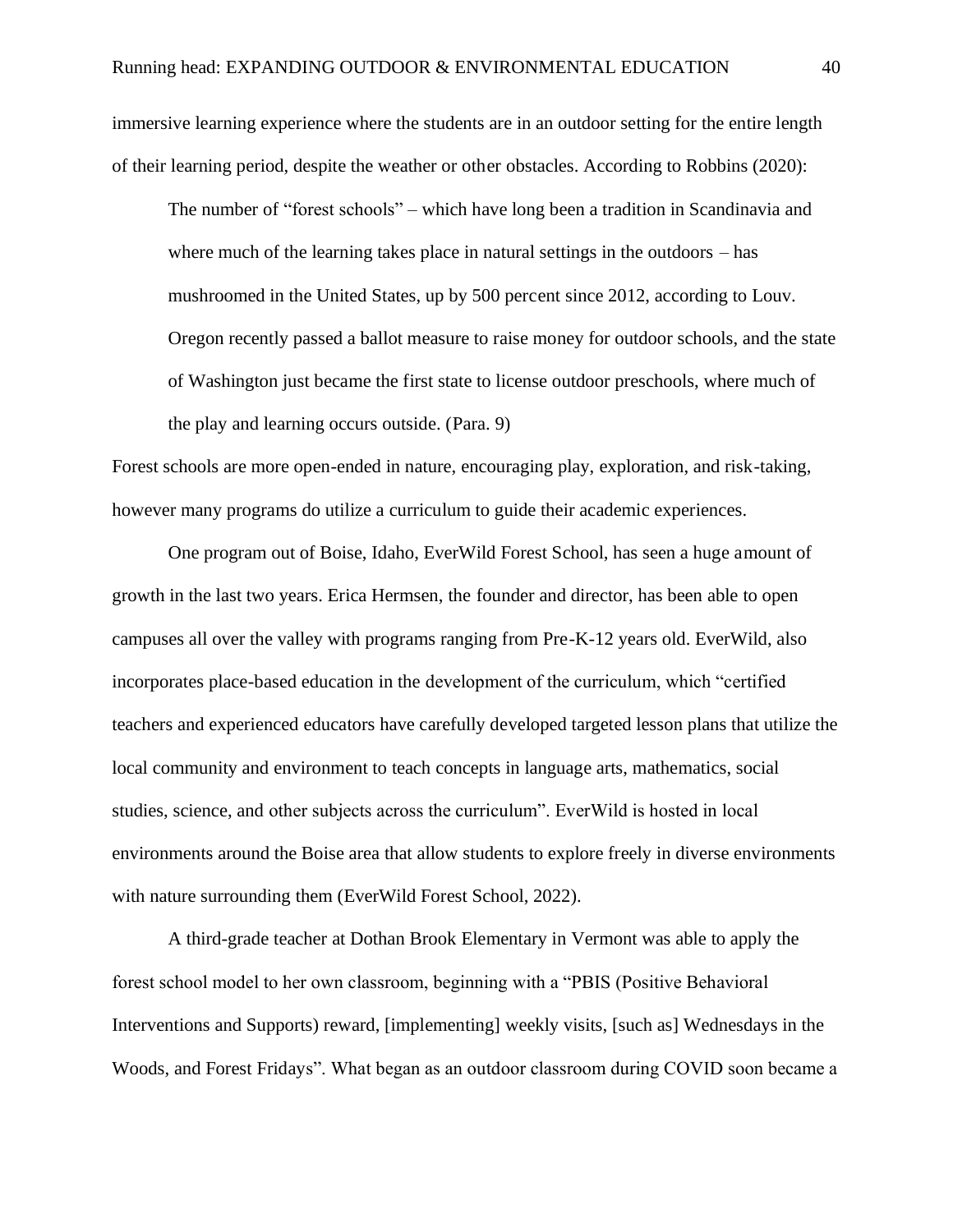immersive learning experience where the students are in an outdoor setting for the entire length of their learning period, despite the weather or other obstacles. According to Robbins (2020):

> The number of "forest schools" – which have long been a tradition in Scandinavia and where much of the learning takes place in natural settings in the outdoors – has mushroomed in the United States, up by 500 percent since 2012, according to Louv. Oregon recently passed a ballot measure to raise money for outdoor schools, and the state of Washington just became the first state to license outdoor preschools, where much of the play and learning occurs outside. (Para. 9)

Forest schools are more open-ended in nature, encouraging play, exploration, and risk-taking, however many programs do utilize a curriculum to guide their academic experiences.

One program out of Boise, Idaho, EverWild Forest School, has seen a huge amount of growth in the last two years. Erica Hermsen, the founder and director, has been able to open campuses all over the valley with programs ranging from Pre-K-12 years old. EverWild, also incorporates place-based education in the development of the curriculum, which "certified teachers and experienced educators have carefully developed targeted lesson plans that utilize the local community and environment to teach concepts in language arts, mathematics, social studies, science, and other subjects across the curriculum". EverWild is hosted in local environments around the Boise area that allow students to explore freely in diverse environments with nature surrounding them (EverWild Forest School, 2022).

A third-grade teacher at Dothan Brook Elementary in Vermont was able to apply the forest school model to her own classroom, beginning with a "PBIS (Positive Behavioral Interventions and Supports) reward, [implementing] weekly visits, [such as] Wednesdays in the Woods, and Forest Fridays". What began as an outdoor classroom during COVID soon became a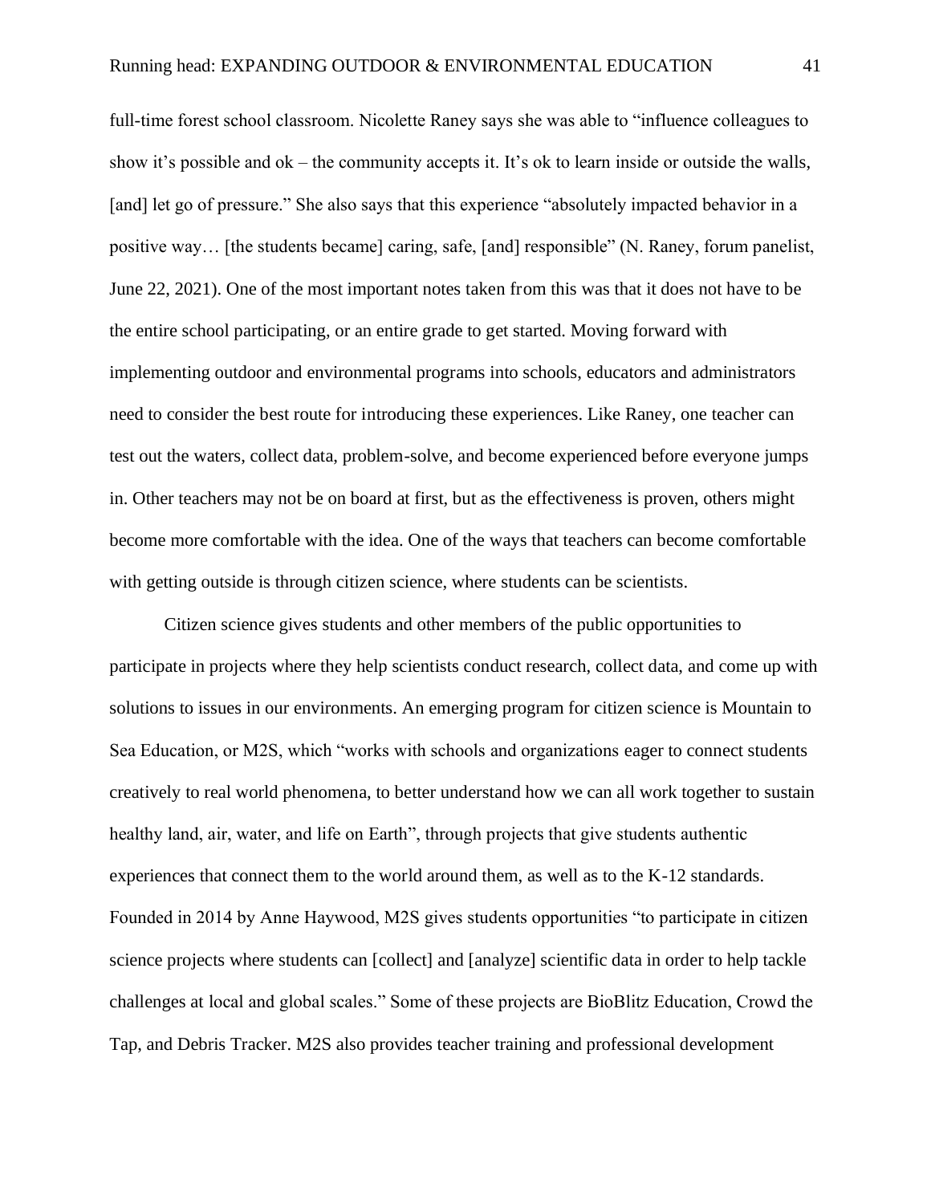full-time forest school classroom. Nicolette Raney says she was able to "influence colleagues to show it's possible and ok – the community accepts it. It's ok to learn inside or outside the walls, [and] let go of pressure." She also says that this experience "absolutely impacted behavior in a positive way… [the students became] caring, safe, [and] responsible" (N. Raney, forum panelist, June 22, 2021). One of the most important notes taken from this was that it does not have to be the entire school participating, or an entire grade to get started. Moving forward with implementing outdoor and environmental programs into schools, educators and administrators need to consider the best route for introducing these experiences. Like Raney, one teacher can test out the waters, collect data, problem-solve, and become experienced before everyone jumps in. Other teachers may not be on board at first, but as the effectiveness is proven, others might become more comfortable with the idea. One of the ways that teachers can become comfortable with getting outside is through citizen science, where students can be scientists.

Citizen science gives students and other members of the public opportunities to participate in projects where they help scientists conduct research, collect data, and come up with solutions to issues in our environments. An emerging program for citizen science is Mountain to Sea Education, or M2S, which "works with schools and organizations eager to connect students creatively to real world phenomena, to better understand how we can all work together to sustain healthy land, air, water, and life on Earth", through projects that give students authentic experiences that connect them to the world around them, as well as to the K-12 standards. Founded in 2014 by Anne Haywood, M2S gives students opportunities "to participate in citizen science projects where students can [collect] and [analyze] scientific data in order to help tackle challenges at local and global scales." Some of these projects are BioBlitz Education, Crowd the Tap, and Debris Tracker. M2S also provides teacher training and professional development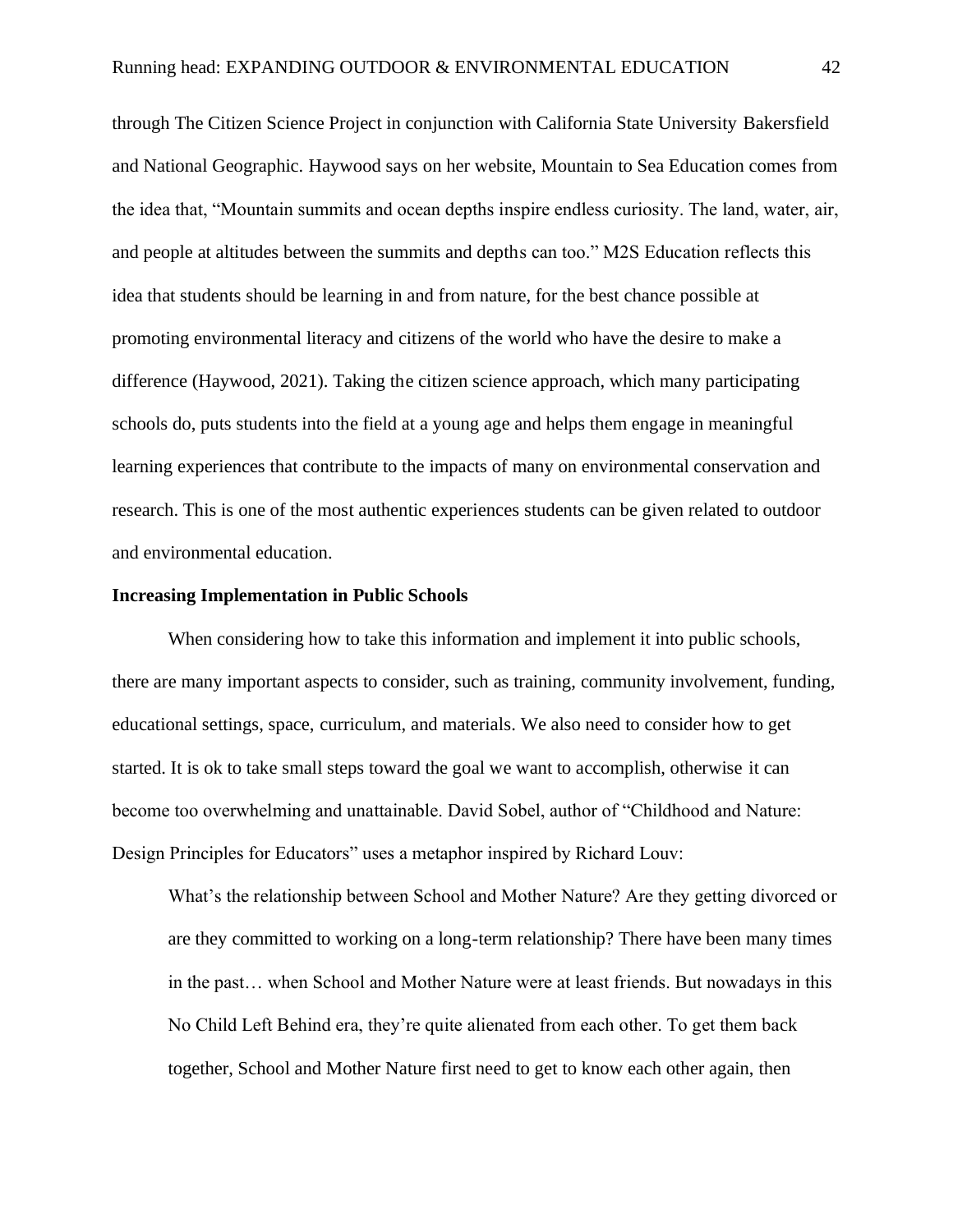through The Citizen Science Project in conjunction with California State University Bakersfield and National Geographic. Haywood says on her website, Mountain to Sea Education comes from the idea that, "Mountain summits and ocean depths inspire endless curiosity. The land, water, air, and people at altitudes between the summits and depths can too." M2S Education reflects this idea that students should be learning in and from nature, for the best chance possible at promoting environmental literacy and citizens of the world who have the desire to make a difference (Haywood, 2021). Taking the citizen science approach, which many participating schools do, puts students into the field at a young age and helps them engage in meaningful learning experiences that contribute to the impacts of many on environmental conservation and research. This is one of the most authentic experiences students can be given related to outdoor and environmental education.

**Increasing Implementation in Public Schools**

When considering how to take this information and implement it into public schools, there are many important aspects to consider, such as training, community involvement, funding, educational settings, space, curriculum, and materials. We also need to consider how to get started. It is ok to take small steps toward the goal we want to accomplish, otherwise it can become too overwhelming and unattainable. David Sobel, author of "Childhood and Nature: Design Principles for Educators" uses a metaphor inspired by Richard Louv:

> What's the relationship between School and Mother Nature? Are they getting divorced or are they committed to working on a long-term relationship? There have been many times in the past… when School and Mother Nature were at least friends. But nowadays in this No Child Left Behind era, they're quite alienated from each other. To get them back together, School and Mother Nature first need to get to know each other again, then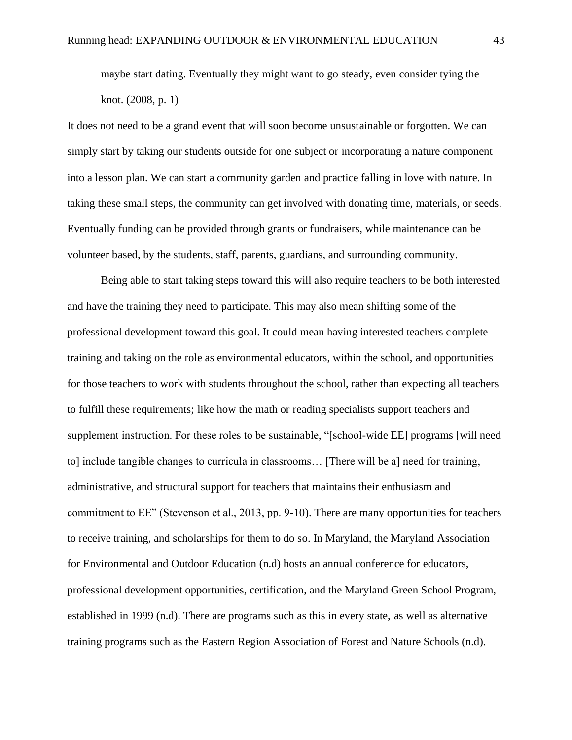> maybe start dating. Eventually they might want to go steady, even consider tying the knot. (2008, p. 1)

It does not need to be a grand event that will soon become unsustainable or forgotten. We can simply start by taking our students outside for one subject or incorporating a nature component into a lesson plan. We can start a community garden and practice falling in love with nature. In taking these small steps, the community can get involved with donating time, materials, or seeds. Eventually funding can be provided through grants or fundraisers, while maintenance can be volunteer based, by the students, staff, parents, guardians, and surrounding community.

Being able to start taking steps toward this will also require teachers to be both interested and have the training they need to participate. This may also mean shifting some of the professional development toward this goal. It could mean having interested teachers complete training and taking on the role as environmental educators, within the school, and opportunities for those teachers to work with students throughout the school, rather than expecting all teachers to fulfill these requirements; like how the math or reading specialists support teachers and supplement instruction. For these roles to be sustainable, "[school-wide EE] programs [will need to] include tangible changes to curricula in classrooms… [There will be a] need for training, administrative, and structural support for teachers that maintains their enthusiasm and commitment to EE" (Stevenson et al., 2013, pp. 9-10). There are many opportunities for teachers to receive training, and scholarships for them to do so. In Maryland, the Maryland Association for Environmental and Outdoor Education (n.d) hosts an annual conference for educators, professional development opportunities, certification, and the Maryland Green School Program, established in 1999 (n.d). There are programs such as this in every state, as well as alternative training programs such as the Eastern Region Association of Forest and Nature Schools (n.d).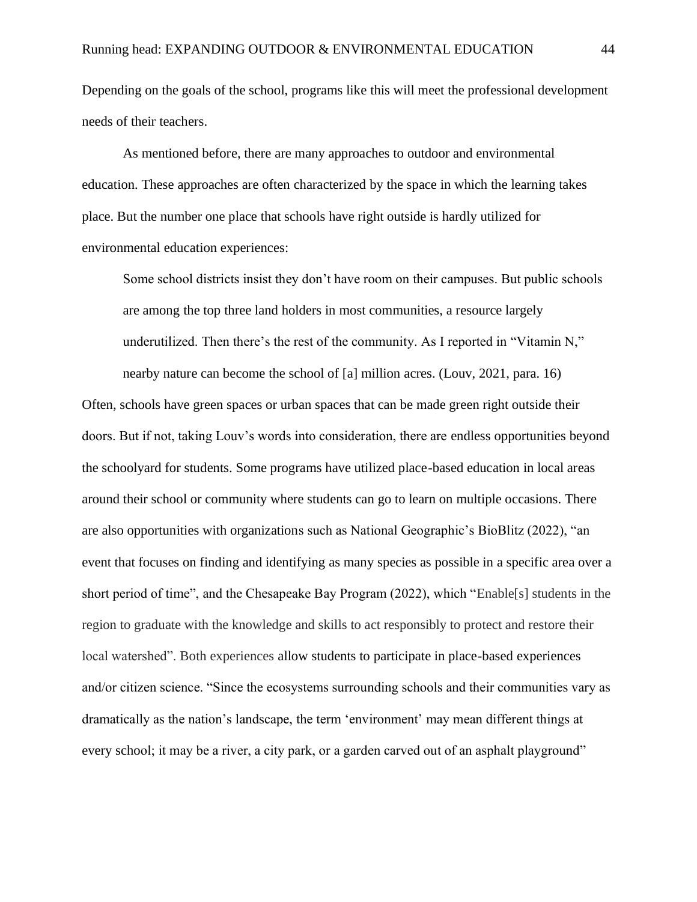Depending on the goals of the school, programs like this will meet the professional development needs of their teachers.

As mentioned before, there are many approaches to outdoor and environmental education. These approaches are often characterized by the space in which the learning takes place. But the number one place that schools have right outside is hardly utilized for environmental education experiences:

> Some school districts insist they don't have room on their campuses. But public schools are among the top three land holders in most communities, a resource largely underutilized. Then there's the rest of the community. As I reported in "Vitamin N," nearby nature can become the school of [a] million acres. (Louv, 2021, para. 16)

Often, schools have green spaces or urban spaces that can be made green right outside their doors. But if not, taking Louv's words into consideration, there are endless opportunities beyond the schoolyard for students. Some programs have utilized place-based education in local areas around their school or community where students can go to learn on multiple occasions. There are also opportunities with organizations such as National Geographic's BioBlitz (2022), "an event that focuses on finding and identifying as many species as possible in a specific area over a short period of time", and the Chesapeake Bay Program (2022), which "Enable[s] students in the region to graduate with the knowledge and skills to act responsibly to protect and restore their local watershed". Both experiences allow students to participate in place-based experiences and/or citizen science. "Since the ecosystems surrounding schools and their communities vary as dramatically as the nation's landscape, the term 'environment' may mean different things at every school; it may be a river, a city park, or a garden carved out of an asphalt playground"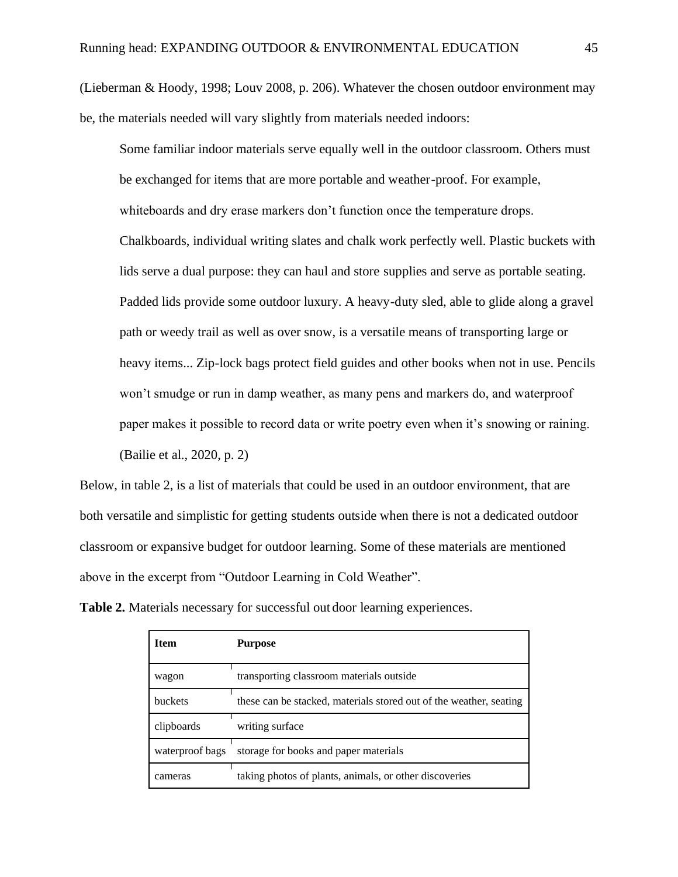(Lieberman & Hoody, 1998; Louv 2008, p. 206). Whatever the chosen outdoor environment may be, the materials needed will vary slightly from materials needed indoors:

> Some familiar indoor materials serve equally well in the outdoor classroom. Others must be exchanged for items that are more portable and weather-proof. For example, whiteboards and dry erase markers don't function once the temperature drops. Chalkboards, individual writing slates and chalk work perfectly well. Plastic buckets with lids serve a dual purpose: they can haul and store supplies and serve as portable seating. Padded lids provide some outdoor luxury. A heavy-duty sled, able to glide along a gravel path or weedy trail as well as over snow, is a versatile means of transporting large or heavy items... Zip-lock bags protect field guides and other books when not in use. Pencils won't smudge or run in damp weather, as many pens and markers do, and waterproof paper makes it possible to record data or write poetry even when it's snowing or raining. (Bailie et al., 2020, p. 2)

Below, in table 2, is a list of materials that could be used in an outdoor environment, that are both versatile and simplistic for getting students outside when there is not a dedicated outdoor classroom or expansive budget for outdoor learning. Some of these materials are mentioned above in the excerpt from "Outdoor Learning in Cold Weather".

**Table 2.** Materials necessary for successful out door learning experiences.

| Item | Purpose |
|---|---|
| wagon | transporting classroom materials outside |
| buckets | these can be stacked, materials stored out of the weather, seating |
| clipboards | writing surface |
| waterproof bags | storage for books and paper materials |
| cameras | taking photos of plants, animals, or other discoveries |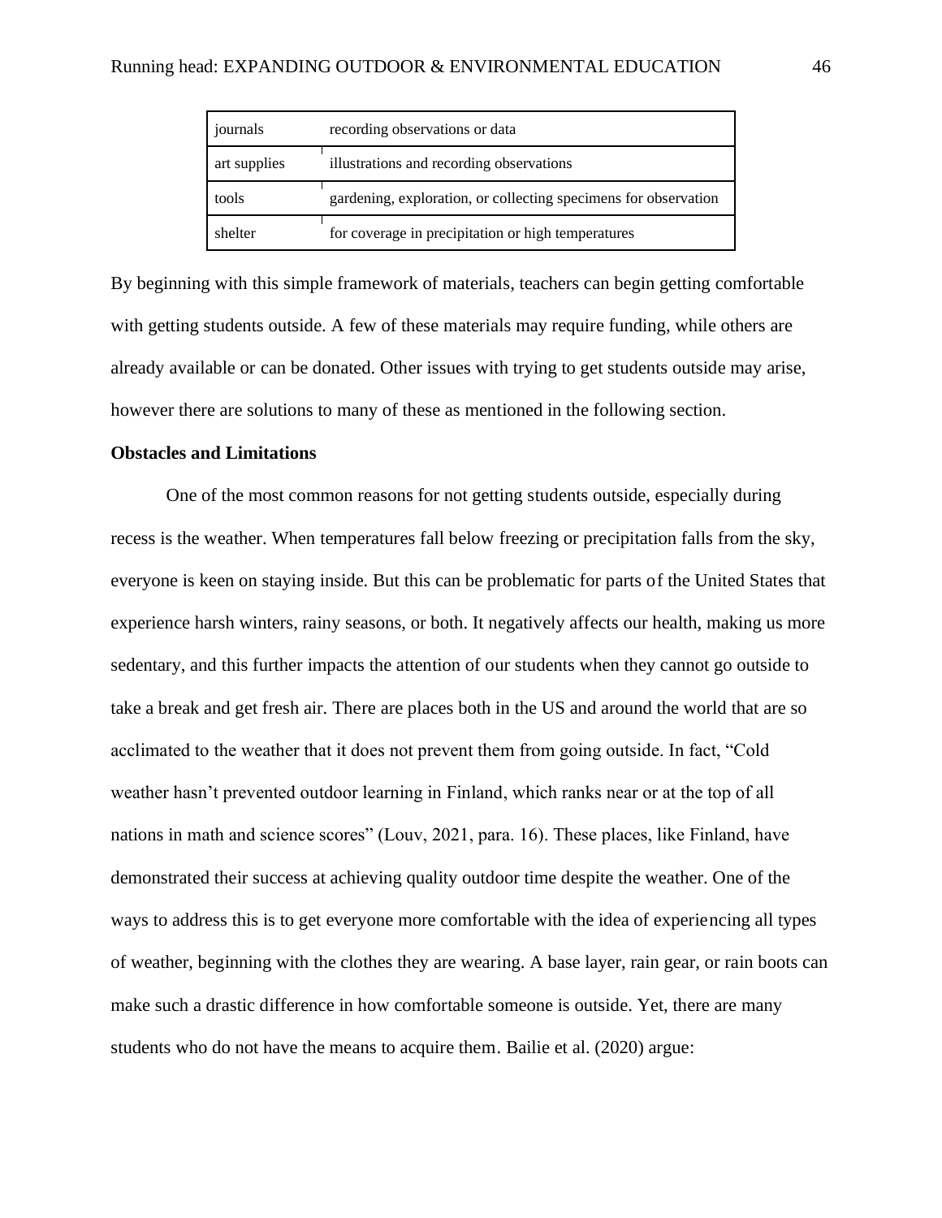| journals | recording observations or data |
|---|---|
| art supplies | illustrations and recording observations |
| tools | gardening, exploration, or collecting specimens for observation |
| shelter | for coverage in precipitation or high temperatures |

By beginning with this simple framework of materials, teachers can begin getting comfortable with getting students outside. A few of these materials may require funding, while others are already available or can be donated. Other issues with trying to get students outside may arise, however there are solutions to many of these as mentioned in the following section.

**Obstacles and Limitations**

One of the most common reasons for not getting students outside, especially during recess is the weather. When temperatures fall below freezing or precipitation falls from the sky, everyone is keen on staying inside. But this can be problematic for parts of the United States that experience harsh winters, rainy seasons, or both. It negatively affects our health, making us more sedentary, and this further impacts the attention of our students when they cannot go outside to take a break and get fresh air. There are places both in the US and around the world that are so acclimated to the weather that it does not prevent them from going outside. In fact, "Cold weather hasn't prevented outdoor learning in Finland, which ranks near or at the top of all nations in math and science scores" (Louv, 2021, para. 16). These places, like Finland, have demonstrated their success at achieving quality outdoor time despite the weather. One of the ways to address this is to get everyone more comfortable with the idea of experiencing all types of weather, beginning with the clothes they are wearing. A base layer, rain gear, or rain boots can make such a drastic difference in how comfortable someone is outside. Yet, there are many students who do not have the means to acquire them. Bailie et al. (2020) argue: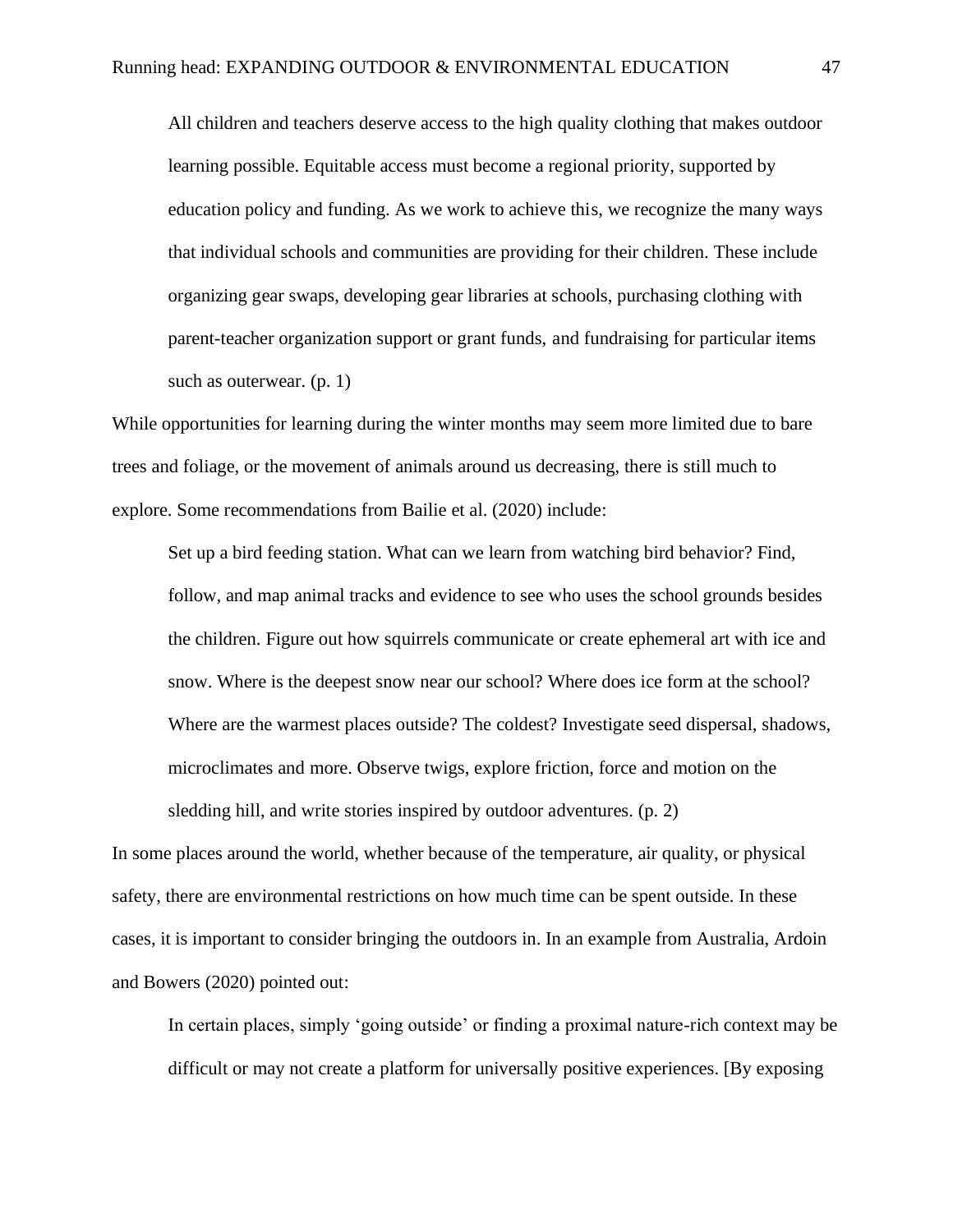> All children and teachers deserve access to the high quality clothing that makes outdoor learning possible. Equitable access must become a regional priority, supported by education policy and funding. As we work to achieve this, we recognize the many ways that individual schools and communities are providing for their children. These include organizing gear swaps, developing gear libraries at schools, purchasing clothing with parent-teacher organization support or grant funds, and fundraising for particular items such as outerwear. (p. 1)

While opportunities for learning during the winter months may seem more limited due to bare trees and foliage, or the movement of animals around us decreasing, there is still much to explore. Some recommendations from Bailie et al. (2020) include:

> Set up a bird feeding station. What can we learn from watching bird behavior? Find, follow, and map animal tracks and evidence to see who uses the school grounds besides the children. Figure out how squirrels communicate or create ephemeral art with ice and snow. Where is the deepest snow near our school? Where does ice form at the school? Where are the warmest places outside? The coldest? Investigate seed dispersal, shadows, microclimates and more. Observe twigs, explore friction, force and motion on the sledding hill, and write stories inspired by outdoor adventures. (p. 2)

In some places around the world, whether because of the temperature, air quality, or physical safety, there are environmental restrictions on how much time can be spent outside. In these cases, it is important to consider bringing the outdoors in. In an example from Australia, Ardoin and Bowers (2020) pointed out:

> In certain places, simply 'going outside' or finding a proximal nature-rich context may be difficult or may not create a platform for universally positive experiences. [By exposing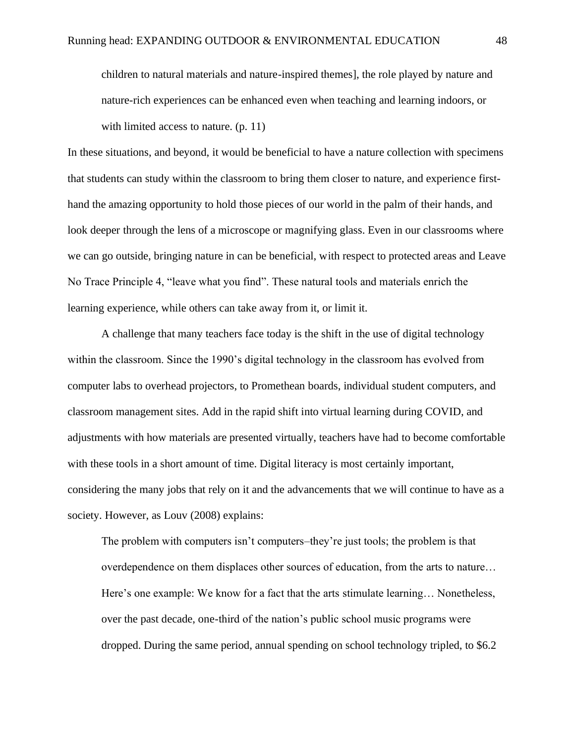> children to natural materials and nature-inspired themes], the role played by nature and nature-rich experiences can be enhanced even when teaching and learning indoors, or with limited access to nature. (p. 11)

In these situations, and beyond, it would be beneficial to have a nature collection with specimens that students can study within the classroom to bring them closer to nature, and experience first-hand the amazing opportunity to hold those pieces of our world in the palm of their hands, and look deeper through the lens of a microscope or magnifying glass. Even in our classrooms where we can go outside, bringing nature in can be beneficial, with respect to protected areas and Leave No Trace Principle 4, "leave what you find". These natural tools and materials enrich the learning experience, while others can take away from it, or limit it.

A challenge that many teachers face today is the shift in the use of digital technology within the classroom. Since the 1990's digital technology in the classroom has evolved from computer labs to overhead projectors, to Promethean boards, individual student computers, and classroom management sites. Add in the rapid shift into virtual learning during COVID, and adjustments with how materials are presented virtually, teachers have had to become comfortable with these tools in a short amount of time. Digital literacy is most certainly important, considering the many jobs that rely on it and the advancements that we will continue to have as a society. However, as Louv (2008) explains:

> The problem with computers isn't computers–they're just tools; the problem is that overdependence on them displaces other sources of education, from the arts to nature… Here's one example: We know for a fact that the arts stimulate learning… Nonetheless, over the past decade, one-third of the nation's public school music programs were dropped. During the same period, annual spending on school technology tripled, to $6.2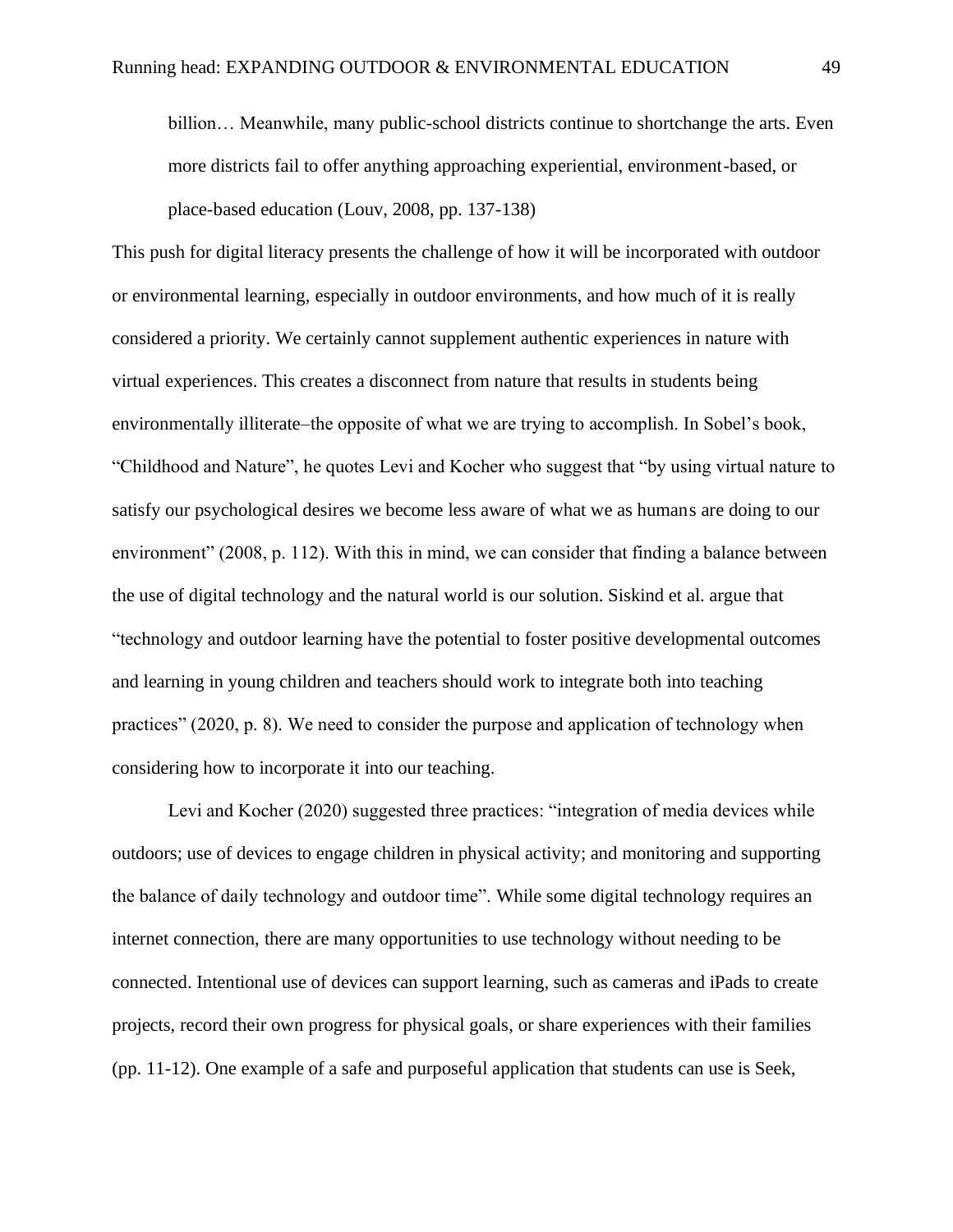> billion… Meanwhile, many public-school districts continue to shortchange the arts. Even more districts fail to offer anything approaching experiential, environment-based, or place-based education (Louv, 2008, pp. 137-138)

This push for digital literacy presents the challenge of how it will be incorporated with outdoor or environmental learning, especially in outdoor environments, and how much of it is really considered a priority. We certainly cannot supplement authentic experiences in nature with virtual experiences. This creates a disconnect from nature that results in students being environmentally illiterate–the opposite of what we are trying to accomplish. In Sobel's book, "Childhood and Nature", he quotes Levi and Kocher who suggest that "by using virtual nature to satisfy our psychological desires we become less aware of what we as humans are doing to our environment" (2008, p. 112). With this in mind, we can consider that finding a balance between the use of digital technology and the natural world is our solution. Siskind et al. argue that "technology and outdoor learning have the potential to foster positive developmental outcomes and learning in young children and teachers should work to integrate both into teaching practices" (2020, p. 8). We need to consider the purpose and application of technology when considering how to incorporate it into our teaching.

Levi and Kocher (2020) suggested three practices: "integration of media devices while outdoors; use of devices to engage children in physical activity; and monitoring and supporting the balance of daily technology and outdoor time". While some digital technology requires an internet connection, there are many opportunities to use technology without needing to be connected. Intentional use of devices can support learning, such as cameras and iPads to create projects, record their own progress for physical goals, or share experiences with their families (pp. 11-12). One example of a safe and purposeful application that students can use is Seek,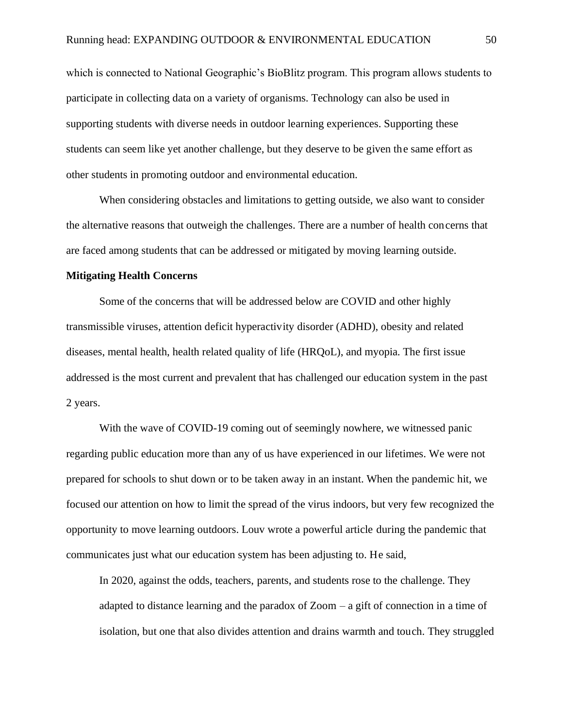which is connected to National Geographic's BioBlitz program. This program allows students to participate in collecting data on a variety of organisms. Technology can also be used in supporting students with diverse needs in outdoor learning experiences. Supporting these students can seem like yet another challenge, but they deserve to be given the same effort as other students in promoting outdoor and environmental education.

When considering obstacles and limitations to getting outside, we also want to consider the alternative reasons that outweigh the challenges. There are a number of health concerns that are faced among students that can be addressed or mitigated by moving learning outside.

**Mitigating Health Concerns**

Some of the concerns that will be addressed below are COVID and other highly transmissible viruses, attention deficit hyperactivity disorder (ADHD), obesity and related diseases, mental health, health related quality of life (HRQoL), and myopia. The first issue addressed is the most current and prevalent that has challenged our education system in the past 2 years.

With the wave of COVID-19 coming out of seemingly nowhere, we witnessed panic regarding public education more than any of us have experienced in our lifetimes. We were not prepared for schools to shut down or to be taken away in an instant. When the pandemic hit, we focused our attention on how to limit the spread of the virus indoors, but very few recognized the opportunity to move learning outdoors. Louv wrote a powerful article during the pandemic that communicates just what our education system has been adjusting to. He said,

> In 2020, against the odds, teachers, parents, and students rose to the challenge. They adapted to distance learning and the paradox of Zoom – a gift of connection in a time of isolation, but one that also divides attention and drains warmth and touch. They struggled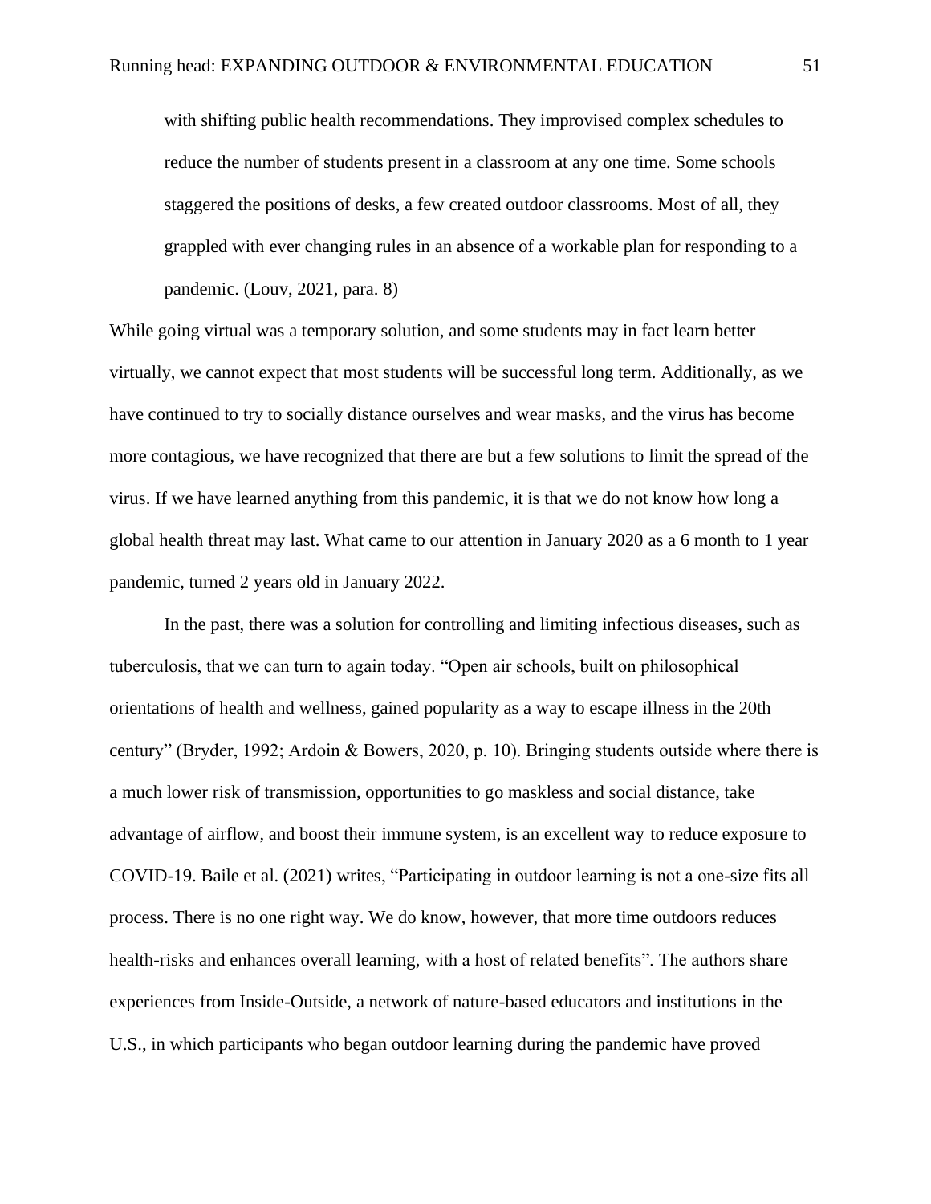> with shifting public health recommendations. They improvised complex schedules to reduce the number of students present in a classroom at any one time. Some schools staggered the positions of desks, a few created outdoor classrooms. Most of all, they grappled with ever changing rules in an absence of a workable plan for responding to a pandemic. (Louv, 2021, para. 8)

While going virtual was a temporary solution, and some students may in fact learn better virtually, we cannot expect that most students will be successful long term. Additionally, as we have continued to try to socially distance ourselves and wear masks, and the virus has become more contagious, we have recognized that there are but a few solutions to limit the spread of the virus. If we have learned anything from this pandemic, it is that we do not know how long a global health threat may last. What came to our attention in January 2020 as a 6 month to 1 year pandemic, turned 2 years old in January 2022.

In the past, there was a solution for controlling and limiting infectious diseases, such as tuberculosis, that we can turn to again today. "Open air schools, built on philosophical orientations of health and wellness, gained popularity as a way to escape illness in the 20th century" (Bryder, 1992; Ardoin & Bowers, 2020, p. 10). Bringing students outside where there is a much lower risk of transmission, opportunities to go maskless and social distance, take advantage of airflow, and boost their immune system, is an excellent way to reduce exposure to COVID-19. Baile et al. (2021) writes, "Participating in outdoor learning is not a one-size fits all process. There is no one right way. We do know, however, that more time outdoors reduces health-risks and enhances overall learning, with a host of related benefits". The authors share experiences from Inside-Outside, a network of nature-based educators and institutions in the U.S., in which participants who began outdoor learning during the pandemic have proved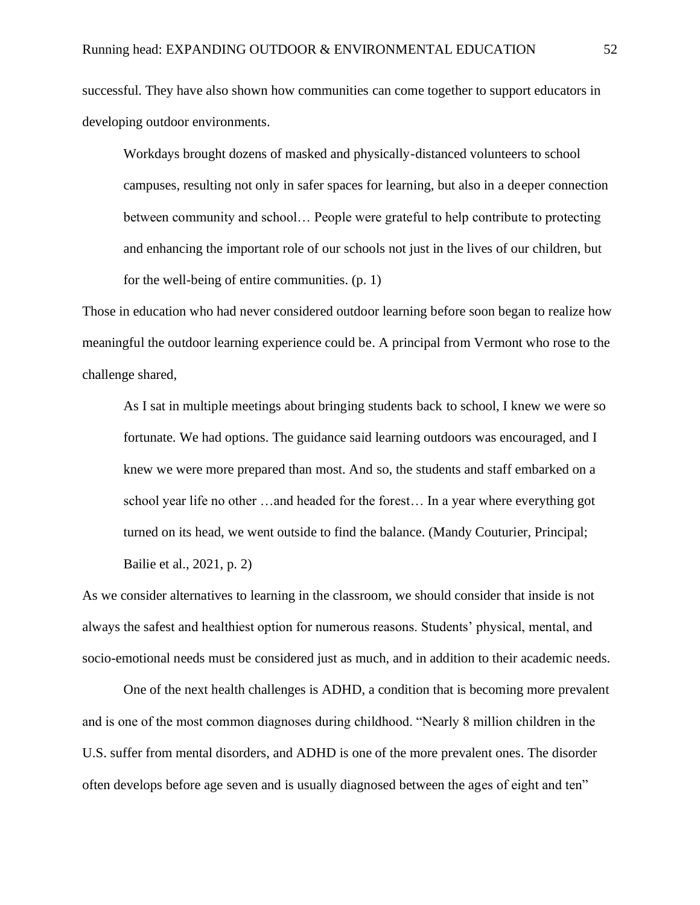successful. They have also shown how communities can come together to support educators in developing outdoor environments.

> Workdays brought dozens of masked and physically-distanced volunteers to school campuses, resulting not only in safer spaces for learning, but also in a deeper connection between community and school… People were grateful to help contribute to protecting and enhancing the important role of our schools not just in the lives of our children, but for the well-being of entire communities. (p. 1)

Those in education who had never considered outdoor learning before soon began to realize how meaningful the outdoor learning experience could be. A principal from Vermont who rose to the challenge shared,

> As I sat in multiple meetings about bringing students back to school, I knew we were so fortunate. We had options. The guidance said learning outdoors was encouraged, and I knew we were more prepared than most. And so, the students and staff embarked on a school year life no other …and headed for the forest… In a year where everything got turned on its head, we went outside to find the balance. (Mandy Couturier, Principal; Bailie et al., 2021, p. 2)

As we consider alternatives to learning in the classroom, we should consider that inside is not always the safest and healthiest option for numerous reasons. Students' physical, mental, and socio-emotional needs must be considered just as much, and in addition to their academic needs.

One of the next health challenges is ADHD, a condition that is becoming more prevalent and is one of the most common diagnoses during childhood. "Nearly 8 million children in the U.S. suffer from mental disorders, and ADHD is one of the more prevalent ones. The disorder often develops before age seven and is usually diagnosed between the ages of eight and ten"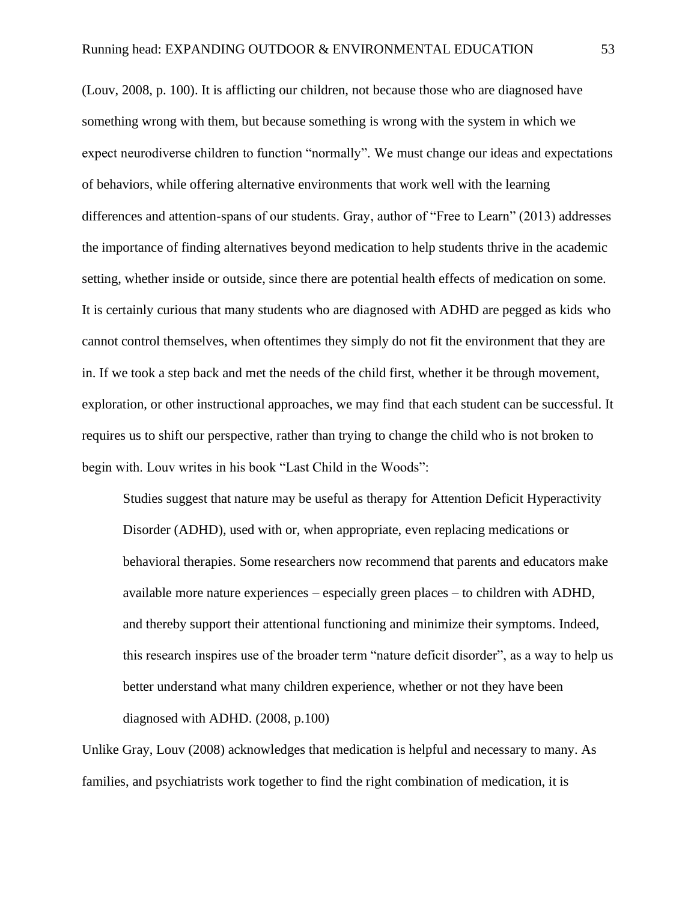(Louv, 2008, p. 100). It is afflicting our children, not because those who are diagnosed have something wrong with them, but because something is wrong with the system in which we expect neurodiverse children to function "normally". We must change our ideas and expectations of behaviors, while offering alternative environments that work well with the learning differences and attention-spans of our students. Gray, author of "Free to Learn" (2013) addresses the importance of finding alternatives beyond medication to help students thrive in the academic setting, whether inside or outside, since there are potential health effects of medication on some. It is certainly curious that many students who are diagnosed with ADHD are pegged as kids who cannot control themselves, when oftentimes they simply do not fit the environment that they are in. If we took a step back and met the needs of the child first, whether it be through movement, exploration, or other instructional approaches, we may find that each student can be successful. It requires us to shift our perspective, rather than trying to change the child who is not broken to begin with. Louv writes in his book "Last Child in the Woods":

> Studies suggest that nature may be useful as therapy for Attention Deficit Hyperactivity Disorder (ADHD), used with or, when appropriate, even replacing medications or behavioral therapies. Some researchers now recommend that parents and educators make available more nature experiences – especially green places – to children with ADHD, and thereby support their attentional functioning and minimize their symptoms. Indeed, this research inspires use of the broader term "nature deficit disorder", as a way to help us better understand what many children experience, whether or not they have been diagnosed with ADHD. (2008, p.100)

Unlike Gray, Louv (2008) acknowledges that medication is helpful and necessary to many. As families, and psychiatrists work together to find the right combination of medication, it is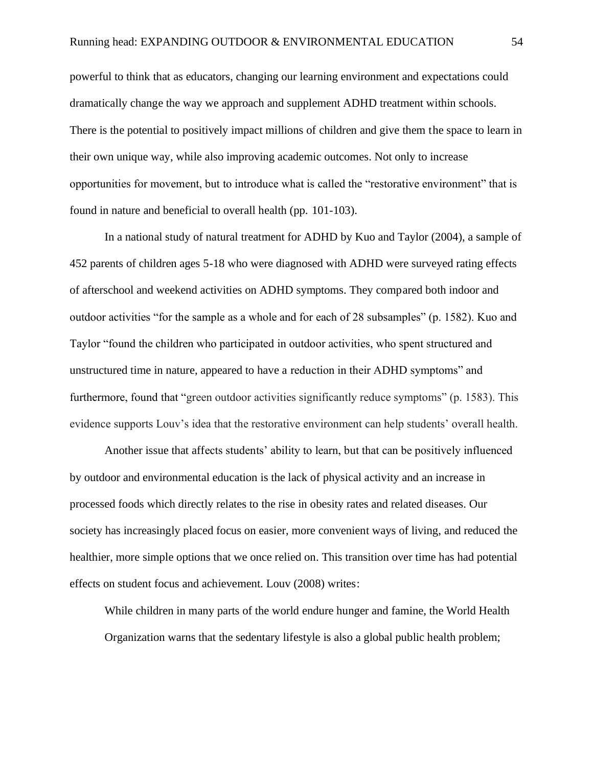powerful to think that as educators, changing our learning environment and expectations could dramatically change the way we approach and supplement ADHD treatment within schools. There is the potential to positively impact millions of children and give them the space to learn in their own unique way, while also improving academic outcomes. Not only to increase opportunities for movement, but to introduce what is called the "restorative environment" that is found in nature and beneficial to overall health (pp. 101-103).

In a national study of natural treatment for ADHD by Kuo and Taylor (2004), a sample of 452 parents of children ages 5-18 who were diagnosed with ADHD were surveyed rating effects of afterschool and weekend activities on ADHD symptoms. They compared both indoor and outdoor activities "for the sample as a whole and for each of 28 subsamples" (p. 1582). Kuo and Taylor "found the children who participated in outdoor activities, who spent structured and unstructured time in nature, appeared to have a reduction in their ADHD symptoms" and furthermore, found that "green outdoor activities significantly reduce symptoms" (p. 1583). This evidence supports Louv's idea that the restorative environment can help students' overall health.

Another issue that affects students' ability to learn, but that can be positively influenced by outdoor and environmental education is the lack of physical activity and an increase in processed foods which directly relates to the rise in obesity rates and related diseases. Our society has increasingly placed focus on easier, more convenient ways of living, and reduced the healthier, more simple options that we once relied on. This transition over time has had potential effects on student focus and achievement. Louv (2008) writes:

> While children in many parts of the world endure hunger and famine, the World Health Organization warns that the sedentary lifestyle is also a global public health problem;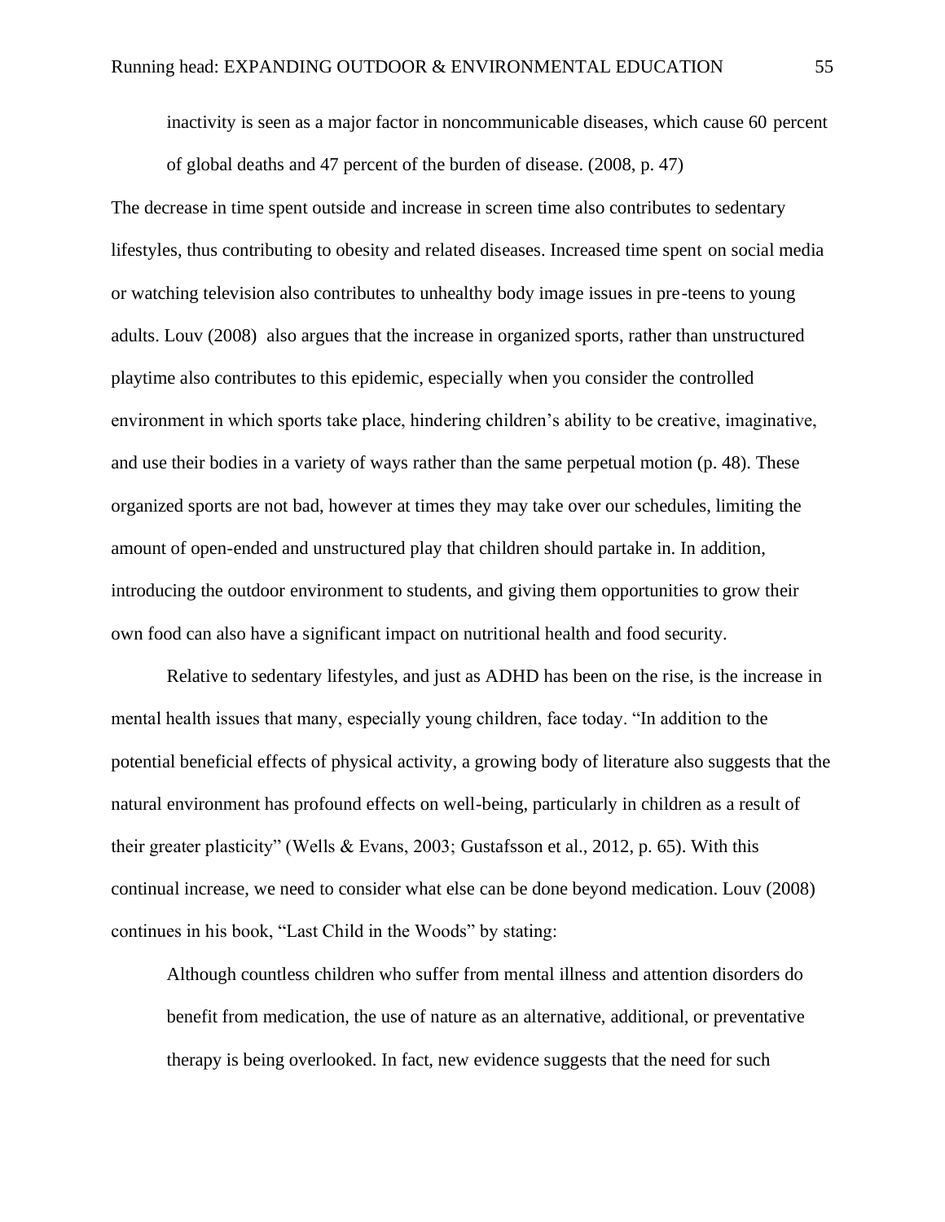> inactivity is seen as a major factor in noncommunicable diseases, which cause 60 percent of global deaths and 47 percent of the burden of disease. (2008, p. 47)

The decrease in time spent outside and increase in screen time also contributes to sedentary lifestyles, thus contributing to obesity and related diseases. Increased time spent on social media or watching television also contributes to unhealthy body image issues in pre-teens to young adults. Louv (2008) also argues that the increase in organized sports, rather than unstructured playtime also contributes to this epidemic, especially when you consider the controlled environment in which sports take place, hindering children's ability to be creative, imaginative, and use their bodies in a variety of ways rather than the same perpetual motion (p. 48). These organized sports are not bad, however at times they may take over our schedules, limiting the amount of open-ended and unstructured play that children should partake in. In addition, introducing the outdoor environment to students, and giving them opportunities to grow their own food can also have a significant impact on nutritional health and food security.

Relative to sedentary lifestyles, and just as ADHD has been on the rise, is the increase in mental health issues that many, especially young children, face today. "In addition to the potential beneficial effects of physical activity, a growing body of literature also suggests that the natural environment has profound effects on well-being, particularly in children as a result of their greater plasticity" (Wells & Evans, 2003; Gustafsson et al., 2012, p. 65). With this continual increase, we need to consider what else can be done beyond medication. Louv (2008) continues in his book, "Last Child in the Woods" by stating:

> Although countless children who suffer from mental illness and attention disorders do benefit from medication, the use of nature as an alternative, additional, or preventative therapy is being overlooked. In fact, new evidence suggests that the need for such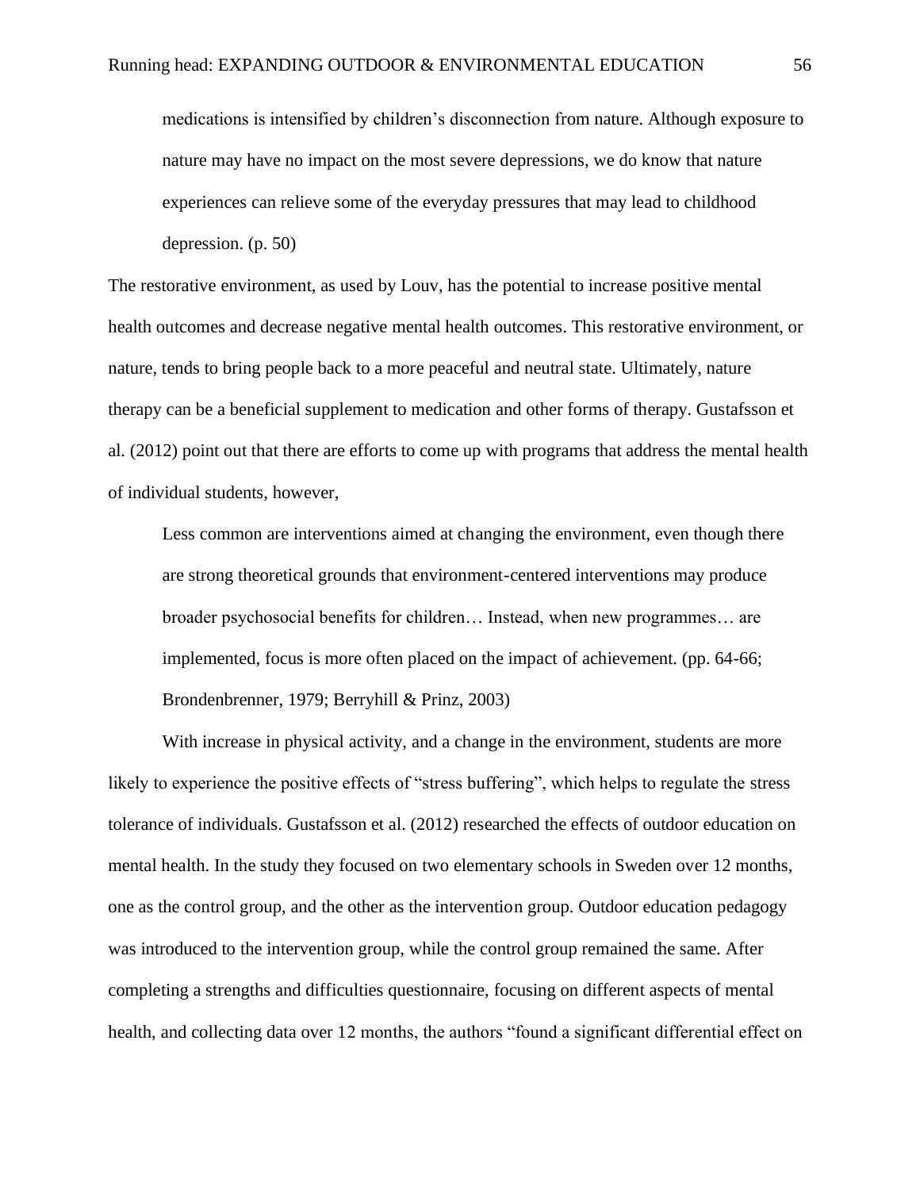> medications is intensified by children's disconnection from nature. Although exposure to nature may have no impact on the most severe depressions, we do know that nature experiences can relieve some of the everyday pressures that may lead to childhood depression. (p. 50)

The restorative environment, as used by Louv, has the potential to increase positive mental health outcomes and decrease negative mental health outcomes. This restorative environment, or nature, tends to bring people back to a more peaceful and neutral state. Ultimately, nature therapy can be a beneficial supplement to medication and other forms of therapy. Gustafsson et al. (2012) point out that there are efforts to come up with programs that address the mental health of individual students, however,

> Less common are interventions aimed at changing the environment, even though there are strong theoretical grounds that environment-centered interventions may produce broader psychosocial benefits for children… Instead, when new programmes… are implemented, focus is more often placed on the impact of achievement. (pp. 64-66; Brondenbrenner, 1979; Berryhill & Prinz, 2003)

With increase in physical activity, and a change in the environment, students are more likely to experience the positive effects of "stress buffering", which helps to regulate the stress tolerance of individuals. Gustafsson et al. (2012) researched the effects of outdoor education on mental health. In the study they focused on two elementary schools in Sweden over 12 months, one as the control group, and the other as the intervention group. Outdoor education pedagogy was introduced to the intervention group, while the control group remained the same. After completing a strengths and difficulties questionnaire, focusing on different aspects of mental health, and collecting data over 12 months, the authors "found a significant differential effect on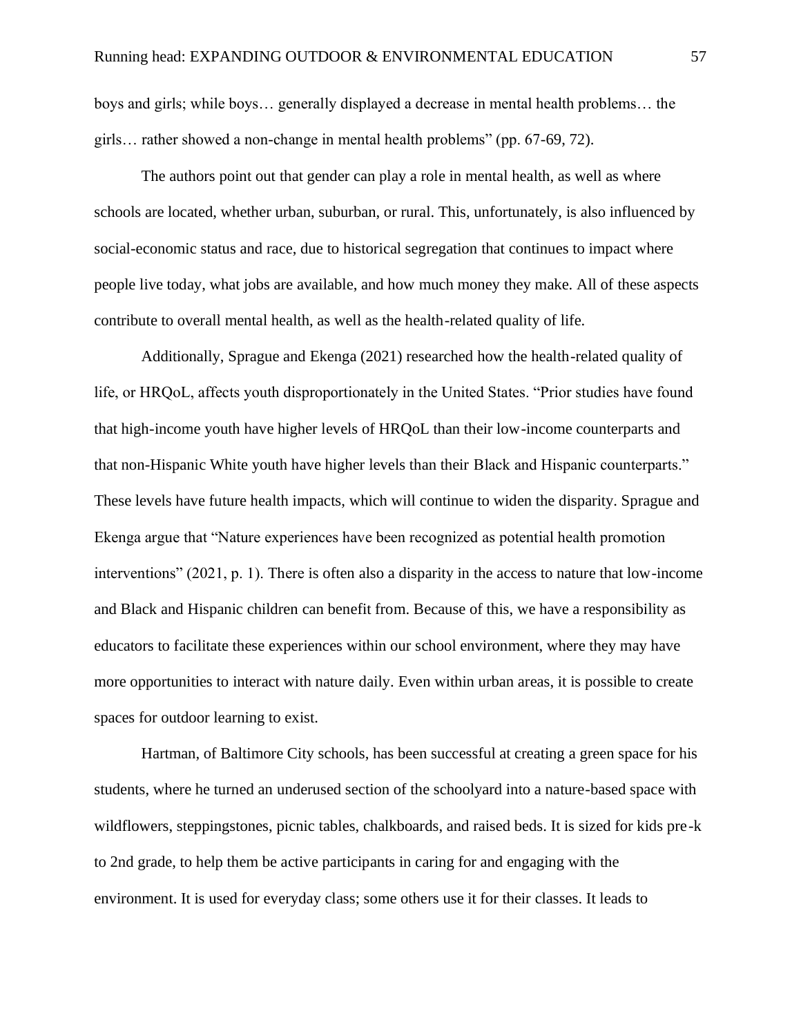boys and girls; while boys… generally displayed a decrease in mental health problems… the girls… rather showed a non-change in mental health problems" (pp. 67-69, 72).

The authors point out that gender can play a role in mental health, as well as where schools are located, whether urban, suburban, or rural. This, unfortunately, is also influenced by social-economic status and race, due to historical segregation that continues to impact where people live today, what jobs are available, and how much money they make. All of these aspects contribute to overall mental health, as well as the health-related quality of life.

Additionally, Sprague and Ekenga (2021) researched how the health-related quality of life, or HRQoL, affects youth disproportionately in the United States. "Prior studies have found that high-income youth have higher levels of HRQoL than their low-income counterparts and that non-Hispanic White youth have higher levels than their Black and Hispanic counterparts." These levels have future health impacts, which will continue to widen the disparity. Sprague and Ekenga argue that "Nature experiences have been recognized as potential health promotion interventions" (2021, p. 1). There is often also a disparity in the access to nature that low-income and Black and Hispanic children can benefit from. Because of this, we have a responsibility as educators to facilitate these experiences within our school environment, where they may have more opportunities to interact with nature daily. Even within urban areas, it is possible to create spaces for outdoor learning to exist.

Hartman, of Baltimore City schools, has been successful at creating a green space for his students, where he turned an underused section of the schoolyard into a nature-based space with wildflowers, steppingstones, picnic tables, chalkboards, and raised beds. It is sized for kids pre-k to 2nd grade, to help them be active participants in caring for and engaging with the environment. It is used for everyday class; some others use it for their classes. It leads to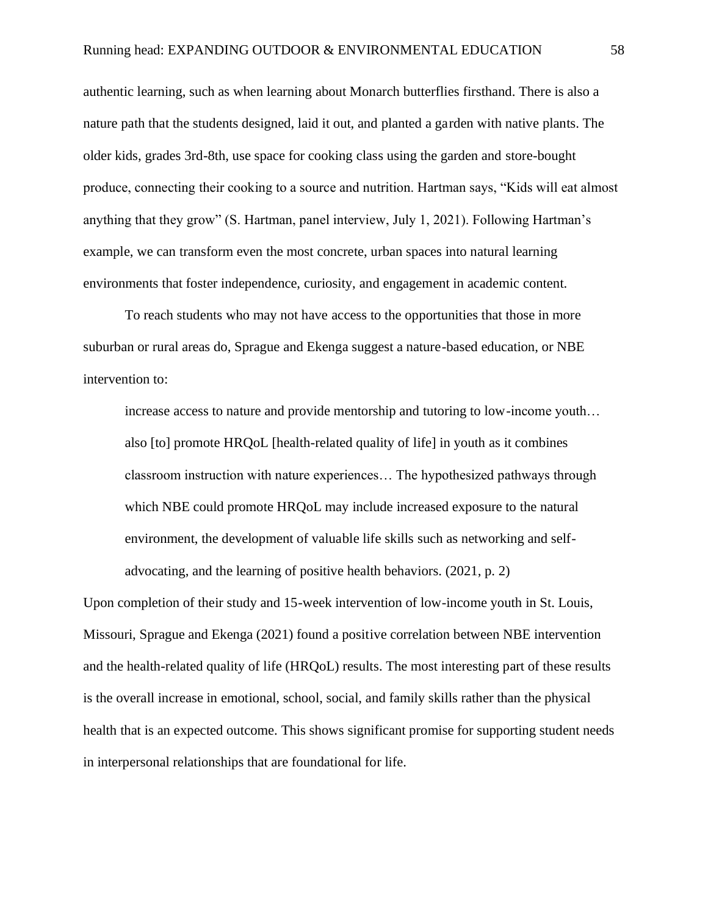authentic learning, such as when learning about Monarch butterflies firsthand. There is also a nature path that the students designed, laid it out, and planted a garden with native plants. The older kids, grades 3rd-8th, use space for cooking class using the garden and store-bought produce, connecting their cooking to a source and nutrition. Hartman says, "Kids will eat almost anything that they grow" (S. Hartman, panel interview, July 1, 2021). Following Hartman's example, we can transform even the most concrete, urban spaces into natural learning environments that foster independence, curiosity, and engagement in academic content.

To reach students who may not have access to the opportunities that those in more suburban or rural areas do, Sprague and Ekenga suggest a nature-based education, or NBE intervention to:

> increase access to nature and provide mentorship and tutoring to low-income youth… also [to] promote HRQoL [health-related quality of life] in youth as it combines classroom instruction with nature experiences… The hypothesized pathways through which NBE could promote HRQoL may include increased exposure to the natural environment, the development of valuable life skills such as networking and self-advocating, and the learning of positive health behaviors. (2021, p. 2)

Upon completion of their study and 15-week intervention of low-income youth in St. Louis, Missouri, Sprague and Ekenga (2021) found a positive correlation between NBE intervention and the health-related quality of life (HRQoL) results. The most interesting part of these results is the overall increase in emotional, school, social, and family skills rather than the physical health that is an expected outcome. This shows significant promise for supporting student needs in interpersonal relationships that are foundational for life.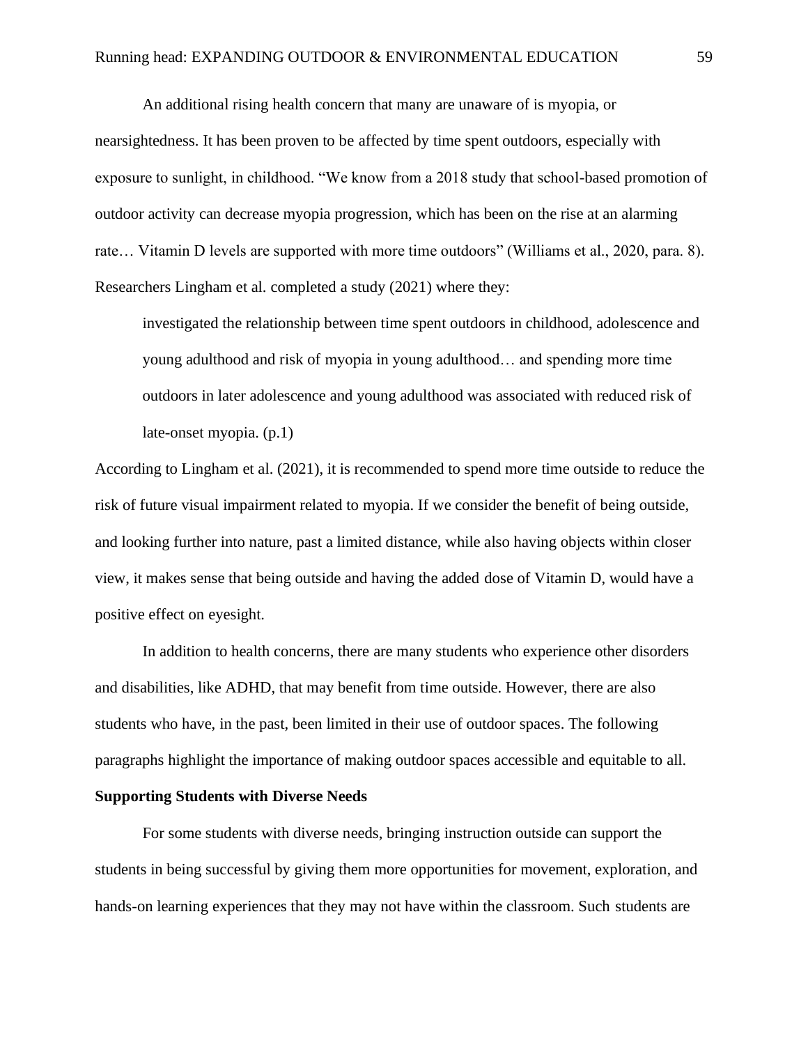An additional rising health concern that many are unaware of is myopia, or nearsightedness. It has been proven to be affected by time spent outdoors, especially with exposure to sunlight, in childhood. "We know from a 2018 study that school-based promotion of outdoor activity can decrease myopia progression, which has been on the rise at an alarming rate… Vitamin D levels are supported with more time outdoors" (Williams et al., 2020, para. 8). Researchers Lingham et al. completed a study (2021) where they:

> investigated the relationship between time spent outdoors in childhood, adolescence and young adulthood and risk of myopia in young adulthood… and spending more time outdoors in later adolescence and young adulthood was associated with reduced risk of late-onset myopia. (p.1)

According to Lingham et al. (2021), it is recommended to spend more time outside to reduce the risk of future visual impairment related to myopia. If we consider the benefit of being outside, and looking further into nature, past a limited distance, while also having objects within closer view, it makes sense that being outside and having the added dose of Vitamin D, would have a positive effect on eyesight.

In addition to health concerns, there are many students who experience other disorders and disabilities, like ADHD, that may benefit from time outside. However, there are also students who have, in the past, been limited in their use of outdoor spaces. The following paragraphs highlight the importance of making outdoor spaces accessible and equitable to all.

**Supporting Students with Diverse Needs**

For some students with diverse needs, bringing instruction outside can support the students in being successful by giving them more opportunities for movement, exploration, and hands-on learning experiences that they may not have within the classroom. Such students are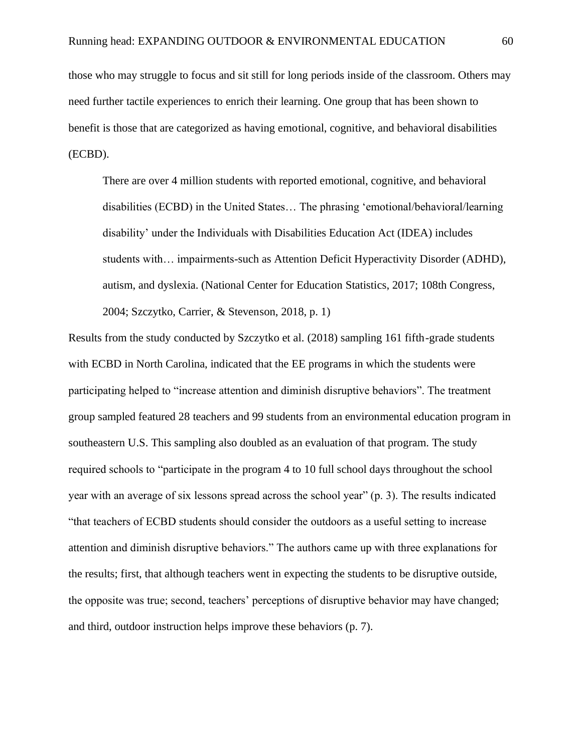those who may struggle to focus and sit still for long periods inside of the classroom. Others may need further tactile experiences to enrich their learning. One group that has been shown to benefit is those that are categorized as having emotional, cognitive, and behavioral disabilities (ECBD).

> There are over 4 million students with reported emotional, cognitive, and behavioral disabilities (ECBD) in the United States… The phrasing 'emotional/behavioral/learning disability' under the Individuals with Disabilities Education Act (IDEA) includes students with… impairments-such as Attention Deficit Hyperactivity Disorder (ADHD), autism, and dyslexia. (National Center for Education Statistics, 2017; 108th Congress, 2004; Szczytko, Carrier, & Stevenson, 2018, p. 1)

Results from the study conducted by Szczytko et al. (2018) sampling 161 fifth-grade students with ECBD in North Carolina, indicated that the EE programs in which the students were participating helped to "increase attention and diminish disruptive behaviors". The treatment group sampled featured 28 teachers and 99 students from an environmental education program in southeastern U.S. This sampling also doubled as an evaluation of that program. The study required schools to "participate in the program 4 to 10 full school days throughout the school year with an average of six lessons spread across the school year" (p. 3). The results indicated "that teachers of ECBD students should consider the outdoors as a useful setting to increase attention and diminish disruptive behaviors." The authors came up with three explanations for the results; first, that although teachers went in expecting the students to be disruptive outside, the opposite was true; second, teachers' perceptions of disruptive behavior may have changed; and third, outdoor instruction helps improve these behaviors (p. 7).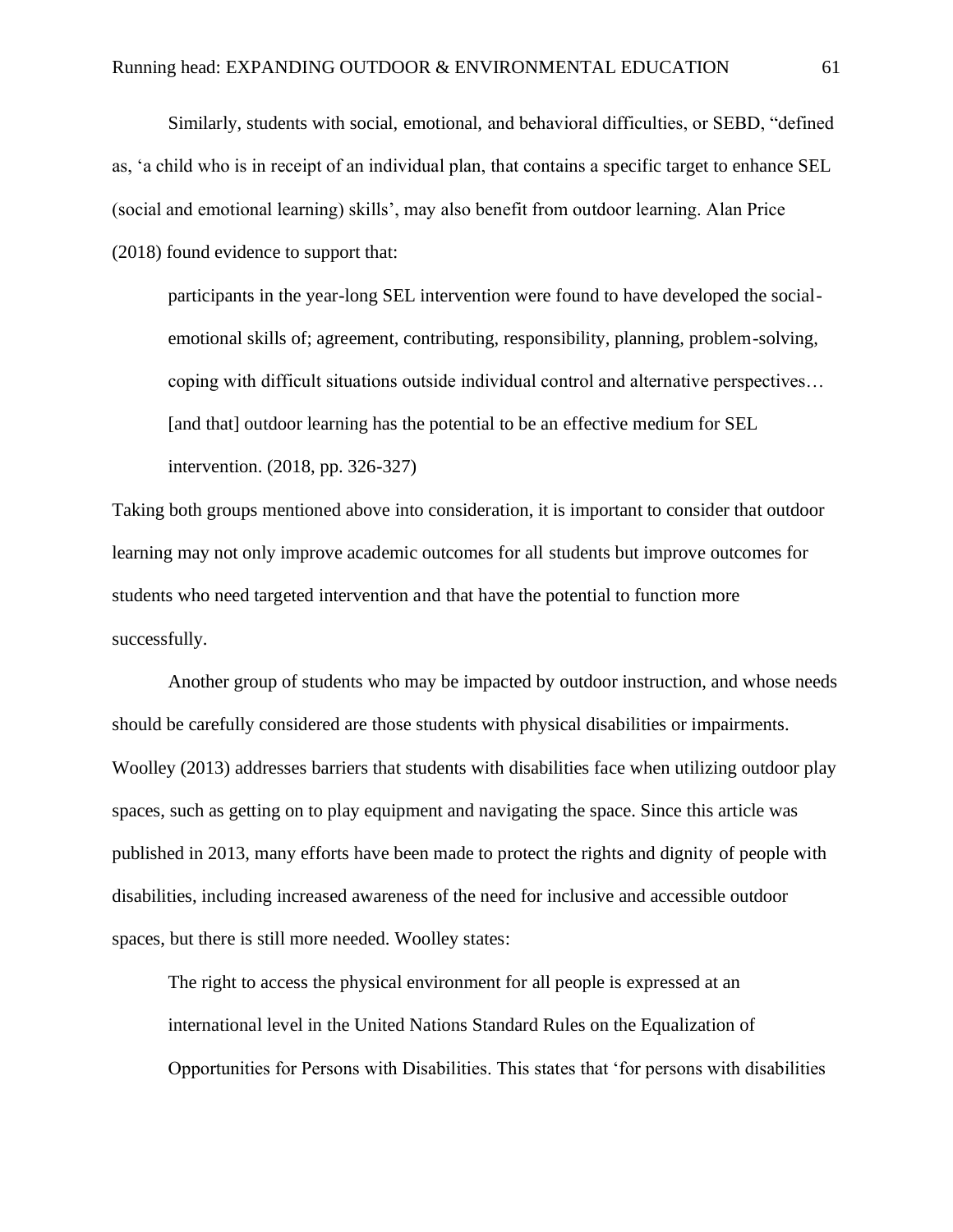Similarly, students with social, emotional, and behavioral difficulties, or SEBD, "defined as, 'a child who is in receipt of an individual plan, that contains a specific target to enhance SEL (social and emotional learning) skills', may also benefit from outdoor learning. Alan Price (2018) found evidence to support that:

> participants in the year-long SEL intervention were found to have developed the social-emotional skills of; agreement, contributing, responsibility, planning, problem-solving, coping with difficult situations outside individual control and alternative perspectives… [and that] outdoor learning has the potential to be an effective medium for SEL intervention. (2018, pp. 326-327)

Taking both groups mentioned above into consideration, it is important to consider that outdoor learning may not only improve academic outcomes for all students but improve outcomes for students who need targeted intervention and that have the potential to function more successfully.

Another group of students who may be impacted by outdoor instruction, and whose needs should be carefully considered are those students with physical disabilities or impairments. Woolley (2013) addresses barriers that students with disabilities face when utilizing outdoor play spaces, such as getting on to play equipment and navigating the space. Since this article was published in 2013, many efforts have been made to protect the rights and dignity of people with disabilities, including increased awareness of the need for inclusive and accessible outdoor spaces, but there is still more needed. Woolley states:

> The right to access the physical environment for all people is expressed at an international level in the United Nations Standard Rules on the Equalization of Opportunities for Persons with Disabilities. This states that 'for persons with disabilities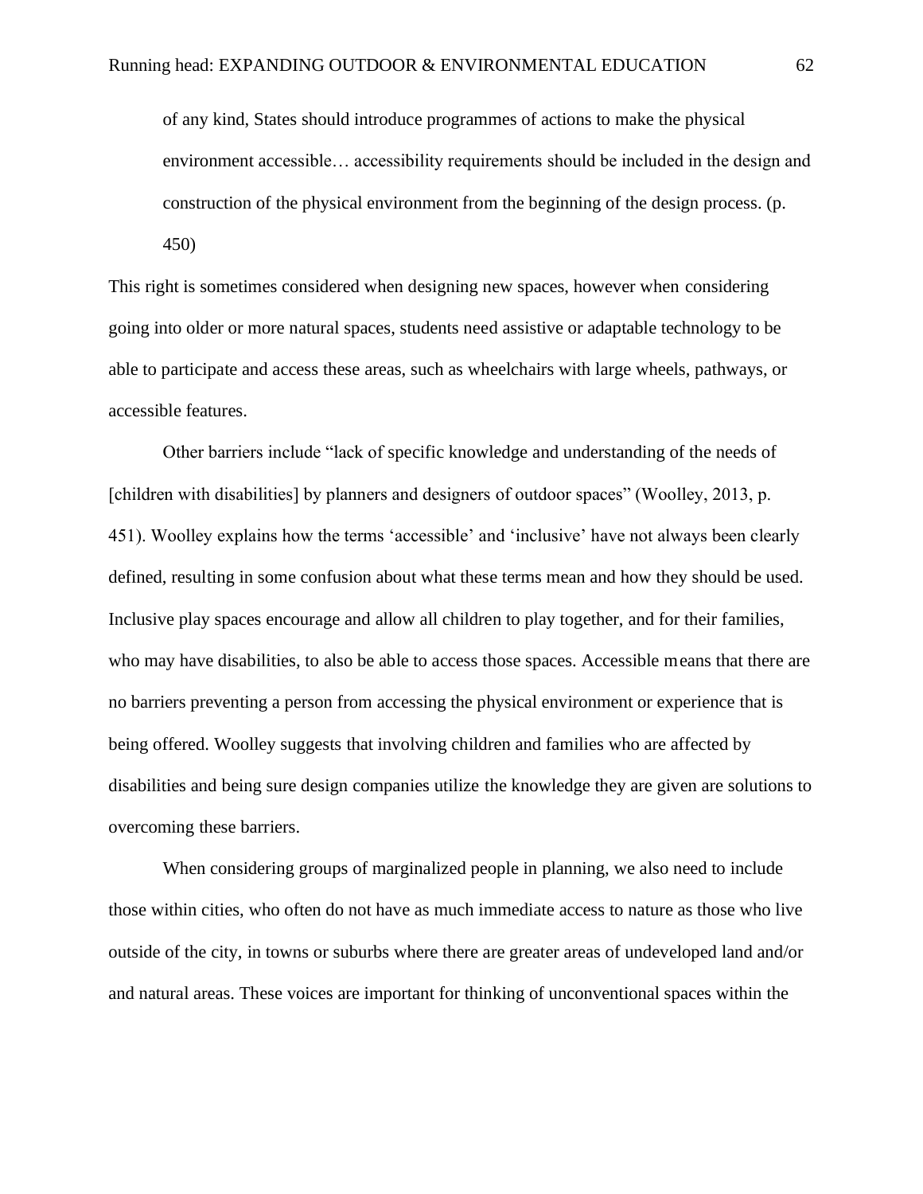> of any kind, States should introduce programmes of actions to make the physical environment accessible… accessibility requirements should be included in the design and construction of the physical environment from the beginning of the design process. (p. 450)

This right is sometimes considered when designing new spaces, however when considering going into older or more natural spaces, students need assistive or adaptable technology to be able to participate and access these areas, such as wheelchairs with large wheels, pathways, or accessible features.

Other barriers include "lack of specific knowledge and understanding of the needs of [children with disabilities] by planners and designers of outdoor spaces" (Woolley, 2013, p. 451). Woolley explains how the terms 'accessible' and 'inclusive' have not always been clearly defined, resulting in some confusion about what these terms mean and how they should be used. Inclusive play spaces encourage and allow all children to play together, and for their families, who may have disabilities, to also be able to access those spaces. Accessible means that there are no barriers preventing a person from accessing the physical environment or experience that is being offered. Woolley suggests that involving children and families who are affected by disabilities and being sure design companies utilize the knowledge they are given are solutions to overcoming these barriers.

When considering groups of marginalized people in planning, we also need to include those within cities, who often do not have as much immediate access to nature as those who live outside of the city, in towns or suburbs where there are greater areas of undeveloped land and/or and natural areas. These voices are important for thinking of unconventional spaces within the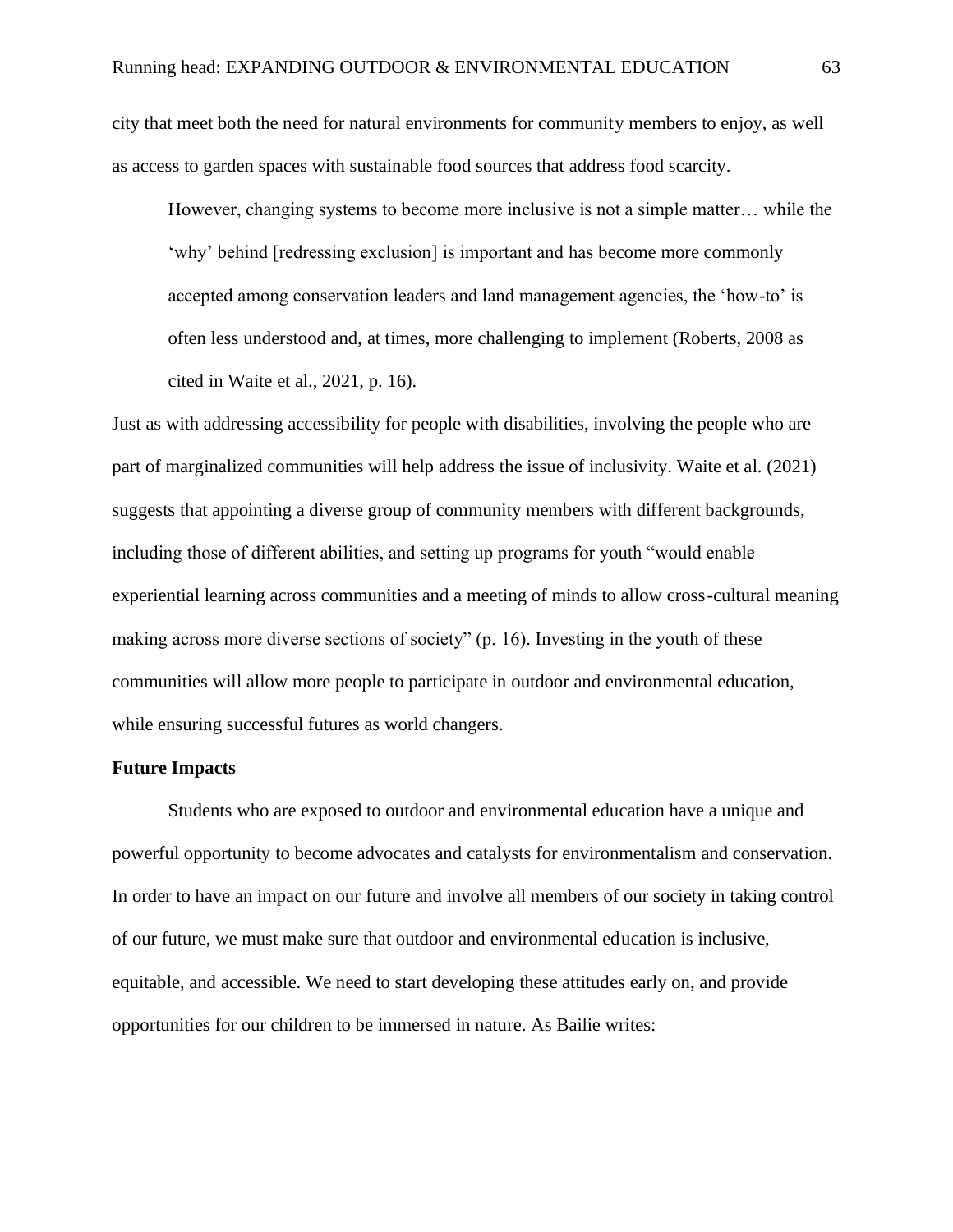city that meet both the need for natural environments for community members to enjoy, as well as access to garden spaces with sustainable food sources that address food scarcity.

> However, changing systems to become more inclusive is not a simple matter… while the 'why' behind [redressing exclusion] is important and has become more commonly accepted among conservation leaders and land management agencies, the 'how-to' is often less understood and, at times, more challenging to implement (Roberts, 2008 as cited in Waite et al., 2021, p. 16).

Just as with addressing accessibility for people with disabilities, involving the people who are part of marginalized communities will help address the issue of inclusivity. Waite et al. (2021) suggests that appointing a diverse group of community members with different backgrounds, including those of different abilities, and setting up programs for youth "would enable experiential learning across communities and a meeting of minds to allow cross-cultural meaning making across more diverse sections of society" (p. 16). Investing in the youth of these communities will allow more people to participate in outdoor and environmental education, while ensuring successful futures as world changers.

**Future Impacts**

Students who are exposed to outdoor and environmental education have a unique and powerful opportunity to become advocates and catalysts for environmentalism and conservation. In order to have an impact on our future and involve all members of our society in taking control of our future, we must make sure that outdoor and environmental education is inclusive, equitable, and accessible. We need to start developing these attitudes early on, and provide opportunities for our children to be immersed in nature. As Bailie writes: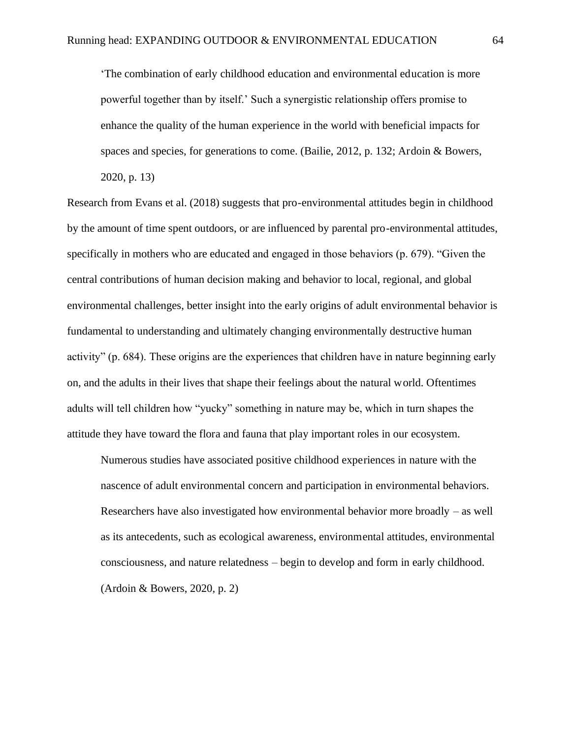> 'The combination of early childhood education and environmental education is more powerful together than by itself.' Such a synergistic relationship offers promise to enhance the quality of the human experience in the world with beneficial impacts for spaces and species, for generations to come. (Bailie, 2012, p. 132; Ardoin & Bowers, 2020, p. 13)

Research from Evans et al. (2018) suggests that pro-environmental attitudes begin in childhood by the amount of time spent outdoors, or are influenced by parental pro-environmental attitudes, specifically in mothers who are educated and engaged in those behaviors (p. 679). "Given the central contributions of human decision making and behavior to local, regional, and global environmental challenges, better insight into the early origins of adult environmental behavior is fundamental to understanding and ultimately changing environmentally destructive human activity" (p. 684). These origins are the experiences that children have in nature beginning early on, and the adults in their lives that shape their feelings about the natural world. Oftentimes adults will tell children how "yucky" something in nature may be, which in turn shapes the attitude they have toward the flora and fauna that play important roles in our ecosystem.

> Numerous studies have associated positive childhood experiences in nature with the nascence of adult environmental concern and participation in environmental behaviors. Researchers have also investigated how environmental behavior more broadly – as well as its antecedents, such as ecological awareness, environmental attitudes, environmental consciousness, and nature relatedness – begin to develop and form in early childhood. (Ardoin & Bowers, 2020, p. 2)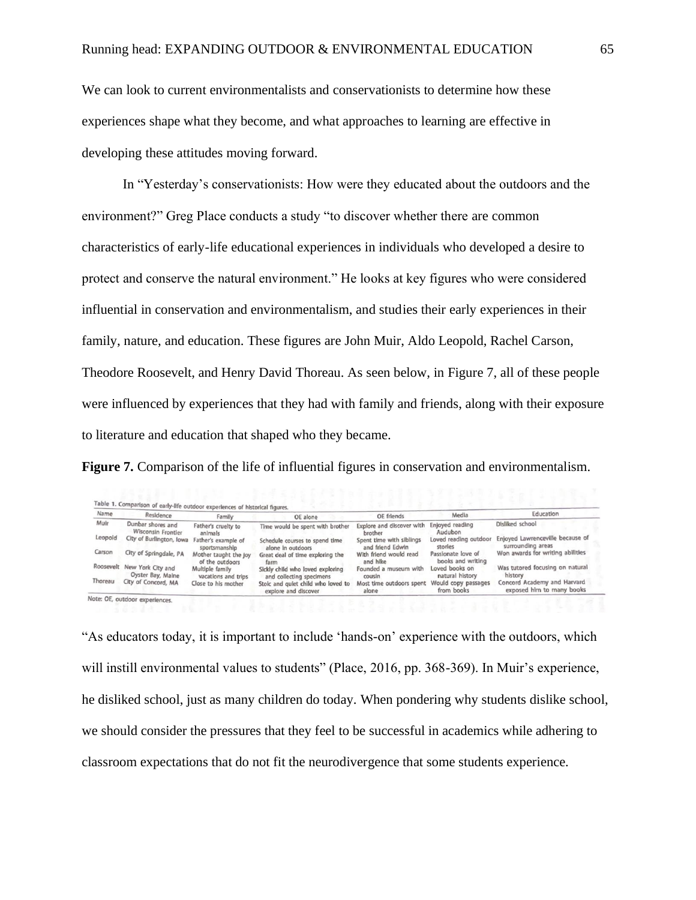We can look to current environmentalists and conservationists to determine how these experiences shape what they become, and what approaches to learning are effective in developing these attitudes moving forward.

In "Yesterday's conservationists: How were they educated about the outdoors and the environment?" Greg Place conducts a study "to discover whether there are common characteristics of early-life educational experiences in individuals who developed a desire to protect and conserve the natural environment." He looks at key figures who were considered influential in conservation and environmentalism, and studies their early experiences in their family, nature, and education. These figures are John Muir, Aldo Leopold, Rachel Carson, Theodore Roosevelt, and Henry David Thoreau. As seen below, in Figure 7, all of these people were influenced by experiences that they had with family and friends, along with their exposure to literature and education that shaped who they became.

**Figure 7.** Comparison of the life of influential figures in conservation and environmentalism.

Table 1. Comparison of early-life outdoor experiences of historical figures.

| Name | Residence | Family | OE alone | OE friends | Media | Education |
|---|---|---|---|---|---|---|
| Muir | Dunbar shores and Wisconsin Frontier | Father's cruelty to animals | Time would be spent with brother | Explore and discover with brother | Enjoyed reading Audubon | Disliked school |
| Leopold | City of Burlington, Iowa | Father's example of sportsmanship | Schedule courses to spend time alone in outdoors | Spent time with siblings and friend Edwin | Loved reading outdoor stories | Enjoyed Lawrenceville because of surrounding areas |
| Carson | City of Springdale, PA | Mother taught the joy of the outdoors | Great deal of time exploring the farm | With friend would read and hike | Passionate love of books and writing | Won awards for writing abilities |
| Roosevelt | New York City and Oyster Bay, Maine | Multiple family vacations and trips | Sickly child who loved exploring and collecting specimens | Founded a museum with cousin | Loved books on natural history | Was tutored focusing on natural history |
| Thoreau | City of Concord, MA | Close to his mother | Stoic and quiet child who loved to explore and discover | Most time outdoors spent alone | Would copy passages from books | Concord Academy and Harvard exposed him to many books |

Note: OE, outdoor experiences.

"As educators today, it is important to include 'hands-on' experience with the outdoors, which will instill environmental values to students" (Place, 2016, pp. 368-369). In Muir's experience, he disliked school, just as many children do today. When pondering why students dislike school, we should consider the pressures that they feel to be successful in academics while adhering to classroom expectations that do not fit the neurodivergence that some students experience.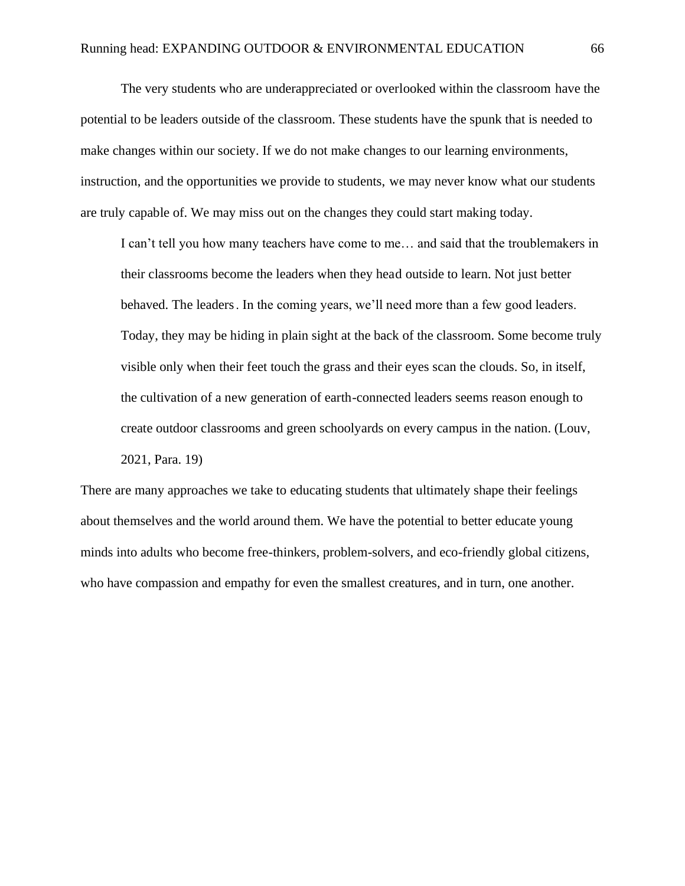The very students who are underappreciated or overlooked within the classroom have the potential to be leaders outside of the classroom. These students have the spunk that is needed to make changes within our society. If we do not make changes to our learning environments, instruction, and the opportunities we provide to students, we may never know what our students are truly capable of. We may miss out on the changes they could start making today.

> I can't tell you how many teachers have come to me… and said that the troublemakers in their classrooms become the leaders when they head outside to learn. Not just better behaved. The leaders. In the coming years, we'll need more than a few good leaders. Today, they may be hiding in plain sight at the back of the classroom. Some become truly visible only when their feet touch the grass and their eyes scan the clouds. So, in itself, the cultivation of a new generation of earth-connected leaders seems reason enough to create outdoor classrooms and green schoolyards on every campus in the nation. (Louv, 2021, Para. 19)

There are many approaches we take to educating students that ultimately shape their feelings about themselves and the world around them. We have the potential to better educate young minds into adults who become free-thinkers, problem-solvers, and eco-friendly global citizens, who have compassion and empathy for even the smallest creatures, and in turn, one another.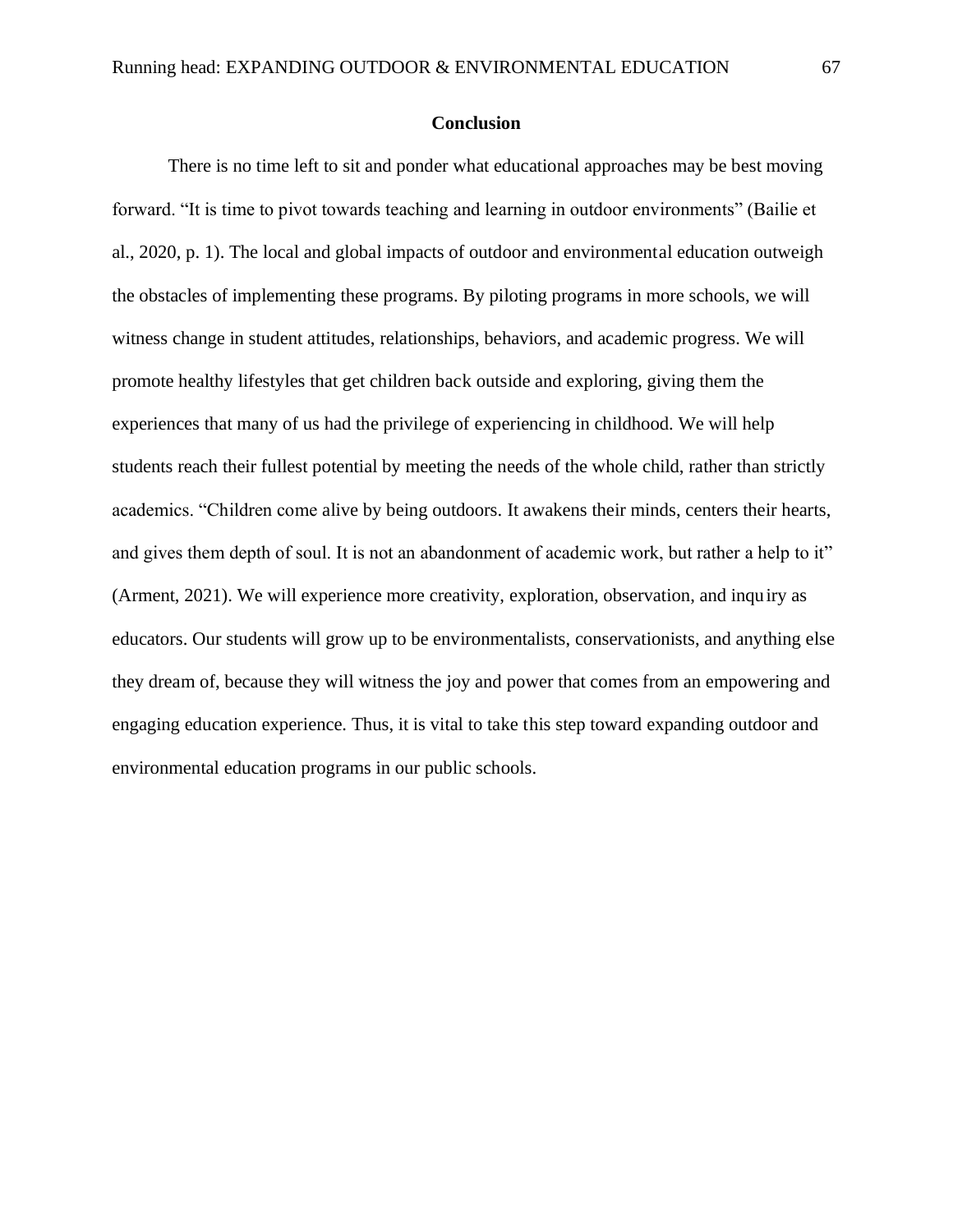## Conclusion

There is no time left to sit and ponder what educational approaches may be best moving forward. "It is time to pivot towards teaching and learning in outdoor environments" (Bailie et al., 2020, p. 1). The local and global impacts of outdoor and environmental education outweigh the obstacles of implementing these programs. By piloting programs in more schools, we will witness change in student attitudes, relationships, behaviors, and academic progress. We will promote healthy lifestyles that get children back outside and exploring, giving them the experiences that many of us had the privilege of experiencing in childhood. We will help students reach their fullest potential by meeting the needs of the whole child, rather than strictly academics. "Children come alive by being outdoors. It awakens their minds, centers their hearts, and gives them depth of soul. It is not an abandonment of academic work, but rather a help to it" (Arment, 2021). We will experience more creativity, exploration, observation, and inquiry as educators. Our students will grow up to be environmentalists, conservationists, and anything else they dream of, because they will witness the joy and power that comes from an empowering and engaging education experience. Thus, it is vital to take this step toward expanding outdoor and environmental education programs in our public schools.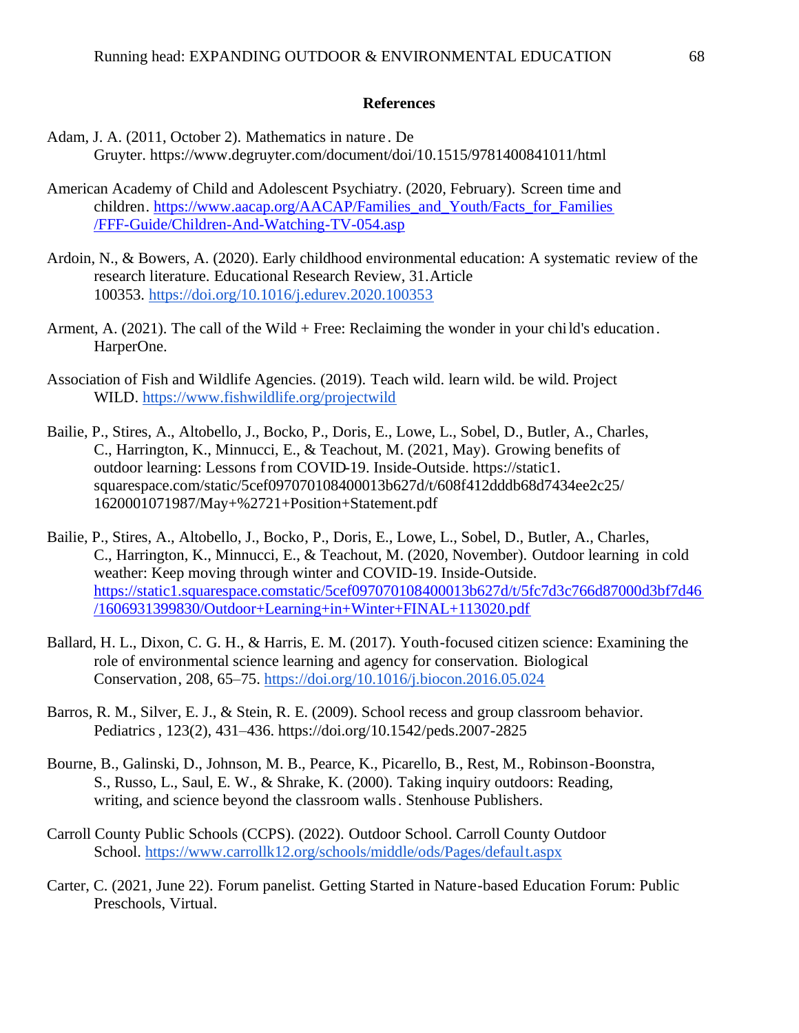**References**

Adam, J. A. (2011, October 2). Mathematics in nature. De Gruyter. https://www.degruyter.com/document/doi/10.1515/9781400841011/html

American Academy of Child and Adolescent Psychiatry. (2020, February). Screen time and children. https://www.aacap.org/AACAP/Families_and_Youth/Facts_for_Families/FFF-Guide/Children-And-Watching-TV-054.asp

Ardoin, N., & Bowers, A. (2020). Early childhood environmental education: A systematic review of the research literature. Educational Research Review, 31.Article 100353. https://doi.org/10.1016/j.edurev.2020.100353

Arment, A. (2021). The call of the Wild + Free: Reclaiming the wonder in your child's education. HarperOne.

Association of Fish and Wildlife Agencies. (2019). Teach wild. learn wild. be wild. Project WILD. https://www.fishwildlife.org/projectwild

Bailie, P., Stires, A., Altobello, J., Bocko, P., Doris, E., Lowe, L., Sobel, D., Butler, A., Charles, C., Harrington, K., Minnucci, E., & Teachout, M. (2021, May). Growing benefits of outdoor learning: Lessons from COVID-19. Inside-Outside. https://static1.squarespace.com/static/5cef097070108400013b627d/t/608f412dddb68d7434ee2c25/1620001071987/May+%2721+Position+Statement.pdf

Bailie, P., Stires, A., Altobello, J., Bocko, P., Doris, E., Lowe, L., Sobel, D., Butler, A., Charles, C., Harrington, K., Minnucci, E., & Teachout, M. (2020, November). Outdoor learning in cold weather: Keep moving through winter and COVID-19. Inside-Outside. https://static1.squarespace.comstatic/5cef097070108400013b627d/t/5fc7d3c766d87000d3bf7d46/1606931399830/Outdoor+Learning+in+Winter+FINAL+113020.pdf

Ballard, H. L., Dixon, C. G. H., & Harris, E. M. (2017). Youth-focused citizen science: Examining the role of environmental science learning and agency for conservation. Biological Conservation, 208, 65–75. https://doi.org/10.1016/j.biocon.2016.05.024

Barros, R. M., Silver, E. J., & Stein, R. E. (2009). School recess and group classroom behavior. Pediatrics, 123(2), 431–436. https://doi.org/10.1542/peds.2007-2825

Bourne, B., Galinski, D., Johnson, M. B., Pearce, K., Picarello, B., Rest, M., Robinson-Boonstra, S., Russo, L., Saul, E. W., & Shrake, K. (2000). Taking inquiry outdoors: Reading, writing, and science beyond the classroom walls. Stenhouse Publishers.

Carroll County Public Schools (CCPS). (2022). Outdoor School. Carroll County Outdoor School. https://www.carrollk12.org/schools/middle/ods/Pages/default.aspx

Carter, C. (2021, June 22). Forum panelist. Getting Started in Nature-based Education Forum: Public Preschools, Virtual.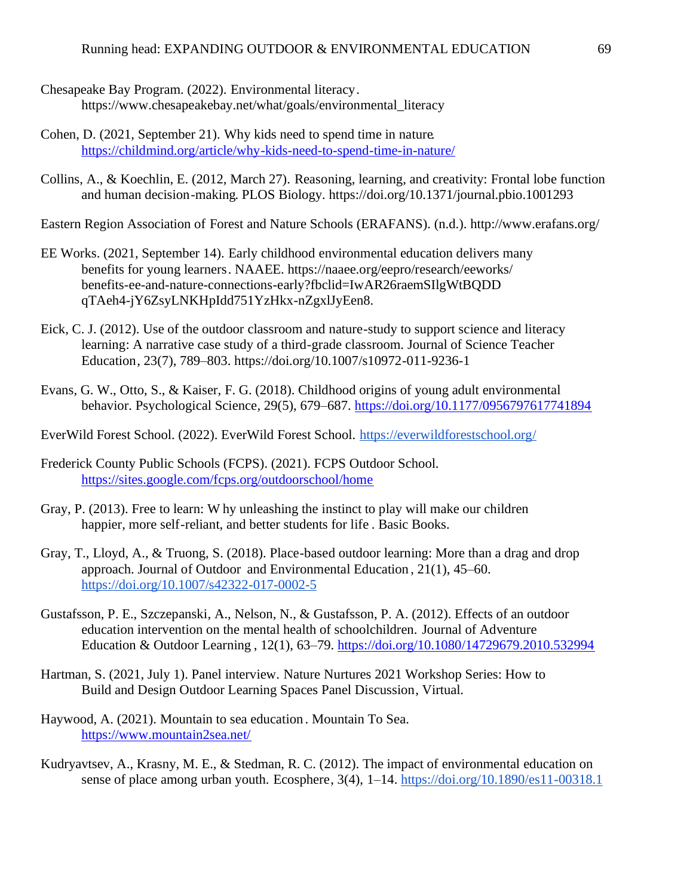Chesapeake Bay Program. (2022). Environmental literacy. https://www.chesapeakebay.net/what/goals/environmental_literacy

Cohen, D. (2021, September 21). Why kids need to spend time in nature. https://childmind.org/article/why-kids-need-to-spend-time-in-nature/

Collins, A., & Koechlin, E. (2012, March 27). Reasoning, learning, and creativity: Frontal lobe function and human decision-making. PLOS Biology. https://doi.org/10.1371/journal.pbio.1001293

Eastern Region Association of Forest and Nature Schools (ERAFANS). (n.d.). http://www.erafans.org/

EE Works. (2021, September 14). Early childhood environmental education delivers many benefits for young learners. NAAEE. https://naaee.org/eepro/research/eeworks/benefits-ee-and-nature-connections-early?fbclid=IwAR26raemSIlgWtBQDDqTAeh4-jY6ZsyLNKHpIdd751YzHkx-nZgxlJyEen8.

Eick, C. J. (2012). Use of the outdoor classroom and nature-study to support science and literacy learning: A narrative case study of a third-grade classroom. Journal of Science Teacher Education, 23(7), 789–803. https://doi.org/10.1007/s10972-011-9236-1

Evans, G. W., Otto, S., & Kaiser, F. G. (2018). Childhood origins of young adult environmental behavior. Psychological Science, 29(5), 679–687. https://doi.org/10.1177/0956797617741894

EverWild Forest School. (2022). EverWild Forest School. https://everwildforestschool.org/

Frederick County Public Schools (FCPS). (2021). FCPS Outdoor School. https://sites.google.com/fcps.org/outdoorschool/home

Gray, P. (2013). Free to learn: Why unleashing the instinct to play will make our children happier, more self-reliant, and better students for life. Basic Books.

Gray, T., Lloyd, A., & Truong, S. (2018). Place-based outdoor learning: More than a drag and drop approach. Journal of Outdoor and Environmental Education, 21(1), 45–60. https://doi.org/10.1007/s42322-017-0002-5

Gustafsson, P. E., Szczepanski, A., Nelson, N., & Gustafsson, P. A. (2012). Effects of an outdoor education intervention on the mental health of schoolchildren. Journal of Adventure Education & Outdoor Learning, 12(1), 63–79. https://doi.org/10.1080/14729679.2010.532994

Hartman, S. (2021, July 1). Panel interview. Nature Nurtures 2021 Workshop Series: How to Build and Design Outdoor Learning Spaces Panel Discussion, Virtual.

Haywood, A. (2021). Mountain to sea education. Mountain To Sea. https://www.mountain2sea.net/

Kudryavtsev, A., Krasny, M. E., & Stedman, R. C. (2012). The impact of environmental education on sense of place among urban youth. Ecosphere, 3(4), 1–14. https://doi.org/10.1890/es11-00318.1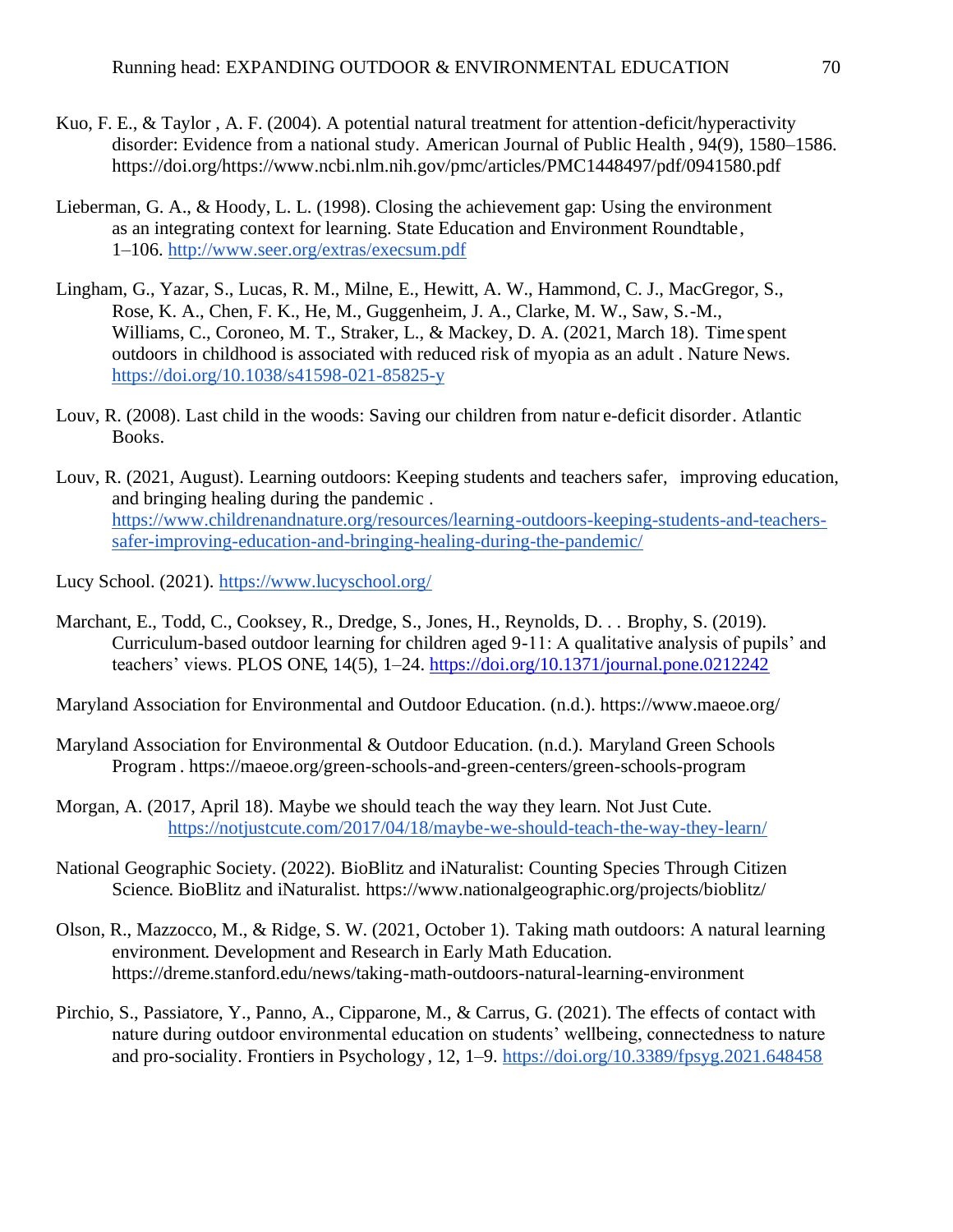Kuo, F. E., & Taylor , A. F. (2004). A potential natural treatment for attention-deficit/hyperactivity disorder: Evidence from a national study. American Journal of Public Health , 94(9), 1580–1586. https://doi.org/https://www.ncbi.nlm.nih.gov/pmc/articles/PMC1448497/pdf/0941580.pdf

Lieberman, G. A., & Hoody, L. L. (1998). Closing the achievement gap: Using the environment as an integrating context for learning. State Education and Environment Roundtable, 1–106. http://www.seer.org/extras/execsum.pdf

Lingham, G., Yazar, S., Lucas, R. M., Milne, E., Hewitt, A. W., Hammond, C. J., MacGregor, S., Rose, K. A., Chen, F. K., He, M., Guggenheim, J. A., Clarke, M. W., Saw, S.-M., Williams, C., Coroneo, M. T., Straker, L., & Mackey, D. A. (2021, March 18). Time spent outdoors in childhood is associated with reduced risk of myopia as an adult . Nature News. https://doi.org/10.1038/s41598-021-85825-y

Louv, R. (2008). Last child in the woods: Saving our children from nature-deficit disorder. Atlantic Books.

Louv, R. (2021, August). Learning outdoors: Keeping students and teachers safer, improving education, and bringing healing during the pandemic . https://www.childrenandnature.org/resources/learning-outdoors-keeping-students-and-teachers-safer-improving-education-and-bringing-healing-during-the-pandemic/

Lucy School. (2021). https://www.lucyschool.org/

Marchant, E., Todd, C., Cooksey, R., Dredge, S., Jones, H., Reynolds, D. . . Brophy, S. (2019). Curriculum-based outdoor learning for children aged 9-11: A qualitative analysis of pupils' and teachers' views. PLOS ONE, 14(5), 1–24. https://doi.org/10.1371/journal.pone.0212242

Maryland Association for Environmental and Outdoor Education. (n.d.). https://www.maeoe.org/

Maryland Association for Environmental & Outdoor Education. (n.d.). Maryland Green Schools Program . https://maeoe.org/green-schools-and-green-centers/green-schools-program

Morgan, A. (2017, April 18). Maybe we should teach the way they learn. Not Just Cute. https://notjustcute.com/2017/04/18/maybe-we-should-teach-the-way-they-learn/

National Geographic Society. (2022). BioBlitz and iNaturalist: Counting Species Through Citizen Science. BioBlitz and iNaturalist. https://www.nationalgeographic.org/projects/bioblitz/

Olson, R., Mazzocco, M., & Ridge, S. W. (2021, October 1). Taking math outdoors: A natural learning environment. Development and Research in Early Math Education. https://dreme.stanford.edu/news/taking-math-outdoors-natural-learning-environment

Pirchio, S., Passiatore, Y., Panno, A., Cipparone, M., & Carrus, G. (2021). The effects of contact with nature during outdoor environmental education on students' wellbeing, connectedness to nature and pro-sociality. Frontiers in Psychology, 12, 1–9. https://doi.org/10.3389/fpsyg.2021.648458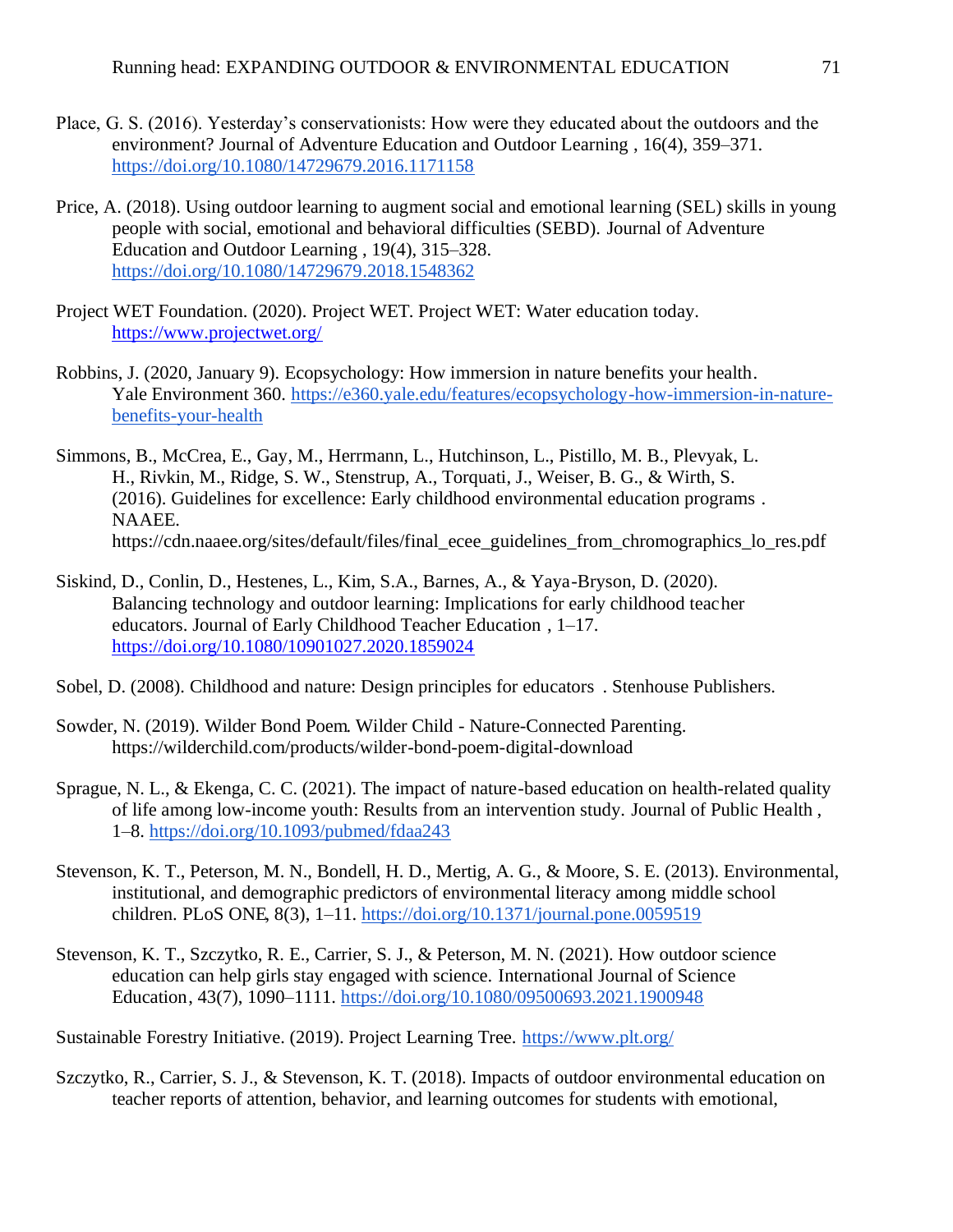Place, G. S. (2016). Yesterday's conservationists: How were they educated about the outdoors and the environment? Journal of Adventure Education and Outdoor Learning , 16(4), 359–371. https://doi.org/10.1080/14729679.2016.1171158

Price, A. (2018). Using outdoor learning to augment social and emotional learning (SEL) skills in young people with social, emotional and behavioral difficulties (SEBD). Journal of Adventure Education and Outdoor Learning , 19(4), 315–328. https://doi.org/10.1080/14729679.2018.1548362

Project WET Foundation. (2020). Project WET. Project WET: Water education today. https://www.projectwet.org/

Robbins, J. (2020, January 9). Ecopsychology: How immersion in nature benefits your health. Yale Environment 360. https://e360.yale.edu/features/ecopsychology-how-immersion-in-nature-benefits-your-health

Simmons, B., McCrea, E., Gay, M., Herrmann, L., Hutchinson, L., Pistillo, M. B., Plevyak, L. H., Rivkin, M., Ridge, S. W., Stenstrup, A., Torquati, J., Weiser, B. G., & Wirth, S. (2016). Guidelines for excellence: Early childhood environmental education programs . NAAEE. https://cdn.naaee.org/sites/default/files/final_ecee_guidelines_from_chromographics_lo_res.pdf

Siskind, D., Conlin, D., Hestenes, L., Kim, S.A., Barnes, A., & Yaya-Bryson, D. (2020). Balancing technology and outdoor learning: Implications for early childhood teacher educators. Journal of Early Childhood Teacher Education , 1–17. https://doi.org/10.1080/10901027.2020.1859024

Sobel, D. (2008). Childhood and nature: Design principles for educators . Stenhouse Publishers.

Sowder, N. (2019). Wilder Bond Poem. Wilder Child - Nature-Connected Parenting. https://wilderchild.com/products/wilder-bond-poem-digital-download

Sprague, N. L., & Ekenga, C. C. (2021). The impact of nature-based education on health-related quality of life among low-income youth: Results from an intervention study. Journal of Public Health , 1–8. https://doi.org/10.1093/pubmed/fdaa243

Stevenson, K. T., Peterson, M. N., Bondell, H. D., Mertig, A. G., & Moore, S. E. (2013). Environmental, institutional, and demographic predictors of environmental literacy among middle school children. PLoS ONE, 8(3), 1–11. https://doi.org/10.1371/journal.pone.0059519

Stevenson, K. T., Szczytko, R. E., Carrier, S. J., & Peterson, M. N. (2021). How outdoor science education can help girls stay engaged with science. International Journal of Science Education, 43(7), 1090–1111. https://doi.org/10.1080/09500693.2021.1900948

Sustainable Forestry Initiative. (2019). Project Learning Tree. https://www.plt.org/

Szczytko, R., Carrier, S. J., & Stevenson, K. T. (2018). Impacts of outdoor environmental education on teacher reports of attention, behavior, and learning outcomes for students with emotional,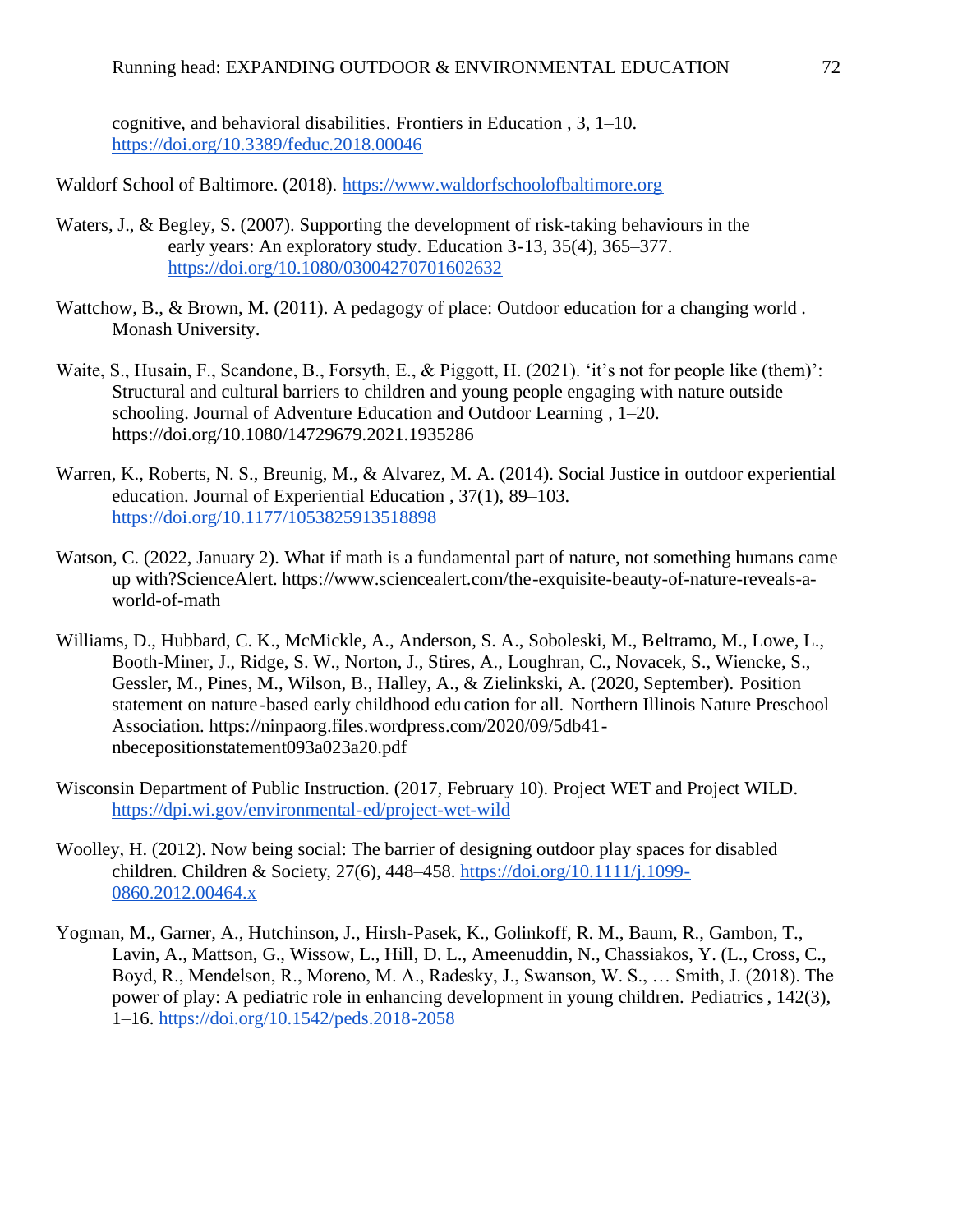cognitive, and behavioral disabilities. Frontiers in Education , 3, 1–10. https://doi.org/10.3389/feduc.2018.00046

Waldorf School of Baltimore. (2018). https://www.waldorfschoolofbaltimore.org

Waters, J., & Begley, S. (2007). Supporting the development of risk-taking behaviours in the early years: An exploratory study. Education 3-13, 35(4), 365–377. https://doi.org/10.1080/03004270701602632

Wattchow, B., & Brown, M. (2011). A pedagogy of place: Outdoor education for a changing world . Monash University.

Waite, S., Husain, F., Scandone, B., Forsyth, E., & Piggott, H. (2021). 'it's not for people like (them)': Structural and cultural barriers to children and young people engaging with nature outside schooling. Journal of Adventure Education and Outdoor Learning , 1–20. https://doi.org/10.1080/14729679.2021.1935286

Warren, K., Roberts, N. S., Breunig, M., & Alvarez, M. A. (2014). Social Justice in outdoor experiential education. Journal of Experiential Education , 37(1), 89–103. https://doi.org/10.1177/1053825913518898

Watson, C. (2022, January 2). What if math is a fundamental part of nature, not something humans came up with?ScienceAlert. https://www.sciencealert.com/the-exquisite-beauty-of-nature-reveals-a-world-of-math

Williams, D., Hubbard, C. K., McMickle, A., Anderson, S. A., Soboleski, M., Beltramo, M., Lowe, L., Booth-Miner, J., Ridge, S. W., Norton, J., Stires, A., Loughran, C., Novacek, S., Wiencke, S., Gessler, M., Pines, M., Wilson, B., Halley, A., & Zielinkski, A. (2020, September). Position statement on nature-based early childhood education for all. Northern Illinois Nature Preschool Association. https://ninpaorg.files.wordpress.com/2020/09/5db41-nbecepositionstatement093a023a20.pdf

Wisconsin Department of Public Instruction. (2017, February 10). Project WET and Project WILD. https://dpi.wi.gov/environmental-ed/project-wet-wild

Woolley, H. (2012). Now being social: The barrier of designing outdoor play spaces for disabled children. Children & Society, 27(6), 448–458. https://doi.org/10.1111/j.1099-0860.2012.00464.x

Yogman, M., Garner, A., Hutchinson, J., Hirsh-Pasek, K., Golinkoff, R. M., Baum, R., Gambon, T., Lavin, A., Mattson, G., Wissow, L., Hill, D. L., Ameenuddin, N., Chassiakos, Y. (L., Cross, C., Boyd, R., Mendelson, R., Moreno, M. A., Radesky, J., Swanson, W. S., … Smith, J. (2018). The power of play: A pediatric role in enhancing development in young children. Pediatrics , 142(3), 1–16. https://doi.org/10.1542/peds.2018-2058